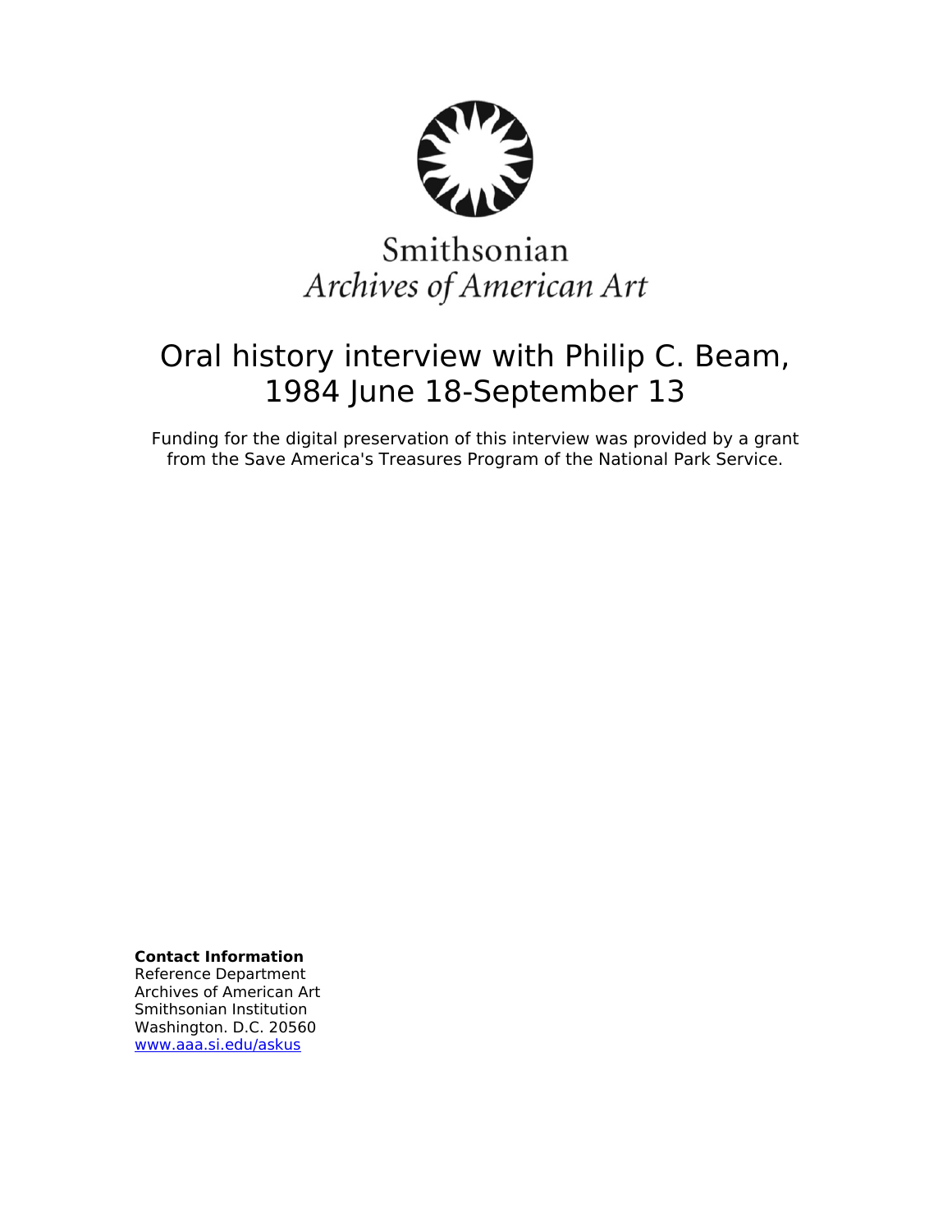Smithsonian
*Archives of American Art*

# Oral history interview with Philip C. Beam, 1984 June 18-September 13

Funding for the digital preservation of this interview was provided by a grant from the Save America's Treasures Program of the National Park Service.

**Contact Information**
Reference Department
Archives of American Art
Smithsonian Institution
Washington. D.C. 20560
www.aaa.si.edu/askus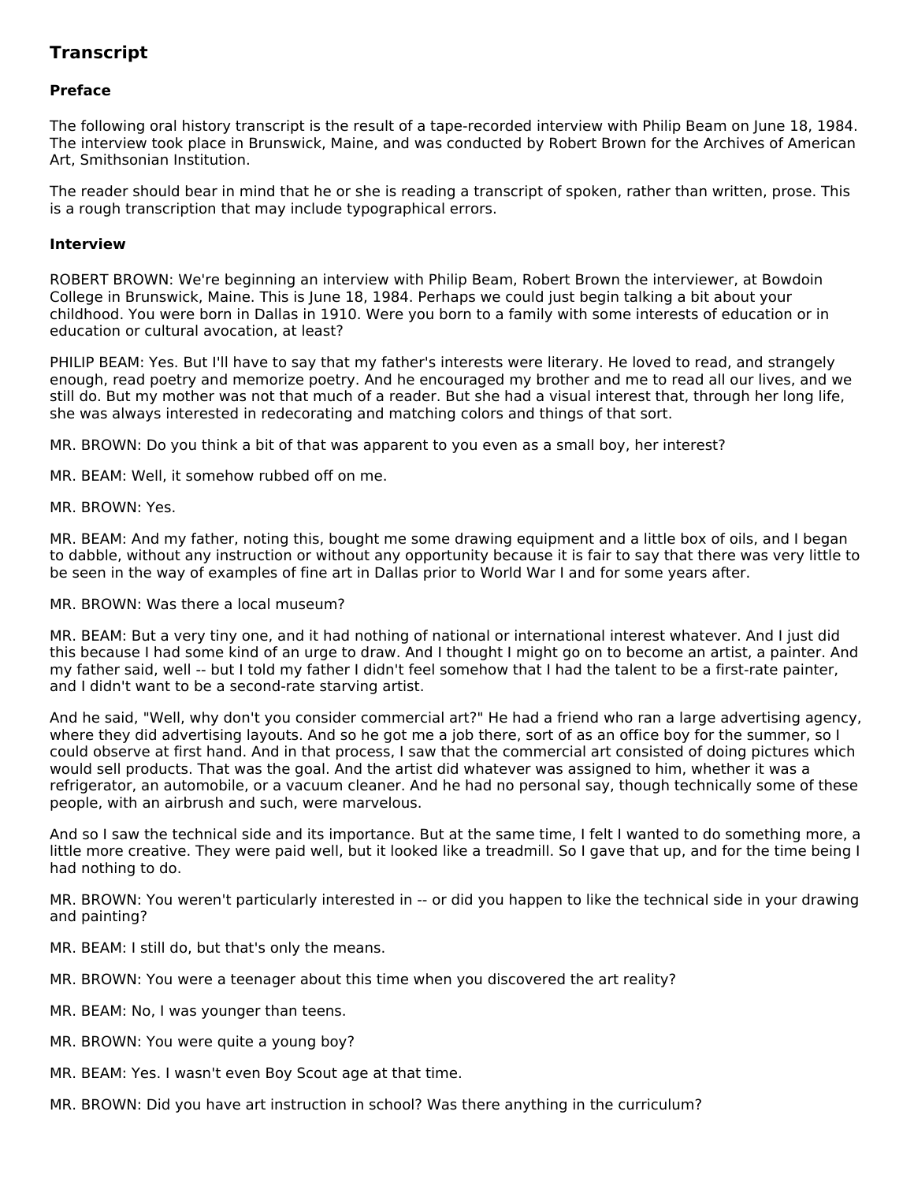## Transcript

### Preface

The following oral history transcript is the result of a tape-recorded interview with Philip Beam on June 18, 1984. The interview took place in Brunswick, Maine, and was conducted by Robert Brown for the Archives of American Art, Smithsonian Institution.

The reader should bear in mind that he or she is reading a transcript of spoken, rather than written, prose. This is a rough transcription that may include typographical errors.

### Interview

ROBERT BROWN: We're beginning an interview with Philip Beam, Robert Brown the interviewer, at Bowdoin College in Brunswick, Maine. This is June 18, 1984. Perhaps we could just begin talking a bit about your childhood. You were born in Dallas in 1910. Were you born to a family with some interests of education or in education or cultural avocation, at least?

PHILIP BEAM: Yes. But I'll have to say that my father's interests were literary. He loved to read, and strangely enough, read poetry and memorize poetry. And he encouraged my brother and me to read all our lives, and we still do. But my mother was not that much of a reader. But she had a visual interest that, through her long life, she was always interested in redecorating and matching colors and things of that sort.

MR. BROWN: Do you think a bit of that was apparent to you even as a small boy, her interest?

MR. BEAM: Well, it somehow rubbed off on me.

MR. BROWN: Yes.

MR. BEAM: And my father, noting this, bought me some drawing equipment and a little box of oils, and I began to dabble, without any instruction or without any opportunity because it is fair to say that there was very little to be seen in the way of examples of fine art in Dallas prior to World War I and for some years after.

MR. BROWN: Was there a local museum?

MR. BEAM: But a very tiny one, and it had nothing of national or international interest whatever. And I just did this because I had some kind of an urge to draw. And I thought I might go on to become an artist, a painter. And my father said, well -- but I told my father I didn't feel somehow that I had the talent to be a first-rate painter, and I didn't want to be a second-rate starving artist.

And he said, "Well, why don't you consider commercial art?" He had a friend who ran a large advertising agency, where they did advertising layouts. And so he got me a job there, sort of as an office boy for the summer, so I could observe at first hand. And in that process, I saw that the commercial art consisted of doing pictures which would sell products. That was the goal. And the artist did whatever was assigned to him, whether it was a refrigerator, an automobile, or a vacuum cleaner. And he had no personal say, though technically some of these people, with an airbrush and such, were marvelous.

And so I saw the technical side and its importance. But at the same time, I felt I wanted to do something more, a little more creative. They were paid well, but it looked like a treadmill. So I gave that up, and for the time being I had nothing to do.

MR. BROWN: You weren't particularly interested in -- or did you happen to like the technical side in your drawing and painting?

MR. BEAM: I still do, but that's only the means.

MR. BROWN: You were a teenager about this time when you discovered the art reality?

MR. BEAM: No, I was younger than teens.

MR. BROWN: You were quite a young boy?

MR. BEAM: Yes. I wasn't even Boy Scout age at that time.

MR. BROWN: Did you have art instruction in school? Was there anything in the curriculum?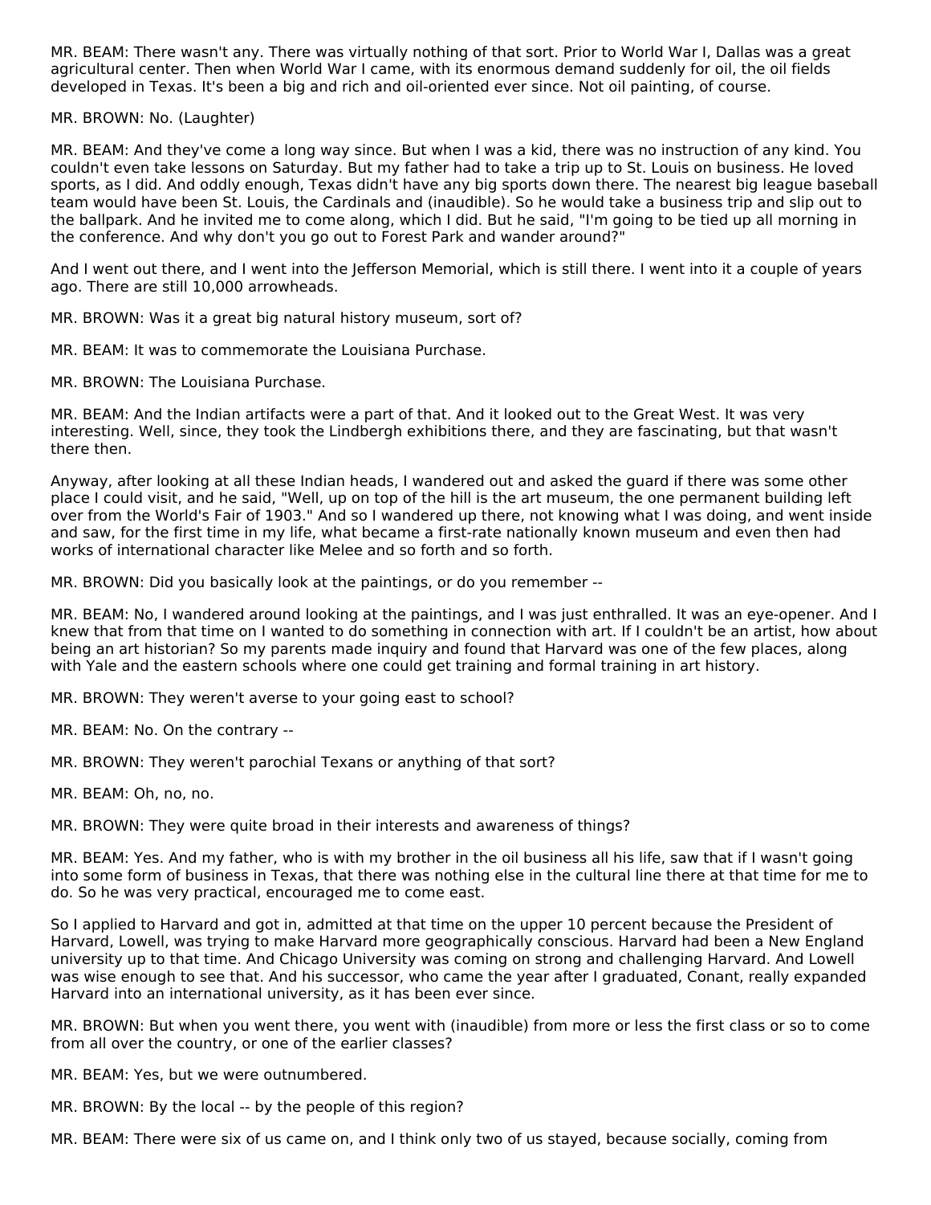MR. BEAM: There wasn't any. There was virtually nothing of that sort. Prior to World War I, Dallas was a great agricultural center. Then when World War I came, with its enormous demand suddenly for oil, the oil fields developed in Texas. It's been a big and rich and oil-oriented ever since. Not oil painting, of course.

MR. BROWN: No. (Laughter)

MR. BEAM: And they've come a long way since. But when I was a kid, there was no instruction of any kind. You couldn't even take lessons on Saturday. But my father had to take a trip up to St. Louis on business. He loved sports, as I did. And oddly enough, Texas didn't have any big sports down there. The nearest big league baseball team would have been St. Louis, the Cardinals and (inaudible). So he would take a business trip and slip out to the ballpark. And he invited me to come along, which I did. But he said, "I'm going to be tied up all morning in the conference. And why don't you go out to Forest Park and wander around?"

And I went out there, and I went into the Jefferson Memorial, which is still there. I went into it a couple of years ago. There are still 10,000 arrowheads.

MR. BROWN: Was it a great big natural history museum, sort of?

MR. BEAM: It was to commemorate the Louisiana Purchase.

MR. BROWN: The Louisiana Purchase.

MR. BEAM: And the Indian artifacts were a part of that. And it looked out to the Great West. It was very interesting. Well, since, they took the Lindbergh exhibitions there, and they are fascinating, but that wasn't there then.

Anyway, after looking at all these Indian heads, I wandered out and asked the guard if there was some other place I could visit, and he said, "Well, up on top of the hill is the art museum, the one permanent building left over from the World's Fair of 1903." And so I wandered up there, not knowing what I was doing, and went inside and saw, for the first time in my life, what became a first-rate nationally known museum and even then had works of international character like Melee and so forth and so forth.

MR. BROWN: Did you basically look at the paintings, or do you remember --

MR. BEAM: No, I wandered around looking at the paintings, and I was just enthralled. It was an eye-opener. And I knew that from that time on I wanted to do something in connection with art. If I couldn't be an artist, how about being an art historian? So my parents made inquiry and found that Harvard was one of the few places, along with Yale and the eastern schools where one could get training and formal training in art history.

MR. BROWN: They weren't averse to your going east to school?

MR. BEAM: No. On the contrary --

MR. BROWN: They weren't parochial Texans or anything of that sort?

MR. BEAM: Oh, no, no.

MR. BROWN: They were quite broad in their interests and awareness of things?

MR. BEAM: Yes. And my father, who is with my brother in the oil business all his life, saw that if I wasn't going into some form of business in Texas, that there was nothing else in the cultural line there at that time for me to do. So he was very practical, encouraged me to come east.

So I applied to Harvard and got in, admitted at that time on the upper 10 percent because the President of Harvard, Lowell, was trying to make Harvard more geographically conscious. Harvard had been a New England university up to that time. And Chicago University was coming on strong and challenging Harvard. And Lowell was wise enough to see that. And his successor, who came the year after I graduated, Conant, really expanded Harvard into an international university, as it has been ever since.

MR. BROWN: But when you went there, you went with (inaudible) from more or less the first class or so to come from all over the country, or one of the earlier classes?

MR. BEAM: Yes, but we were outnumbered.

MR. BROWN: By the local -- by the people of this region?

MR. BEAM: There were six of us came on, and I think only two of us stayed, because socially, coming from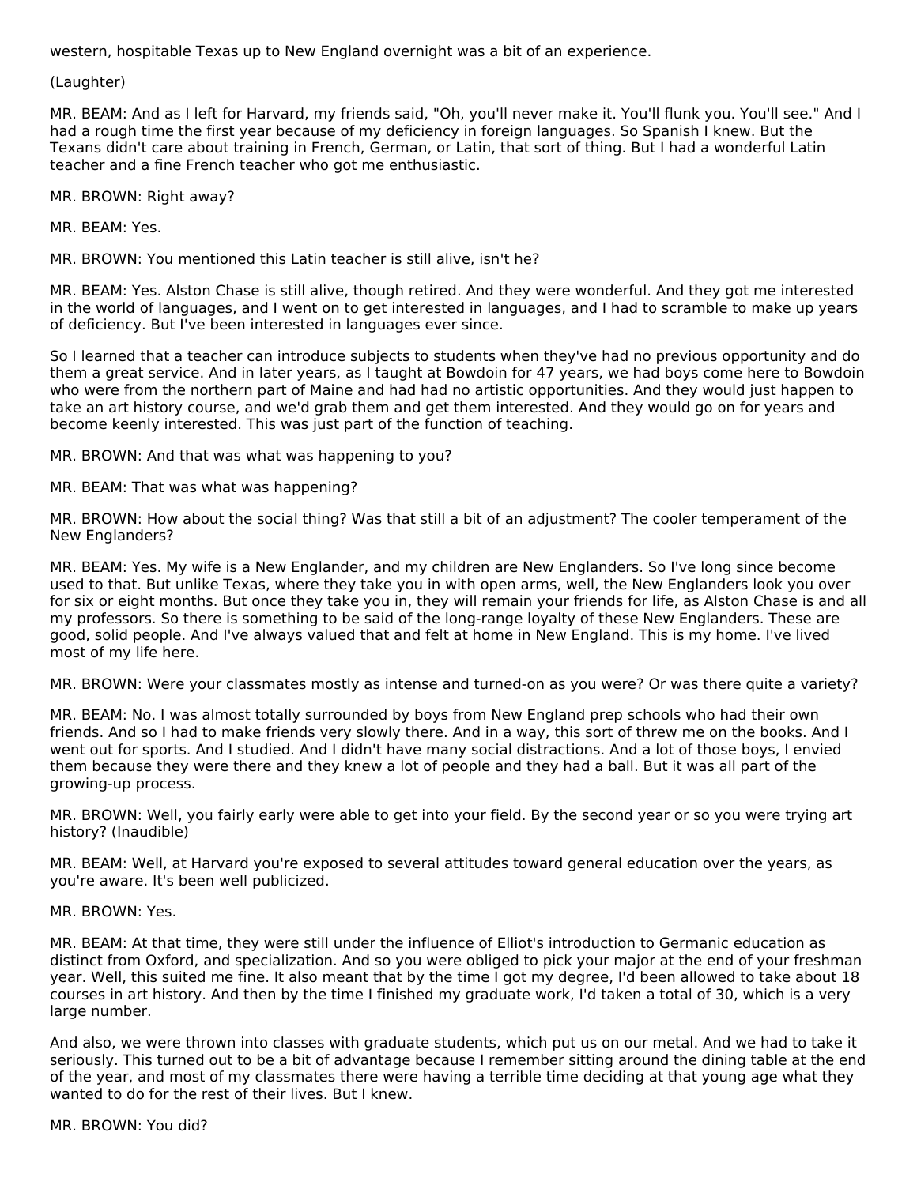western, hospitable Texas up to New England overnight was a bit of an experience.

(Laughter)

MR. BEAM: And as I left for Harvard, my friends said, "Oh, you'll never make it. You'll flunk you. You'll see." And I had a rough time the first year because of my deficiency in foreign languages. So Spanish I knew. But the Texans didn't care about training in French, German, or Latin, that sort of thing. But I had a wonderful Latin teacher and a fine French teacher who got me enthusiastic.

MR. BROWN: Right away?

MR. BEAM: Yes.

MR. BROWN: You mentioned this Latin teacher is still alive, isn't he?

MR. BEAM: Yes. Alston Chase is still alive, though retired. And they were wonderful. And they got me interested in the world of languages, and I went on to get interested in languages, and I had to scramble to make up years of deficiency. But I've been interested in languages ever since.

So I learned that a teacher can introduce subjects to students when they've had no previous opportunity and do them a great service. And in later years, as I taught at Bowdoin for 47 years, we had boys come here to Bowdoin who were from the northern part of Maine and had had no artistic opportunities. And they would just happen to take an art history course, and we'd grab them and get them interested. And they would go on for years and become keenly interested. This was just part of the function of teaching.

MR. BROWN: And that was what was happening to you?

MR. BEAM: That was what was happening?

MR. BROWN: How about the social thing? Was that still a bit of an adjustment? The cooler temperament of the New Englanders?

MR. BEAM: Yes. My wife is a New Englander, and my children are New Englanders. So I've long since become used to that. But unlike Texas, where they take you in with open arms, well, the New Englanders look you over for six or eight months. But once they take you in, they will remain your friends for life, as Alston Chase is and all my professors. So there is something to be said of the long-range loyalty of these New Englanders. These are good, solid people. And I've always valued that and felt at home in New England. This is my home. I've lived most of my life here.

MR. BROWN: Were your classmates mostly as intense and turned-on as you were? Or was there quite a variety?

MR. BEAM: No. I was almost totally surrounded by boys from New England prep schools who had their own friends. And so I had to make friends very slowly there. And in a way, this sort of threw me on the books. And I went out for sports. And I studied. And I didn't have many social distractions. And a lot of those boys, I envied them because they were there and they knew a lot of people and they had a ball. But it was all part of the growing-up process.

MR. BROWN: Well, you fairly early were able to get into your field. By the second year or so you were trying art history? (Inaudible)

MR. BEAM: Well, at Harvard you're exposed to several attitudes toward general education over the years, as you're aware. It's been well publicized.

MR. BROWN: Yes.

MR. BEAM: At that time, they were still under the influence of Elliot's introduction to Germanic education as distinct from Oxford, and specialization. And so you were obliged to pick your major at the end of your freshman year. Well, this suited me fine. It also meant that by the time I got my degree, I'd been allowed to take about 18 courses in art history. And then by the time I finished my graduate work, I'd taken a total of 30, which is a very large number.

And also, we were thrown into classes with graduate students, which put us on our metal. And we had to take it seriously. This turned out to be a bit of advantage because I remember sitting around the dining table at the end of the year, and most of my classmates there were having a terrible time deciding at that young age what they wanted to do for the rest of their lives. But I knew.

MR. BROWN: You did?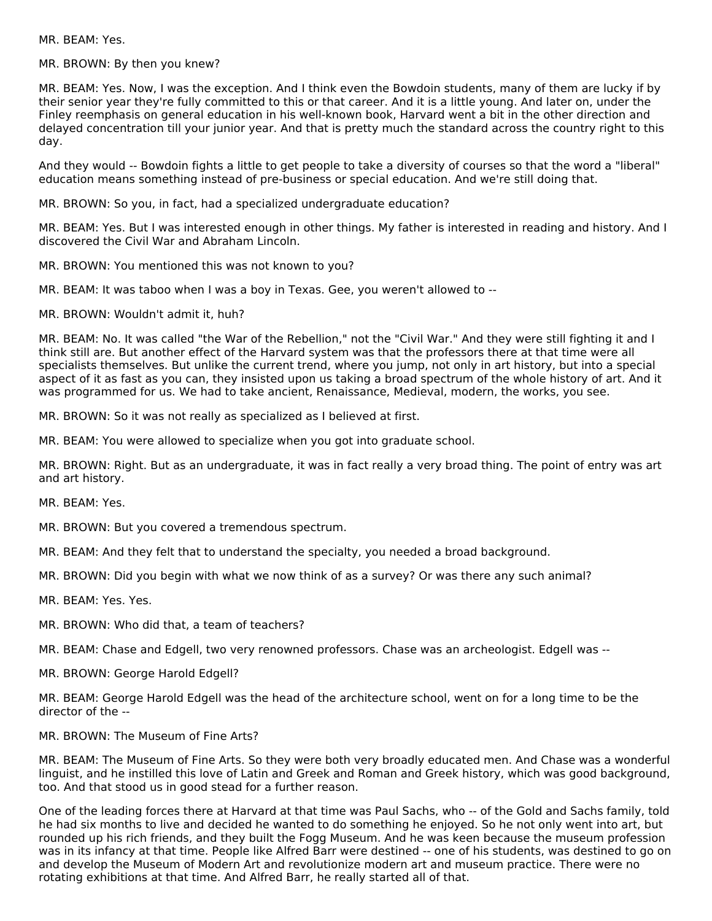MR. BEAM: Yes.

MR. BROWN: By then you knew?

MR. BEAM: Yes. Now, I was the exception. And I think even the Bowdoin students, many of them are lucky if by their senior year they're fully committed to this or that career. And it is a little young. And later on, under the Finley reemphasis on general education in his well-known book, Harvard went a bit in the other direction and delayed concentration till your junior year. And that is pretty much the standard across the country right to this day.

And they would -- Bowdoin fights a little to get people to take a diversity of courses so that the word a "liberal" education means something instead of pre-business or special education. And we're still doing that.

MR. BROWN: So you, in fact, had a specialized undergraduate education?

MR. BEAM: Yes. But I was interested enough in other things. My father is interested in reading and history. And I discovered the Civil War and Abraham Lincoln.

MR. BROWN: You mentioned this was not known to you?

MR. BEAM: It was taboo when I was a boy in Texas. Gee, you weren't allowed to --

MR. BROWN: Wouldn't admit it, huh?

MR. BEAM: No. It was called "the War of the Rebellion," not the "Civil War." And they were still fighting it and I think still are. But another effect of the Harvard system was that the professors there at that time were all specialists themselves. But unlike the current trend, where you jump, not only in art history, but into a special aspect of it as fast as you can, they insisted upon us taking a broad spectrum of the whole history of art. And it was programmed for us. We had to take ancient, Renaissance, Medieval, modern, the works, you see.

MR. BROWN: So it was not really as specialized as I believed at first.

MR. BEAM: You were allowed to specialize when you got into graduate school.

MR. BROWN: Right. But as an undergraduate, it was in fact really a very broad thing. The point of entry was art and art history.

MR. BEAM: Yes.

MR. BROWN: But you covered a tremendous spectrum.

MR. BEAM: And they felt that to understand the specialty, you needed a broad background.

MR. BROWN: Did you begin with what we now think of as a survey? Or was there any such animal?

MR. BEAM: Yes. Yes.

MR. BROWN: Who did that, a team of teachers?

MR. BEAM: Chase and Edgell, two very renowned professors. Chase was an archeologist. Edgell was --

MR. BROWN: George Harold Edgell?

MR. BEAM: George Harold Edgell was the head of the architecture school, went on for a long time to be the director of the --

MR. BROWN: The Museum of Fine Arts?

MR. BEAM: The Museum of Fine Arts. So they were both very broadly educated men. And Chase was a wonderful linguist, and he instilled this love of Latin and Greek and Roman and Greek history, which was good background, too. And that stood us in good stead for a further reason.

One of the leading forces there at Harvard at that time was Paul Sachs, who -- of the Gold and Sachs family, told he had six months to live and decided he wanted to do something he enjoyed. So he not only went into art, but rounded up his rich friends, and they built the Fogg Museum. And he was keen because the museum profession was in its infancy at that time. People like Alfred Barr were destined -- one of his students, was destined to go on and develop the Museum of Modern Art and revolutionize modern art and museum practice. There were no rotating exhibitions at that time. And Alfred Barr, he really started all of that.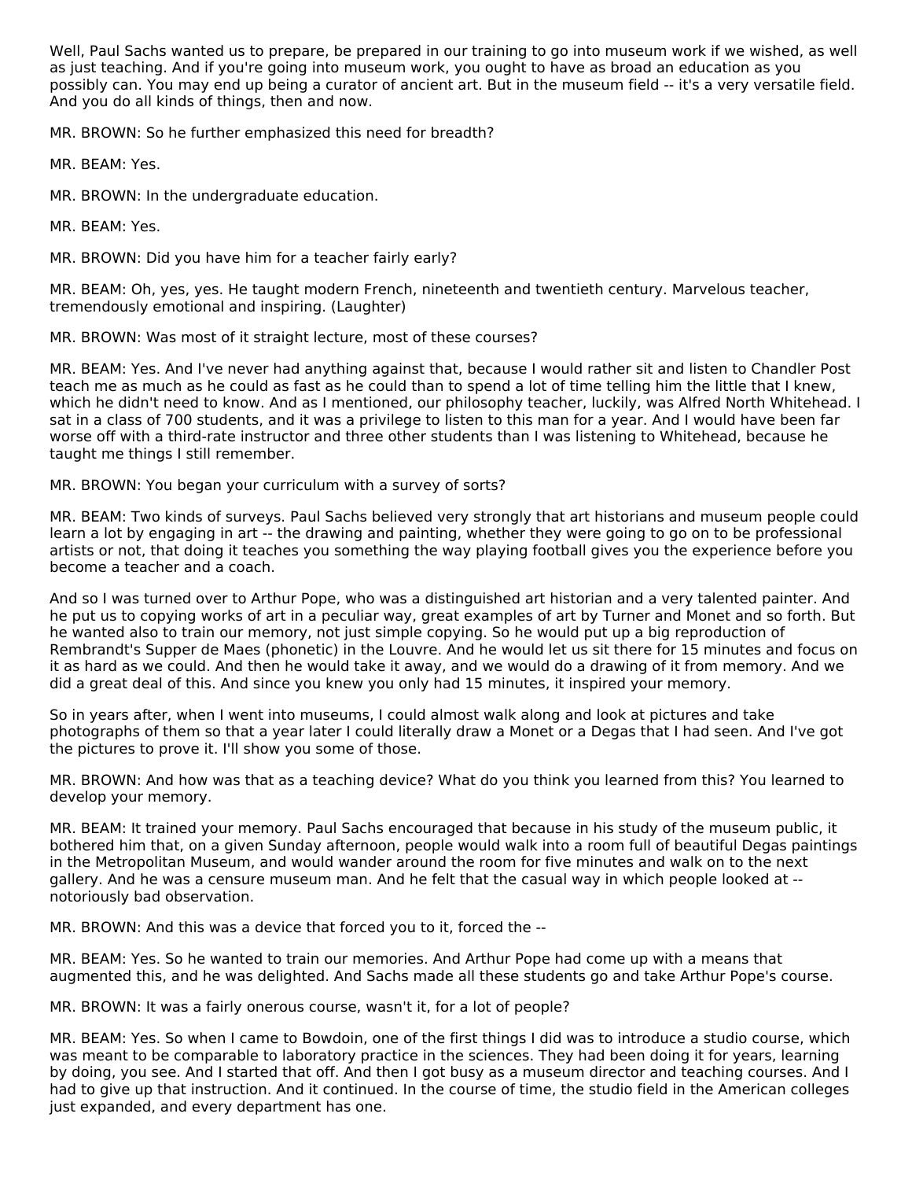Well, Paul Sachs wanted us to prepare, be prepared in our training to go into museum work if we wished, as well as just teaching. And if you're going into museum work, you ought to have as broad an education as you possibly can. You may end up being a curator of ancient art. But in the museum field -- it's a very versatile field. And you do all kinds of things, then and now.

MR. BROWN: So he further emphasized this need for breadth?

MR. BEAM: Yes.

MR. BROWN: In the undergraduate education.

MR. BEAM: Yes.

MR. BROWN: Did you have him for a teacher fairly early?

MR. BEAM: Oh, yes, yes. He taught modern French, nineteenth and twentieth century. Marvelous teacher, tremendously emotional and inspiring. (Laughter)

MR. BROWN: Was most of it straight lecture, most of these courses?

MR. BEAM: Yes. And I've never had anything against that, because I would rather sit and listen to Chandler Post teach me as much as he could as fast as he could than to spend a lot of time telling him the little that I knew, which he didn't need to know. And as I mentioned, our philosophy teacher, luckily, was Alfred North Whitehead. I sat in a class of 700 students, and it was a privilege to listen to this man for a year. And I would have been far worse off with a third-rate instructor and three other students than I was listening to Whitehead, because he taught me things I still remember.

MR. BROWN: You began your curriculum with a survey of sorts?

MR. BEAM: Two kinds of surveys. Paul Sachs believed very strongly that art historians and museum people could learn a lot by engaging in art -- the drawing and painting, whether they were going to go on to be professional artists or not, that doing it teaches you something the way playing football gives you the experience before you become a teacher and a coach.

And so I was turned over to Arthur Pope, who was a distinguished art historian and a very talented painter. And he put us to copying works of art in a peculiar way, great examples of art by Turner and Monet and so forth. But he wanted also to train our memory, not just simple copying. So he would put up a big reproduction of Rembrandt's Supper de Maes (phonetic) in the Louvre. And he would let us sit there for 15 minutes and focus on it as hard as we could. And then he would take it away, and we would do a drawing of it from memory. And we did a great deal of this. And since you knew you only had 15 minutes, it inspired your memory.

So in years after, when I went into museums, I could almost walk along and look at pictures and take photographs of them so that a year later I could literally draw a Monet or a Degas that I had seen. And I've got the pictures to prove it. I'll show you some of those.

MR. BROWN: And how was that as a teaching device? What do you think you learned from this? You learned to develop your memory.

MR. BEAM: It trained your memory. Paul Sachs encouraged that because in his study of the museum public, it bothered him that, on a given Sunday afternoon, people would walk into a room full of beautiful Degas paintings in the Metropolitan Museum, and would wander around the room for five minutes and walk on to the next gallery. And he was a censure museum man. And he felt that the casual way in which people looked at -- notoriously bad observation.

MR. BROWN: And this was a device that forced you to it, forced the --

MR. BEAM: Yes. So he wanted to train our memories. And Arthur Pope had come up with a means that augmented this, and he was delighted. And Sachs made all these students go and take Arthur Pope's course.

MR. BROWN: It was a fairly onerous course, wasn't it, for a lot of people?

MR. BEAM: Yes. So when I came to Bowdoin, one of the first things I did was to introduce a studio course, which was meant to be comparable to laboratory practice in the sciences. They had been doing it for years, learning by doing, you see. And I started that off. And then I got busy as a museum director and teaching courses. And I had to give up that instruction. And it continued. In the course of time, the studio field in the American colleges just expanded, and every department has one.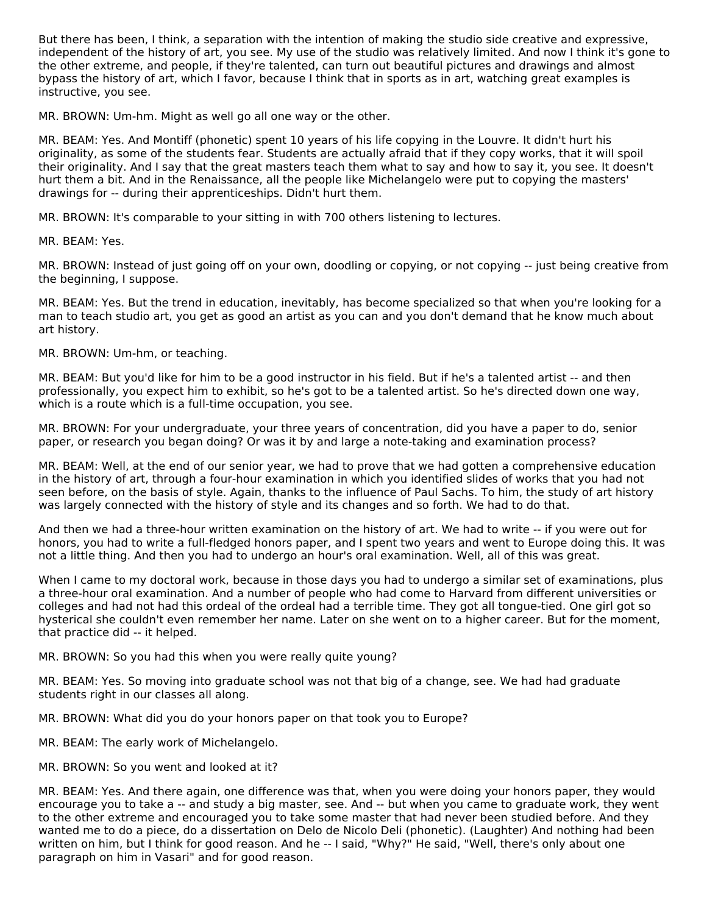But there has been, I think, a separation with the intention of making the studio side creative and expressive, independent of the history of art, you see. My use of the studio was relatively limited. And now I think it's gone to the other extreme, and people, if they're talented, can turn out beautiful pictures and drawings and almost bypass the history of art, which I favor, because I think that in sports as in art, watching great examples is instructive, you see.

MR. BROWN: Um-hm. Might as well go all one way or the other.

MR. BEAM: Yes. And Montiff (phonetic) spent 10 years of his life copying in the Louvre. It didn't hurt his originality, as some of the students fear. Students are actually afraid that if they copy works, that it will spoil their originality. And I say that the great masters teach them what to say and how to say it, you see. It doesn't hurt them a bit. And in the Renaissance, all the people like Michelangelo were put to copying the masters' drawings for -- during their apprenticeships. Didn't hurt them.

MR. BROWN: It's comparable to your sitting in with 700 others listening to lectures.

MR. BEAM: Yes.

MR. BROWN: Instead of just going off on your own, doodling or copying, or not copying -- just being creative from the beginning, I suppose.

MR. BEAM: Yes. But the trend in education, inevitably, has become specialized so that when you're looking for a man to teach studio art, you get as good an artist as you can and you don't demand that he know much about art history.

MR. BROWN: Um-hm, or teaching.

MR. BEAM: But you'd like for him to be a good instructor in his field. But if he's a talented artist -- and then professionally, you expect him to exhibit, so he's got to be a talented artist. So he's directed down one way, which is a route which is a full-time occupation, you see.

MR. BROWN: For your undergraduate, your three years of concentration, did you have a paper to do, senior paper, or research you began doing? Or was it by and large a note-taking and examination process?

MR. BEAM: Well, at the end of our senior year, we had to prove that we had gotten a comprehensive education in the history of art, through a four-hour examination in which you identified slides of works that you had not seen before, on the basis of style. Again, thanks to the influence of Paul Sachs. To him, the study of art history was largely connected with the history of style and its changes and so forth. We had to do that.

And then we had a three-hour written examination on the history of art. We had to write -- if you were out for honors, you had to write a full-fledged honors paper, and I spent two years and went to Europe doing this. It was not a little thing. And then you had to undergo an hour's oral examination. Well, all of this was great.

When I came to my doctoral work, because in those days you had to undergo a similar set of examinations, plus a three-hour oral examination. And a number of people who had come to Harvard from different universities or colleges and had not had this ordeal of the ordeal had a terrible time. They got all tongue-tied. One girl got so hysterical she couldn't even remember her name. Later on she went on to a higher career. But for the moment, that practice did -- it helped.

MR. BROWN: So you had this when you were really quite young?

MR. BEAM: Yes. So moving into graduate school was not that big of a change, see. We had had graduate students right in our classes all along.

MR. BROWN: What did you do your honors paper on that took you to Europe?

MR. BEAM: The early work of Michelangelo.

MR. BROWN: So you went and looked at it?

MR. BEAM: Yes. And there again, one difference was that, when you were doing your honors paper, they would encourage you to take a -- and study a big master, see. And -- but when you came to graduate work, they went to the other extreme and encouraged you to take some master that had never been studied before. And they wanted me to do a piece, do a dissertation on Delo de Nicolo Deli (phonetic). (Laughter) And nothing had been written on him, but I think for good reason. And he -- I said, "Why?" He said, "Well, there's only about one paragraph on him in Vasari" and for good reason.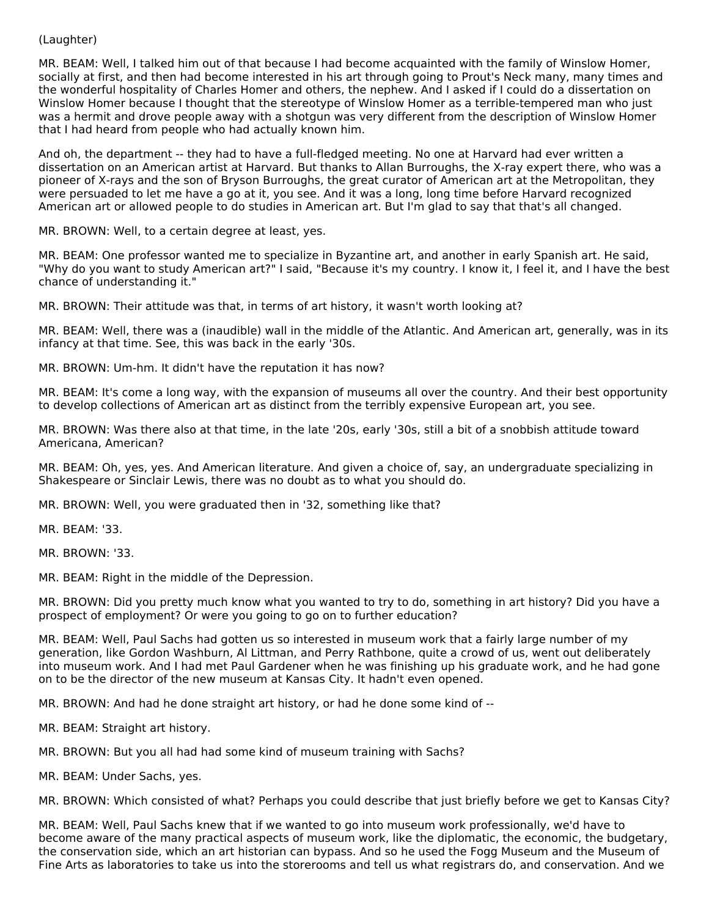(Laughter)

MR. BEAM: Well, I talked him out of that because I had become acquainted with the family of Winslow Homer, socially at first, and then had become interested in his art through going to Prout's Neck many, many times and the wonderful hospitality of Charles Homer and others, the nephew. And I asked if I could do a dissertation on Winslow Homer because I thought that the stereotype of Winslow Homer as a terrible-tempered man who just was a hermit and drove people away with a shotgun was very different from the description of Winslow Homer that I had heard from people who had actually known him.

And oh, the department -- they had to have a full-fledged meeting. No one at Harvard had ever written a dissertation on an American artist at Harvard. But thanks to Allan Burroughs, the X-ray expert there, who was a pioneer of X-rays and the son of Bryson Burroughs, the great curator of American art at the Metropolitan, they were persuaded to let me have a go at it, you see. And it was a long, long time before Harvard recognized American art or allowed people to do studies in American art. But I'm glad to say that that's all changed.

MR. BROWN: Well, to a certain degree at least, yes.

MR. BEAM: One professor wanted me to specialize in Byzantine art, and another in early Spanish art. He said, "Why do you want to study American art?" I said, "Because it's my country. I know it, I feel it, and I have the best chance of understanding it."

MR. BROWN: Their attitude was that, in terms of art history, it wasn't worth looking at?

MR. BEAM: Well, there was a (inaudible) wall in the middle of the Atlantic. And American art, generally, was in its infancy at that time. See, this was back in the early '30s.

MR. BROWN: Um-hm. It didn't have the reputation it has now?

MR. BEAM: It's come a long way, with the expansion of museums all over the country. And their best opportunity to develop collections of American art as distinct from the terribly expensive European art, you see.

MR. BROWN: Was there also at that time, in the late '20s, early '30s, still a bit of a snobbish attitude toward Americana, American?

MR. BEAM: Oh, yes, yes. And American literature. And given a choice of, say, an undergraduate specializing in Shakespeare or Sinclair Lewis, there was no doubt as to what you should do.

MR. BROWN: Well, you were graduated then in '32, something like that?

MR. BEAM: '33.

MR. BROWN: '33.

MR. BEAM: Right in the middle of the Depression.

MR. BROWN: Did you pretty much know what you wanted to try to do, something in art history? Did you have a prospect of employment? Or were you going to go on to further education?

MR. BEAM: Well, Paul Sachs had gotten us so interested in museum work that a fairly large number of my generation, like Gordon Washburn, Al Littman, and Perry Rathbone, quite a crowd of us, went out deliberately into museum work. And I had met Paul Gardener when he was finishing up his graduate work, and he had gone on to be the director of the new museum at Kansas City. It hadn't even opened.

MR. BROWN: And had he done straight art history, or had he done some kind of --

MR. BEAM: Straight art history.

MR. BROWN: But you all had had some kind of museum training with Sachs?

MR. BEAM: Under Sachs, yes.

MR. BROWN: Which consisted of what? Perhaps you could describe that just briefly before we get to Kansas City?

MR. BEAM: Well, Paul Sachs knew that if we wanted to go into museum work professionally, we'd have to become aware of the many practical aspects of museum work, like the diplomatic, the economic, the budgetary, the conservation side, which an art historian can bypass. And so he used the Fogg Museum and the Museum of Fine Arts as laboratories to take us into the storerooms and tell us what registrars do, and conservation. And we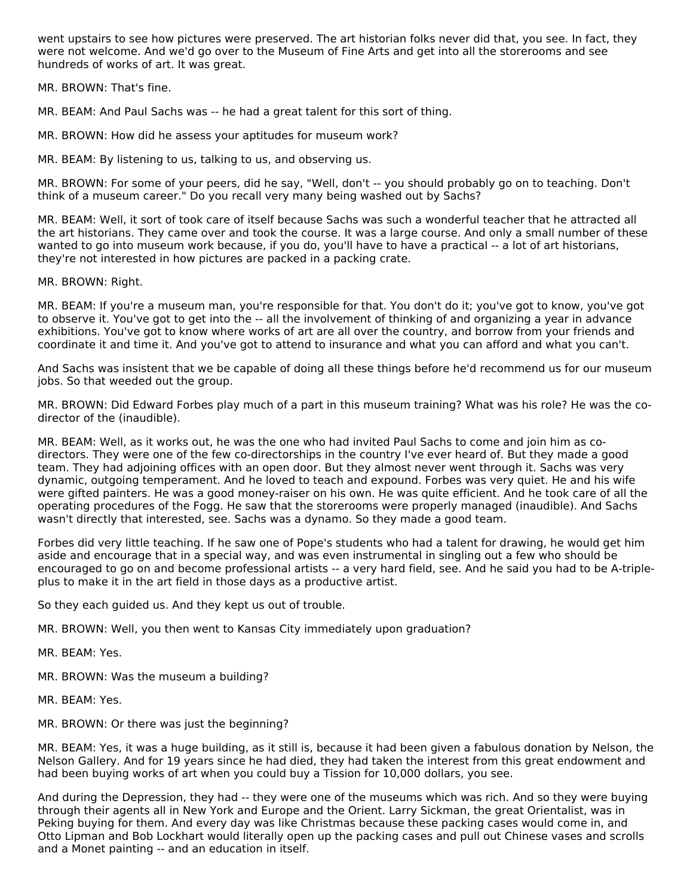went upstairs to see how pictures were preserved. The art historian folks never did that, you see. In fact, they were not welcome. And we'd go over to the Museum of Fine Arts and get into all the storerooms and see hundreds of works of art. It was great.

MR. BROWN: That's fine.

MR. BEAM: And Paul Sachs was -- he had a great talent for this sort of thing.

MR. BROWN: How did he assess your aptitudes for museum work?

MR. BEAM: By listening to us, talking to us, and observing us.

MR. BROWN: For some of your peers, did he say, "Well, don't -- you should probably go on to teaching. Don't think of a museum career." Do you recall very many being washed out by Sachs?

MR. BEAM: Well, it sort of took care of itself because Sachs was such a wonderful teacher that he attracted all the art historians. They came over and took the course. It was a large course. And only a small number of these wanted to go into museum work because, if you do, you'll have to have a practical -- a lot of art historians, they're not interested in how pictures are packed in a packing crate.

MR. BROWN: Right.

MR. BEAM: If you're a museum man, you're responsible for that. You don't do it; you've got to know, you've got to observe it. You've got to get into the -- all the involvement of thinking of and organizing a year in advance exhibitions. You've got to know where works of art are all over the country, and borrow from your friends and coordinate it and time it. And you've got to attend to insurance and what you can afford and what you can't.

And Sachs was insistent that we be capable of doing all these things before he'd recommend us for our museum jobs. So that weeded out the group.

MR. BROWN: Did Edward Forbes play much of a part in this museum training? What was his role? He was the co-director of the (inaudible).

MR. BEAM: Well, as it works out, he was the one who had invited Paul Sachs to come and join him as co-directors. They were one of the few co-directorships in the country I've ever heard of. But they made a good team. They had adjoining offices with an open door. But they almost never went through it. Sachs was very dynamic, outgoing temperament. And he loved to teach and expound. Forbes was very quiet. He and his wife were gifted painters. He was a good money-raiser on his own. He was quite efficient. And he took care of all the operating procedures of the Fogg. He saw that the storerooms were properly managed (inaudible). And Sachs wasn't directly that interested, see. Sachs was a dynamo. So they made a good team.

Forbes did very little teaching. If he saw one of Pope's students who had a talent for drawing, he would get him aside and encourage that in a special way, and was even instrumental in singling out a few who should be encouraged to go on and become professional artists -- a very hard field, see. And he said you had to be A-triple-plus to make it in the art field in those days as a productive artist.

So they each guided us. And they kept us out of trouble.

MR. BROWN: Well, you then went to Kansas City immediately upon graduation?

MR. BEAM: Yes.

MR. BROWN: Was the museum a building?

MR. BEAM: Yes.

MR. BROWN: Or there was just the beginning?

MR. BEAM: Yes, it was a huge building, as it still is, because it had been given a fabulous donation by Nelson, the Nelson Gallery. And for 19 years since he had died, they had taken the interest from this great endowment and had been buying works of art when you could buy a Tission for 10,000 dollars, you see.

And during the Depression, they had -- they were one of the museums which was rich. And so they were buying through their agents all in New York and Europe and the Orient. Larry Sickman, the great Orientalist, was in Peking buying for them. And every day was like Christmas because these packing cases would come in, and Otto Lipman and Bob Lockhart would literally open up the packing cases and pull out Chinese vases and scrolls and a Monet painting -- and an education in itself.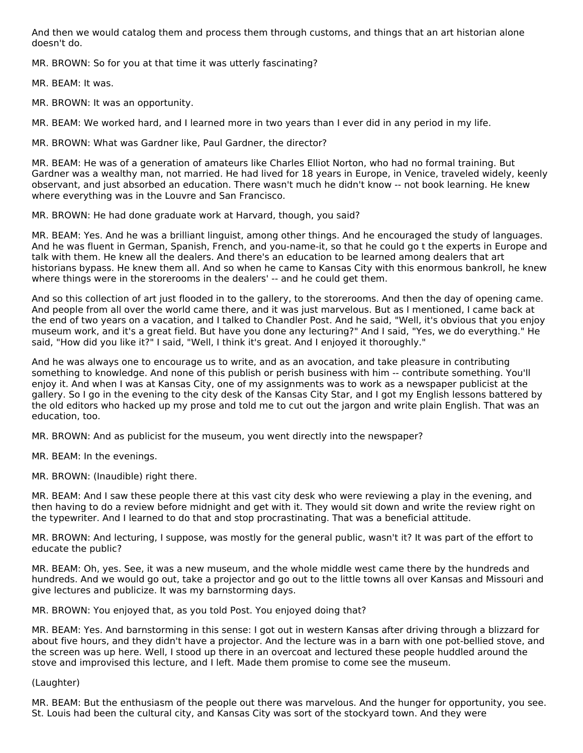And then we would catalog them and process them through customs, and things that an art historian alone doesn't do.

MR. BROWN: So for you at that time it was utterly fascinating?

MR. BEAM: It was.

MR. BROWN: It was an opportunity.

MR. BEAM: We worked hard, and I learned more in two years than I ever did in any period in my life.

MR. BROWN: What was Gardner like, Paul Gardner, the director?

MR. BEAM: He was of a generation of amateurs like Charles Elliot Norton, who had no formal training. But Gardner was a wealthy man, not married. He had lived for 18 years in Europe, in Venice, traveled widely, keenly observant, and just absorbed an education. There wasn't much he didn't know -- not book learning. He knew where everything was in the Louvre and San Francisco.

MR. BROWN: He had done graduate work at Harvard, though, you said?

MR. BEAM: Yes. And he was a brilliant linguist, among other things. And he encouraged the study of languages. And he was fluent in German, Spanish, French, and you-name-it, so that he could go t the experts in Europe and talk with them. He knew all the dealers. And there's an education to be learned among dealers that art historians bypass. He knew them all. And so when he came to Kansas City with this enormous bankroll, he knew where things were in the storerooms in the dealers' -- and he could get them.

And so this collection of art just flooded in to the gallery, to the storerooms. And then the day of opening came. And people from all over the world came there, and it was just marvelous. But as I mentioned, I came back at the end of two years on a vacation, and I talked to Chandler Post. And he said, "Well, it's obvious that you enjoy museum work, and it's a great field. But have you done any lecturing?" And I said, "Yes, we do everything." He said, "How did you like it?" I said, "Well, I think it's great. And I enjoyed it thoroughly."

And he was always one to encourage us to write, and as an avocation, and take pleasure in contributing something to knowledge. And none of this publish or perish business with him -- contribute something. You'll enjoy it. And when I was at Kansas City, one of my assignments was to work as a newspaper publicist at the gallery. So I go in the evening to the city desk of the Kansas City Star, and I got my English lessons battered by the old editors who hacked up my prose and told me to cut out the jargon and write plain English. That was an education, too.

MR. BROWN: And as publicist for the museum, you went directly into the newspaper?

MR. BEAM: In the evenings.

MR. BROWN: (Inaudible) right there.

MR. BEAM: And I saw these people there at this vast city desk who were reviewing a play in the evening, and then having to do a review before midnight and get with it. They would sit down and write the review right on the typewriter. And I learned to do that and stop procrastinating. That was a beneficial attitude.

MR. BROWN: And lecturing, I suppose, was mostly for the general public, wasn't it? It was part of the effort to educate the public?

MR. BEAM: Oh, yes. See, it was a new museum, and the whole middle west came there by the hundreds and hundreds. And we would go out, take a projector and go out to the little towns all over Kansas and Missouri and give lectures and publicize it. It was my barnstorming days.

MR. BROWN: You enjoyed that, as you told Post. You enjoyed doing that?

MR. BEAM: Yes. And barnstorming in this sense: I got out in western Kansas after driving through a blizzard for about five hours, and they didn't have a projector. And the lecture was in a barn with one pot-bellied stove, and the screen was up here. Well, I stood up there in an overcoat and lectured these people huddled around the stove and improvised this lecture, and I left. Made them promise to come see the museum.

(Laughter)

MR. BEAM: But the enthusiasm of the people out there was marvelous. And the hunger for opportunity, you see. St. Louis had been the cultural city, and Kansas City was sort of the stockyard town. And they were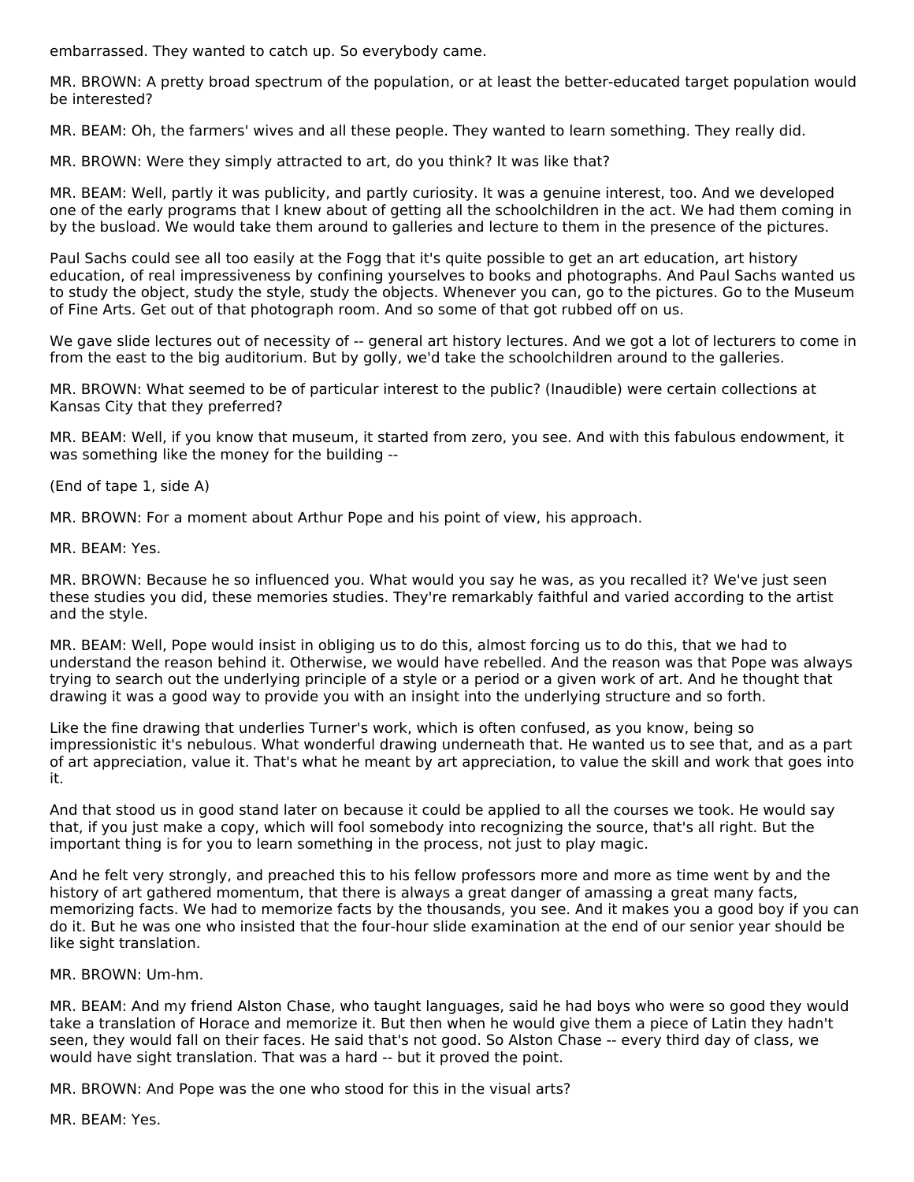embarrassed. They wanted to catch up. So everybody came.

MR. BROWN: A pretty broad spectrum of the population, or at least the better-educated target population would be interested?

MR. BEAM: Oh, the farmers' wives and all these people. They wanted to learn something. They really did.

MR. BROWN: Were they simply attracted to art, do you think? It was like that?

MR. BEAM: Well, partly it was publicity, and partly curiosity. It was a genuine interest, too. And we developed one of the early programs that I knew about of getting all the schoolchildren in the act. We had them coming in by the busload. We would take them around to galleries and lecture to them in the presence of the pictures.

Paul Sachs could see all too easily at the Fogg that it's quite possible to get an art education, art history education, of real impressiveness by confining yourselves to books and photographs. And Paul Sachs wanted us to study the object, study the style, study the objects. Whenever you can, go to the pictures. Go to the Museum of Fine Arts. Get out of that photograph room. And so some of that got rubbed off on us.

We gave slide lectures out of necessity of -- general art history lectures. And we got a lot of lecturers to come in from the east to the big auditorium. But by golly, we'd take the schoolchildren around to the galleries.

MR. BROWN: What seemed to be of particular interest to the public? (Inaudible) were certain collections at Kansas City that they preferred?

MR. BEAM: Well, if you know that museum, it started from zero, you see. And with this fabulous endowment, it was something like the money for the building --

(End of tape 1, side A)

MR. BROWN: For a moment about Arthur Pope and his point of view, his approach.

MR. BEAM: Yes.

MR. BROWN: Because he so influenced you. What would you say he was, as you recalled it? We've just seen these studies you did, these memories studies. They're remarkably faithful and varied according to the artist and the style.

MR. BEAM: Well, Pope would insist in obliging us to do this, almost forcing us to do this, that we had to understand the reason behind it. Otherwise, we would have rebelled. And the reason was that Pope was always trying to search out the underlying principle of a style or a period or a given work of art. And he thought that drawing it was a good way to provide you with an insight into the underlying structure and so forth.

Like the fine drawing that underlies Turner's work, which is often confused, as you know, being so impressionistic it's nebulous. What wonderful drawing underneath that. He wanted us to see that, and as a part of art appreciation, value it. That's what he meant by art appreciation, to value the skill and work that goes into it.

And that stood us in good stand later on because it could be applied to all the courses we took. He would say that, if you just make a copy, which will fool somebody into recognizing the source, that's all right. But the important thing is for you to learn something in the process, not just to play magic.

And he felt very strongly, and preached this to his fellow professors more and more as time went by and the history of art gathered momentum, that there is always a great danger of amassing a great many facts, memorizing facts. We had to memorize facts by the thousands, you see. And it makes you a good boy if you can do it. But he was one who insisted that the four-hour slide examination at the end of our senior year should be like sight translation.

MR. BROWN: Um-hm.

MR. BEAM: And my friend Alston Chase, who taught languages, said he had boys who were so good they would take a translation of Horace and memorize it. But then when he would give them a piece of Latin they hadn't seen, they would fall on their faces. He said that's not good. So Alston Chase -- every third day of class, we would have sight translation. That was a hard -- but it proved the point.

MR. BROWN: And Pope was the one who stood for this in the visual arts?

MR. BEAM: Yes.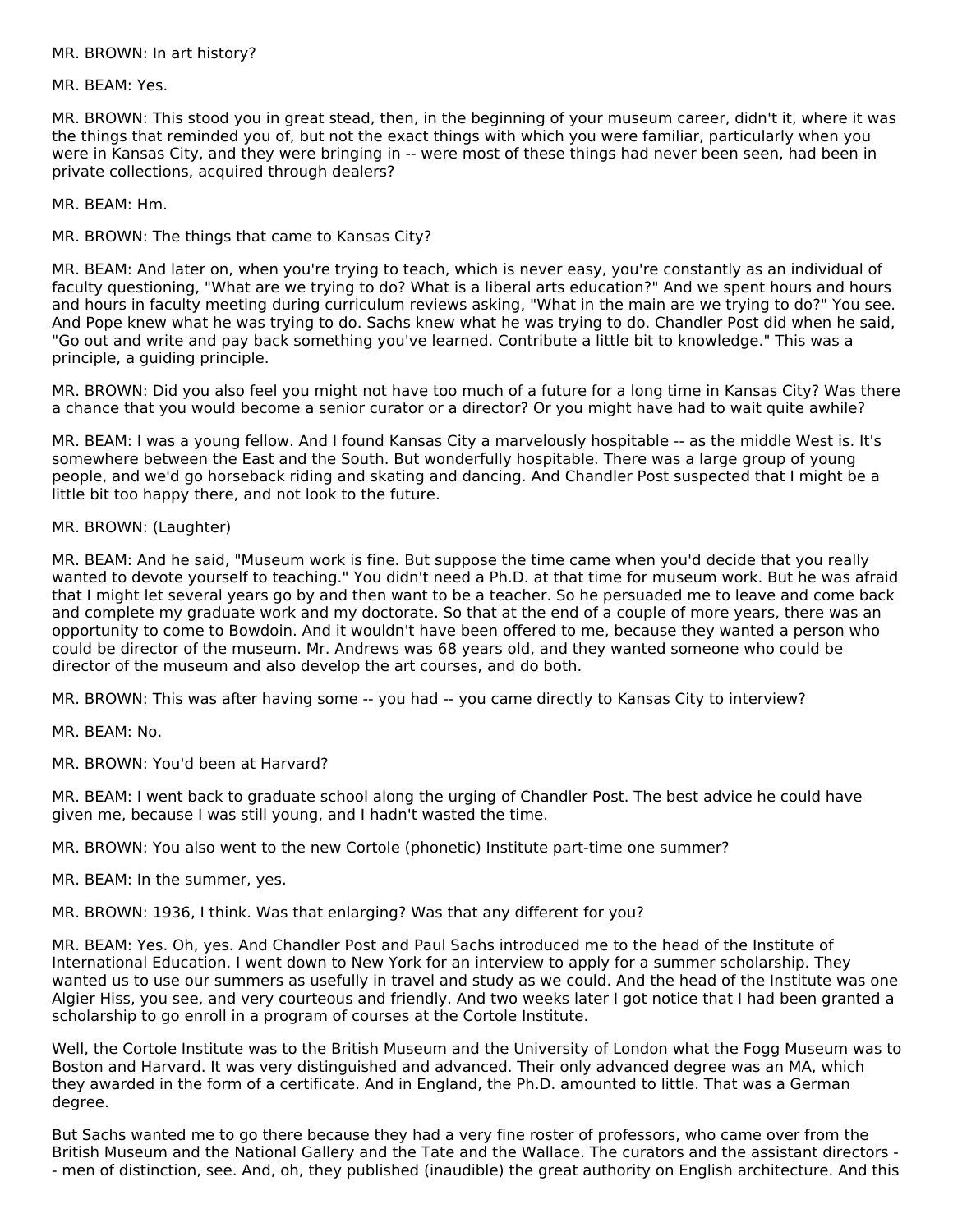MR. BROWN: In art history?

MR. BEAM: Yes.

MR. BROWN: This stood you in great stead, then, in the beginning of your museum career, didn't it, where it was the things that reminded you of, but not the exact things with which you were familiar, particularly when you were in Kansas City, and they were bringing in -- were most of these things had never been seen, had been in private collections, acquired through dealers?

MR. BEAM: Hm.

MR. BROWN: The things that came to Kansas City?

MR. BEAM: And later on, when you're trying to teach, which is never easy, you're constantly as an individual of faculty questioning, "What are we trying to do? What is a liberal arts education?" And we spent hours and hours and hours in faculty meeting during curriculum reviews asking, "What in the main are we trying to do?" You see. And Pope knew what he was trying to do. Sachs knew what he was trying to do. Chandler Post did when he said, "Go out and write and pay back something you've learned. Contribute a little bit to knowledge." This was a principle, a guiding principle.

MR. BROWN: Did you also feel you might not have too much of a future for a long time in Kansas City? Was there a chance that you would become a senior curator or a director? Or you might have had to wait quite awhile?

MR. BEAM: I was a young fellow. And I found Kansas City a marvelously hospitable -- as the middle West is. It's somewhere between the East and the South. But wonderfully hospitable. There was a large group of young people, and we'd go horseback riding and skating and dancing. And Chandler Post suspected that I might be a little bit too happy there, and not look to the future.

MR. BROWN: (Laughter)

MR. BEAM: And he said, "Museum work is fine. But suppose the time came when you'd decide that you really wanted to devote yourself to teaching." You didn't need a Ph.D. at that time for museum work. But he was afraid that I might let several years go by and then want to be a teacher. So he persuaded me to leave and come back and complete my graduate work and my doctorate. So that at the end of a couple of more years, there was an opportunity to come to Bowdoin. And it wouldn't have been offered to me, because they wanted a person who could be director of the museum. Mr. Andrews was 68 years old, and they wanted someone who could be director of the museum and also develop the art courses, and do both.

MR. BROWN: This was after having some -- you had -- you came directly to Kansas City to interview?

MR. BEAM: No.

MR. BROWN: You'd been at Harvard?

MR. BEAM: I went back to graduate school along the urging of Chandler Post. The best advice he could have given me, because I was still young, and I hadn't wasted the time.

MR. BROWN: You also went to the new Cortole (phonetic) Institute part-time one summer?

MR. BEAM: In the summer, yes.

MR. BROWN: 1936, I think. Was that enlarging? Was that any different for you?

MR. BEAM: Yes. Oh, yes. And Chandler Post and Paul Sachs introduced me to the head of the Institute of International Education. I went down to New York for an interview to apply for a summer scholarship. They wanted us to use our summers as usefully in travel and study as we could. And the head of the Institute was one Algier Hiss, you see, and very courteous and friendly. And two weeks later I got notice that I had been granted a scholarship to go enroll in a program of courses at the Cortole Institute.

Well, the Cortole Institute was to the British Museum and the University of London what the Fogg Museum was to Boston and Harvard. It was very distinguished and advanced. Their only advanced degree was an MA, which they awarded in the form of a certificate. And in England, the Ph.D. amounted to little. That was a German degree.

But Sachs wanted me to go there because they had a very fine roster of professors, who came over from the British Museum and the National Gallery and the Tate and the Wallace. The curators and the assistant directors -- men of distinction, see. And, oh, they published (inaudible) the great authority on English architecture. And this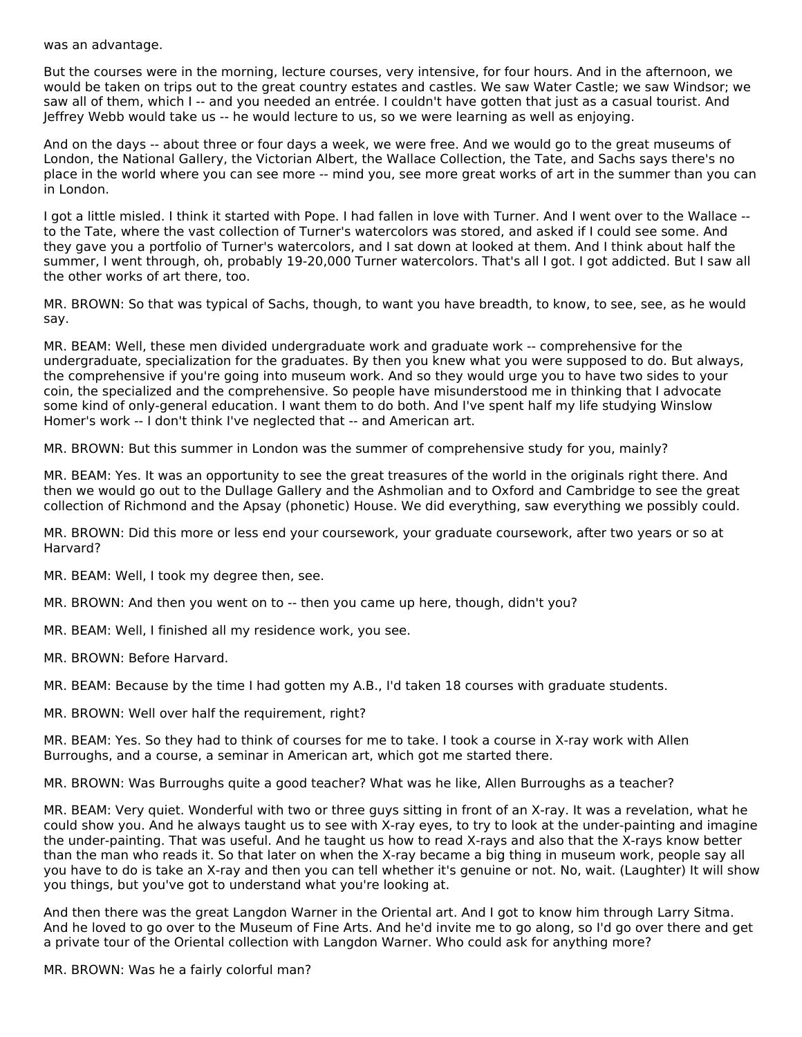was an advantage.

But the courses were in the morning, lecture courses, very intensive, for four hours. And in the afternoon, we would be taken on trips out to the great country estates and castles. We saw Water Castle; we saw Windsor; we saw all of them, which I -- and you needed an entrée. I couldn't have gotten that just as a casual tourist. And Jeffrey Webb would take us -- he would lecture to us, so we were learning as well as enjoying.

And on the days -- about three or four days a week, we were free. And we would go to the great museums of London, the National Gallery, the Victorian Albert, the Wallace Collection, the Tate, and Sachs says there's no place in the world where you can see more -- mind you, see more great works of art in the summer than you can in London.

I got a little misled. I think it started with Pope. I had fallen in love with Turner. And I went over to the Wallace -- to the Tate, where the vast collection of Turner's watercolors was stored, and asked if I could see some. And they gave you a portfolio of Turner's watercolors, and I sat down at looked at them. And I think about half the summer, I went through, oh, probably 19-20,000 Turner watercolors. That's all I got. I got addicted. But I saw all the other works of art there, too.

MR. BROWN: So that was typical of Sachs, though, to want you have breadth, to know, to see, see, as he would say.

MR. BEAM: Well, these men divided undergraduate work and graduate work -- comprehensive for the undergraduate, specialization for the graduates. By then you knew what you were supposed to do. But always, the comprehensive if you're going into museum work. And so they would urge you to have two sides to your coin, the specialized and the comprehensive. So people have misunderstood me in thinking that I advocate some kind of only-general education. I want them to do both. And I've spent half my life studying Winslow Homer's work -- I don't think I've neglected that -- and American art.

MR. BROWN: But this summer in London was the summer of comprehensive study for you, mainly?

MR. BEAM: Yes. It was an opportunity to see the great treasures of the world in the originals right there. And then we would go out to the Dullage Gallery and the Ashmolian and to Oxford and Cambridge to see the great collection of Richmond and the Apsay (phonetic) House. We did everything, saw everything we possibly could.

MR. BROWN: Did this more or less end your coursework, your graduate coursework, after two years or so at Harvard?

MR. BEAM: Well, I took my degree then, see.

MR. BROWN: And then you went on to -- then you came up here, though, didn't you?

MR. BEAM: Well, I finished all my residence work, you see.

MR. BROWN: Before Harvard.

MR. BEAM: Because by the time I had gotten my A.B., I'd taken 18 courses with graduate students.

MR. BROWN: Well over half the requirement, right?

MR. BEAM: Yes. So they had to think of courses for me to take. I took a course in X-ray work with Allen Burroughs, and a course, a seminar in American art, which got me started there.

MR. BROWN: Was Burroughs quite a good teacher? What was he like, Allen Burroughs as a teacher?

MR. BEAM: Very quiet. Wonderful with two or three guys sitting in front of an X-ray. It was a revelation, what he could show you. And he always taught us to see with X-ray eyes, to try to look at the under-painting and imagine the under-painting. That was useful. And he taught us how to read X-rays and also that the X-rays know better than the man who reads it. So that later on when the X-ray became a big thing in museum work, people say all you have to do is take an X-ray and then you can tell whether it's genuine or not. No, wait. (Laughter) It will show you things, but you've got to understand what you're looking at.

And then there was the great Langdon Warner in the Oriental art. And I got to know him through Larry Sitma. And he loved to go over to the Museum of Fine Arts. And he'd invite me to go along, so I'd go over there and get a private tour of the Oriental collection with Langdon Warner. Who could ask for anything more?

MR. BROWN: Was he a fairly colorful man?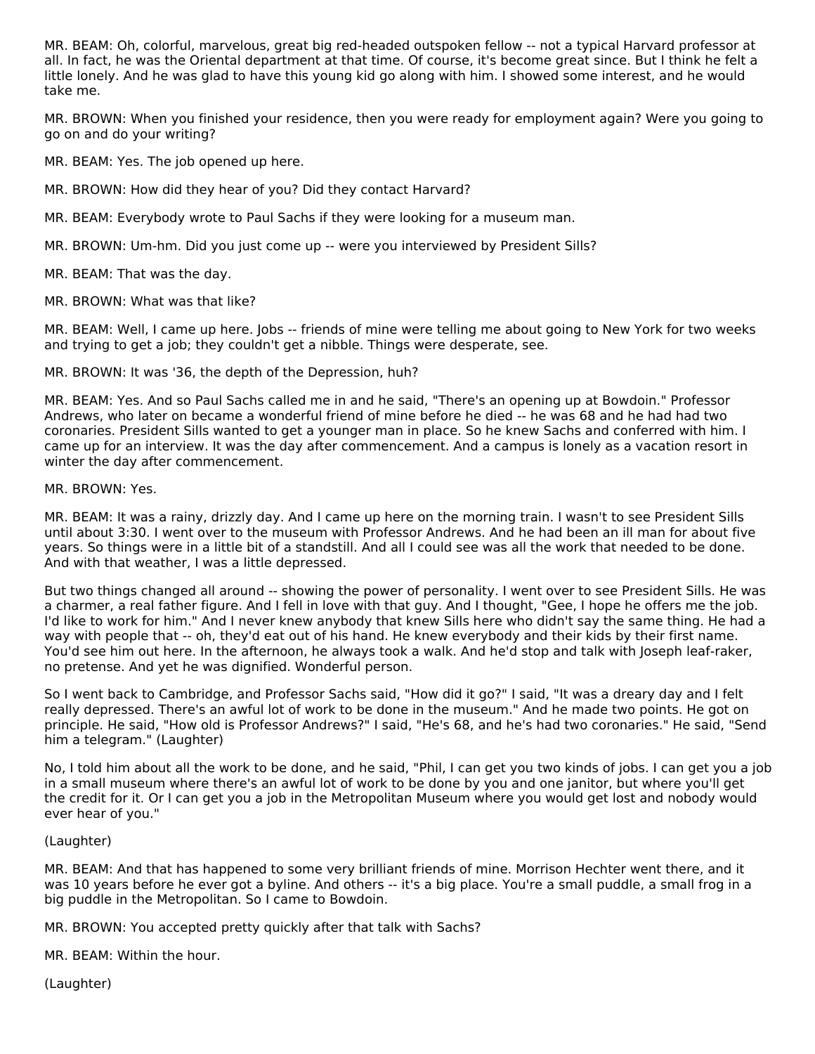MR. BEAM: Oh, colorful, marvelous, great big red-headed outspoken fellow -- not a typical Harvard professor at all. In fact, he was the Oriental department at that time. Of course, it's become great since. But I think he felt a little lonely. And he was glad to have this young kid go along with him. I showed some interest, and he would take me.

MR. BROWN: When you finished your residence, then you were ready for employment again? Were you going to go on and do your writing?

MR. BEAM: Yes. The job opened up here.

MR. BROWN: How did they hear of you? Did they contact Harvard?

MR. BEAM: Everybody wrote to Paul Sachs if they were looking for a museum man.

MR. BROWN: Um-hm. Did you just come up -- were you interviewed by President Sills?

MR. BEAM: That was the day.

MR. BROWN: What was that like?

MR. BEAM: Well, I came up here. Jobs -- friends of mine were telling me about going to New York for two weeks and trying to get a job; they couldn't get a nibble. Things were desperate, see.

MR. BROWN: It was '36, the depth of the Depression, huh?

MR. BEAM: Yes. And so Paul Sachs called me in and he said, "There's an opening up at Bowdoin." Professor Andrews, who later on became a wonderful friend of mine before he died -- he was 68 and he had had two coronaries. President Sills wanted to get a younger man in place. So he knew Sachs and conferred with him. I came up for an interview. It was the day after commencement. And a campus is lonely as a vacation resort in winter the day after commencement.

MR. BROWN: Yes.

MR. BEAM: It was a rainy, drizzly day. And I came up here on the morning train. I wasn't to see President Sills until about 3:30. I went over to the museum with Professor Andrews. And he had been an ill man for about five years. So things were in a little bit of a standstill. And all I could see was all the work that needed to be done. And with that weather, I was a little depressed.

But two things changed all around -- showing the power of personality. I went over to see President Sills. He was a charmer, a real father figure. And I fell in love with that guy. And I thought, "Gee, I hope he offers me the job. I'd like to work for him." And I never knew anybody that knew Sills here who didn't say the same thing. He had a way with people that -- oh, they'd eat out of his hand. He knew everybody and their kids by their first name. You'd see him out here. In the afternoon, he always took a walk. And he'd stop and talk with Joseph leaf-raker, no pretense. And yet he was dignified. Wonderful person.

So I went back to Cambridge, and Professor Sachs said, "How did it go?" I said, "It was a dreary day and I felt really depressed. There's an awful lot of work to be done in the museum." And he made two points. He got on principle. He said, "How old is Professor Andrews?" I said, "He's 68, and he's had two coronaries." He said, "Send him a telegram." (Laughter)

No, I told him about all the work to be done, and he said, "Phil, I can get you two kinds of jobs. I can get you a job in a small museum where there's an awful lot of work to be done by you and one janitor, but where you'll get the credit for it. Or I can get you a job in the Metropolitan Museum where you would get lost and nobody would ever hear of you."

(Laughter)

MR. BEAM: And that has happened to some very brilliant friends of mine. Morrison Hechter went there, and it was 10 years before he ever got a byline. And others -- it's a big place. You're a small puddle, a small frog in a big puddle in the Metropolitan. So I came to Bowdoin.

MR. BROWN: You accepted pretty quickly after that talk with Sachs?

MR. BEAM: Within the hour.

(Laughter)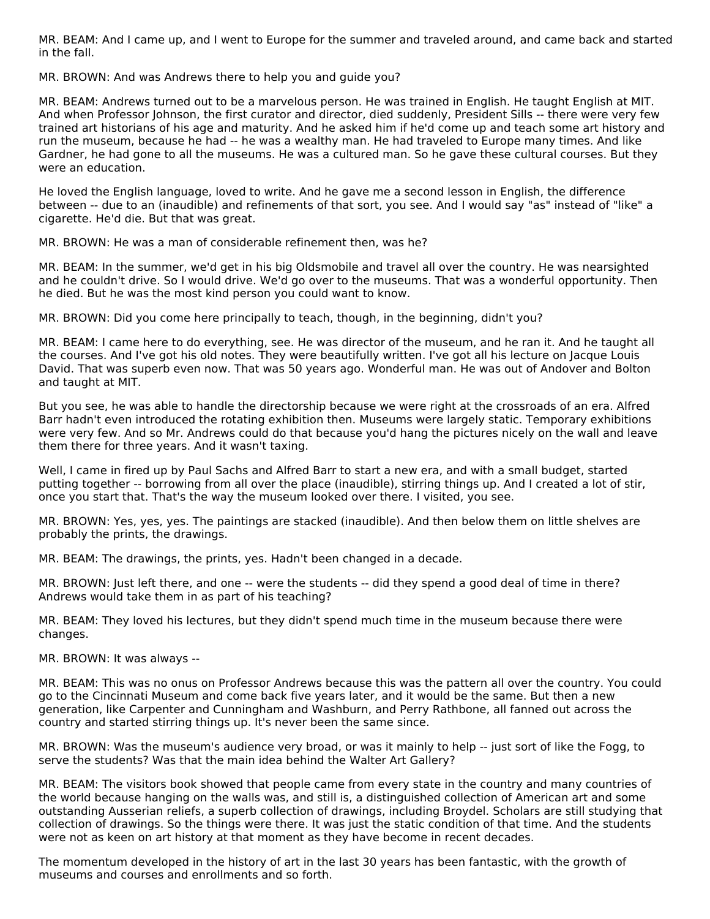MR. BEAM: And I came up, and I went to Europe for the summer and traveled around, and came back and started in the fall.

MR. BROWN: And was Andrews there to help you and guide you?

MR. BEAM: Andrews turned out to be a marvelous person. He was trained in English. He taught English at MIT. And when Professor Johnson, the first curator and director, died suddenly, President Sills -- there were very few trained art historians of his age and maturity. And he asked him if he'd come up and teach some art history and run the museum, because he had -- he was a wealthy man. He had traveled to Europe many times. And like Gardner, he had gone to all the museums. He was a cultured man. So he gave these cultural courses. But they were an education.

He loved the English language, loved to write. And he gave me a second lesson in English, the difference between -- due to an (inaudible) and refinements of that sort, you see. And I would say "as" instead of "like" a cigarette. He'd die. But that was great.

MR. BROWN: He was a man of considerable refinement then, was he?

MR. BEAM: In the summer, we'd get in his big Oldsmobile and travel all over the country. He was nearsighted and he couldn't drive. So I would drive. We'd go over to the museums. That was a wonderful opportunity. Then he died. But he was the most kind person you could want to know.

MR. BROWN: Did you come here principally to teach, though, in the beginning, didn't you?

MR. BEAM: I came here to do everything, see. He was director of the museum, and he ran it. And he taught all the courses. And I've got his old notes. They were beautifully written. I've got all his lecture on Jacque Louis David. That was superb even now. That was 50 years ago. Wonderful man. He was out of Andover and Bolton and taught at MIT.

But you see, he was able to handle the directorship because we were right at the crossroads of an era. Alfred Barr hadn't even introduced the rotating exhibition then. Museums were largely static. Temporary exhibitions were very few. And so Mr. Andrews could do that because you'd hang the pictures nicely on the wall and leave them there for three years. And it wasn't taxing.

Well, I came in fired up by Paul Sachs and Alfred Barr to start a new era, and with a small budget, started putting together -- borrowing from all over the place (inaudible), stirring things up. And I created a lot of stir, once you start that. That's the way the museum looked over there. I visited, you see.

MR. BROWN: Yes, yes, yes. The paintings are stacked (inaudible). And then below them on little shelves are probably the prints, the drawings.

MR. BEAM: The drawings, the prints, yes. Hadn't been changed in a decade.

MR. BROWN: Just left there, and one -- were the students -- did they spend a good deal of time in there? Andrews would take them in as part of his teaching?

MR. BEAM: They loved his lectures, but they didn't spend much time in the museum because there were changes.

MR. BROWN: It was always --

MR. BEAM: This was no onus on Professor Andrews because this was the pattern all over the country. You could go to the Cincinnati Museum and come back five years later, and it would be the same. But then a new generation, like Carpenter and Cunningham and Washburn, and Perry Rathbone, all fanned out across the country and started stirring things up. It's never been the same since.

MR. BROWN: Was the museum's audience very broad, or was it mainly to help -- just sort of like the Fogg, to serve the students? Was that the main idea behind the Walter Art Gallery?

MR. BEAM: The visitors book showed that people came from every state in the country and many countries of the world because hanging on the walls was, and still is, a distinguished collection of American art and some outstanding Ausserian reliefs, a superb collection of drawings, including Broydel. Scholars are still studying that collection of drawings. So the things were there. It was just the static condition of that time. And the students were not as keen on art history at that moment as they have become in recent decades.

The momentum developed in the history of art in the last 30 years has been fantastic, with the growth of museums and courses and enrollments and so forth.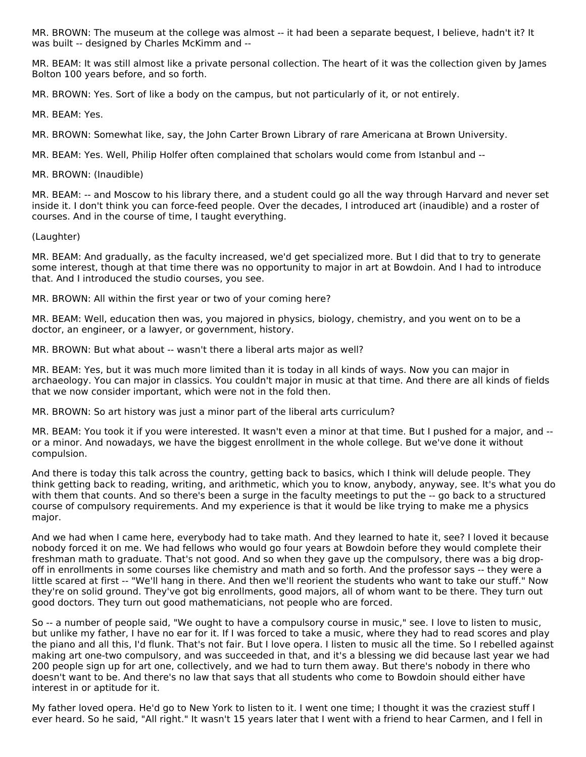MR. BROWN: The museum at the college was almost -- it had been a separate bequest, I believe, hadn't it? It was built -- designed by Charles McKimm and --

MR. BEAM: It was still almost like a private personal collection. The heart of it was the collection given by James Bolton 100 years before, and so forth.

MR. BROWN: Yes. Sort of like a body on the campus, but not particularly of it, or not entirely.

MR. BEAM: Yes.

MR. BROWN: Somewhat like, say, the John Carter Brown Library of rare Americana at Brown University.

MR. BEAM: Yes. Well, Philip Holfer often complained that scholars would come from Istanbul and --

MR. BROWN: (Inaudible)

MR. BEAM: -- and Moscow to his library there, and a student could go all the way through Harvard and never set inside it. I don't think you can force-feed people. Over the decades, I introduced art (inaudible) and a roster of courses. And in the course of time, I taught everything.

(Laughter)

MR. BEAM: And gradually, as the faculty increased, we'd get specialized more. But I did that to try to generate some interest, though at that time there was no opportunity to major in art at Bowdoin. And I had to introduce that. And I introduced the studio courses, you see.

MR. BROWN: All within the first year or two of your coming here?

MR. BEAM: Well, education then was, you majored in physics, biology, chemistry, and you went on to be a doctor, an engineer, or a lawyer, or government, history.

MR. BROWN: But what about -- wasn't there a liberal arts major as well?

MR. BEAM: Yes, but it was much more limited than it is today in all kinds of ways. Now you can major in archaeology. You can major in classics. You couldn't major in music at that time. And there are all kinds of fields that we now consider important, which were not in the fold then.

MR. BROWN: So art history was just a minor part of the liberal arts curriculum?

MR. BEAM: You took it if you were interested. It wasn't even a minor at that time. But I pushed for a major, and -- or a minor. And nowadays, we have the biggest enrollment in the whole college. But we've done it without compulsion.

And there is today this talk across the country, getting back to basics, which I think will delude people. They think getting back to reading, writing, and arithmetic, which you to know, anybody, anyway, see. It's what you do with them that counts. And so there's been a surge in the faculty meetings to put the -- go back to a structured course of compulsory requirements. And my experience is that it would be like trying to make me a physics major.

And we had when I came here, everybody had to take math. And they learned to hate it, see? I loved it because nobody forced it on me. We had fellows who would go four years at Bowdoin before they would complete their freshman math to graduate. That's not good. And so when they gave up the compulsory, there was a big drop-off in enrollments in some courses like chemistry and math and so forth. And the professor says -- they were a little scared at first -- "We'll hang in there. And then we'll reorient the students who want to take our stuff." Now they're on solid ground. They've got big enrollments, good majors, all of whom want to be there. They turn out good doctors. They turn out good mathematicians, not people who are forced.

So -- a number of people said, "We ought to have a compulsory course in music," see. I love to listen to music, but unlike my father, I have no ear for it. If I was forced to take a music, where they had to read scores and play the piano and all this, I'd flunk. That's not fair. But I love opera. I listen to music all the time. So I rebelled against making art one-two compulsory, and was succeeded in that, and it's a blessing we did because last year we had 200 people sign up for art one, collectively, and we had to turn them away. But there's nobody in there who doesn't want to be. And there's no law that says that all students who come to Bowdoin should either have interest in or aptitude for it.

My father loved opera. He'd go to New York to listen to it. I went one time; I thought it was the craziest stuff I ever heard. So he said, "All right." It wasn't 15 years later that I went with a friend to hear Carmen, and I fell in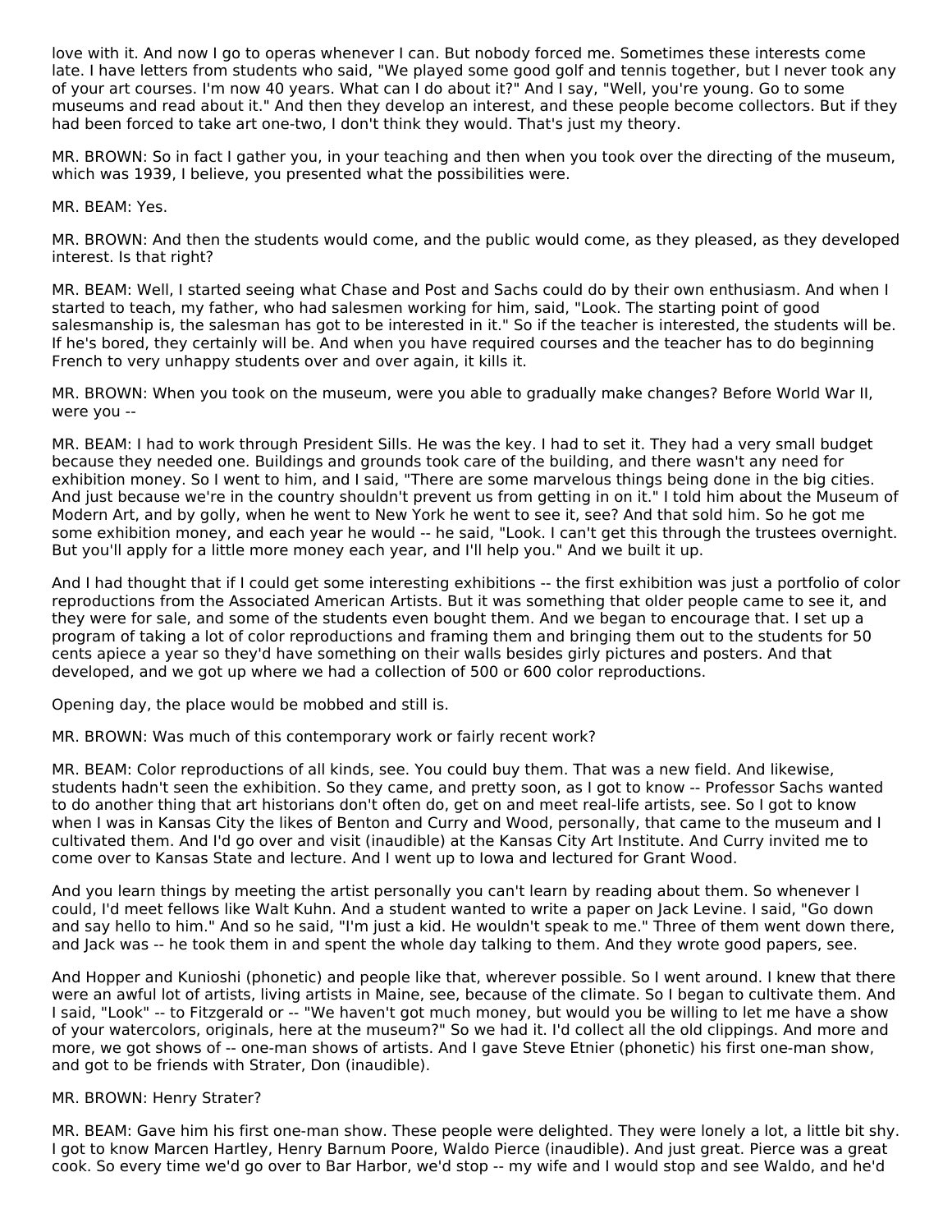love with it. And now I go to operas whenever I can. But nobody forced me. Sometimes these interests come late. I have letters from students who said, "We played some good golf and tennis together, but I never took any of your art courses. I'm now 40 years. What can I do about it?" And I say, "Well, you're young. Go to some museums and read about it." And then they develop an interest, and these people become collectors. But if they had been forced to take art one-two, I don't think they would. That's just my theory.

MR. BROWN: So in fact I gather you, in your teaching and then when you took over the directing of the museum, which was 1939, I believe, you presented what the possibilities were.

MR. BEAM: Yes.

MR. BROWN: And then the students would come, and the public would come, as they pleased, as they developed interest. Is that right?

MR. BEAM: Well, I started seeing what Chase and Post and Sachs could do by their own enthusiasm. And when I started to teach, my father, who had salesmen working for him, said, "Look. The starting point of good salesmanship is, the salesman has got to be interested in it." So if the teacher is interested, the students will be. If he's bored, they certainly will be. And when you have required courses and the teacher has to do beginning French to very unhappy students over and over again, it kills it.

MR. BROWN: When you took on the museum, were you able to gradually make changes? Before World War II, were you --

MR. BEAM: I had to work through President Sills. He was the key. I had to set it. They had a very small budget because they needed one. Buildings and grounds took care of the building, and there wasn't any need for exhibition money. So I went to him, and I said, "There are some marvelous things being done in the big cities. And just because we're in the country shouldn't prevent us from getting in on it." I told him about the Museum of Modern Art, and by golly, when he went to New York he went to see it, see? And that sold him. So he got me some exhibition money, and each year he would -- he said, "Look. I can't get this through the trustees overnight. But you'll apply for a little more money each year, and I'll help you." And we built it up.

And I had thought that if I could get some interesting exhibitions -- the first exhibition was just a portfolio of color reproductions from the Associated American Artists. But it was something that older people came to see it, and they were for sale, and some of the students even bought them. And we began to encourage that. I set up a program of taking a lot of color reproductions and framing them and bringing them out to the students for 50 cents apiece a year so they'd have something on their walls besides girly pictures and posters. And that developed, and we got up where we had a collection of 500 or 600 color reproductions.

Opening day, the place would be mobbed and still is.

MR. BROWN: Was much of this contemporary work or fairly recent work?

MR. BEAM: Color reproductions of all kinds, see. You could buy them. That was a new field. And likewise, students hadn't seen the exhibition. So they came, and pretty soon, as I got to know -- Professor Sachs wanted to do another thing that art historians don't often do, get on and meet real-life artists, see. So I got to know when I was in Kansas City the likes of Benton and Curry and Wood, personally, that came to the museum and I cultivated them. And I'd go over and visit (inaudible) at the Kansas City Art Institute. And Curry invited me to come over to Kansas State and lecture. And I went up to Iowa and lectured for Grant Wood.

And you learn things by meeting the artist personally you can't learn by reading about them. So whenever I could, I'd meet fellows like Walt Kuhn. And a student wanted to write a paper on Jack Levine. I said, "Go down and say hello to him." And so he said, "I'm just a kid. He wouldn't speak to me." Three of them went down there, and Jack was -- he took them in and spent the whole day talking to them. And they wrote good papers, see.

And Hopper and Kunioshi (phonetic) and people like that, wherever possible. So I went around. I knew that there were an awful lot of artists, living artists in Maine, see, because of the climate. So I began to cultivate them. And I said, "Look" -- to Fitzgerald or -- "We haven't got much money, but would you be willing to let me have a show of your watercolors, originals, here at the museum?" So we had it. I'd collect all the old clippings. And more and more, we got shows of -- one-man shows of artists. And I gave Steve Etnier (phonetic) his first one-man show, and got to be friends with Strater, Don (inaudible).

MR. BROWN: Henry Strater?

MR. BEAM: Gave him his first one-man show. These people were delighted. They were lonely a lot, a little bit shy. I got to know Marcen Hartley, Henry Barnum Poore, Waldo Pierce (inaudible). And just great. Pierce was a great cook. So every time we'd go over to Bar Harbor, we'd stop -- my wife and I would stop and see Waldo, and he'd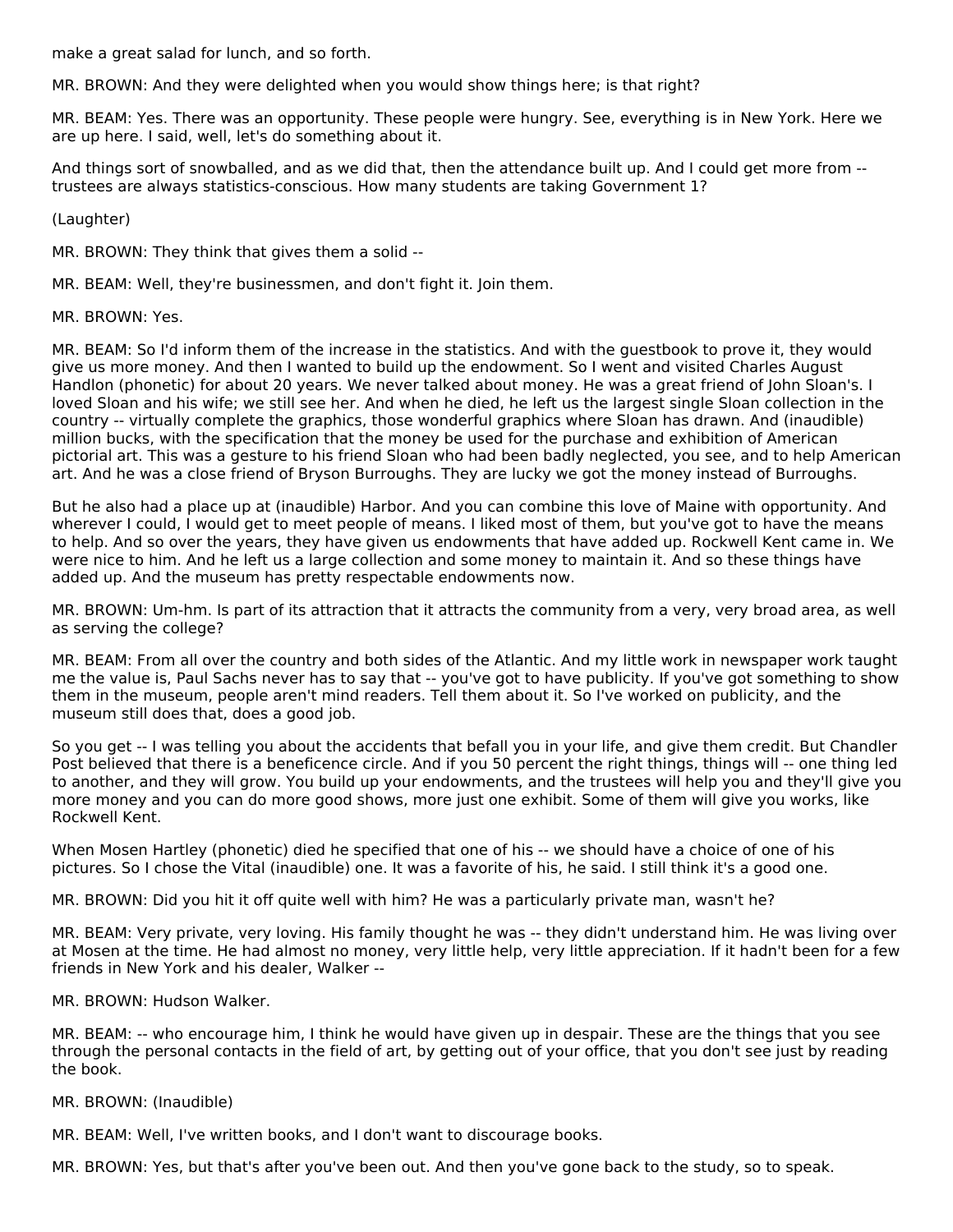make a great salad for lunch, and so forth.

MR. BROWN: And they were delighted when you would show things here; is that right?

MR. BEAM: Yes. There was an opportunity. These people were hungry. See, everything is in New York. Here we are up here. I said, well, let's do something about it.

And things sort of snowballed, and as we did that, then the attendance built up. And I could get more from -- trustees are always statistics-conscious. How many students are taking Government 1?

(Laughter)

MR. BROWN: They think that gives them a solid --

MR. BEAM: Well, they're businessmen, and don't fight it. Join them.

MR. BROWN: Yes.

MR. BEAM: So I'd inform them of the increase in the statistics. And with the guestbook to prove it, they would give us more money. And then I wanted to build up the endowment. So I went and visited Charles August Handlon (phonetic) for about 20 years. We never talked about money. He was a great friend of John Sloan's. I loved Sloan and his wife; we still see her. And when he died, he left us the largest single Sloan collection in the country -- virtually complete the graphics, those wonderful graphics where Sloan has drawn. And (inaudible) million bucks, with the specification that the money be used for the purchase and exhibition of American pictorial art. This was a gesture to his friend Sloan who had been badly neglected, you see, and to help American art. And he was a close friend of Bryson Burroughs. They are lucky we got the money instead of Burroughs.

But he also had a place up at (inaudible) Harbor. And you can combine this love of Maine with opportunity. And wherever I could, I would get to meet people of means. I liked most of them, but you've got to have the means to help. And so over the years, they have given us endowments that have added up. Rockwell Kent came in. We were nice to him. And he left us a large collection and some money to maintain it. And so these things have added up. And the museum has pretty respectable endowments now.

MR. BROWN: Um-hm. Is part of its attraction that it attracts the community from a very, very broad area, as well as serving the college?

MR. BEAM: From all over the country and both sides of the Atlantic. And my little work in newspaper work taught me the value is, Paul Sachs never has to say that -- you've got to have publicity. If you've got something to show them in the museum, people aren't mind readers. Tell them about it. So I've worked on publicity, and the museum still does that, does a good job.

So you get -- I was telling you about the accidents that befall you in your life, and give them credit. But Chandler Post believed that there is a beneficence circle. And if you 50 percent the right things, things will -- one thing led to another, and they will grow. You build up your endowments, and the trustees will help you and they'll give you more money and you can do more good shows, more just one exhibit. Some of them will give you works, like Rockwell Kent.

When Mosen Hartley (phonetic) died he specified that one of his -- we should have a choice of one of his pictures. So I chose the Vital (inaudible) one. It was a favorite of his, he said. I still think it's a good one.

MR. BROWN: Did you hit it off quite well with him? He was a particularly private man, wasn't he?

MR. BEAM: Very private, very loving. His family thought he was -- they didn't understand him. He was living over at Mosen at the time. He had almost no money, very little help, very little appreciation. If it hadn't been for a few friends in New York and his dealer, Walker --

MR. BROWN: Hudson Walker.

MR. BEAM: -- who encourage him, I think he would have given up in despair. These are the things that you see through the personal contacts in the field of art, by getting out of your office, that you don't see just by reading the book.

MR. BROWN: (Inaudible)

MR. BEAM: Well, I've written books, and I don't want to discourage books.

MR. BROWN: Yes, but that's after you've been out. And then you've gone back to the study, so to speak.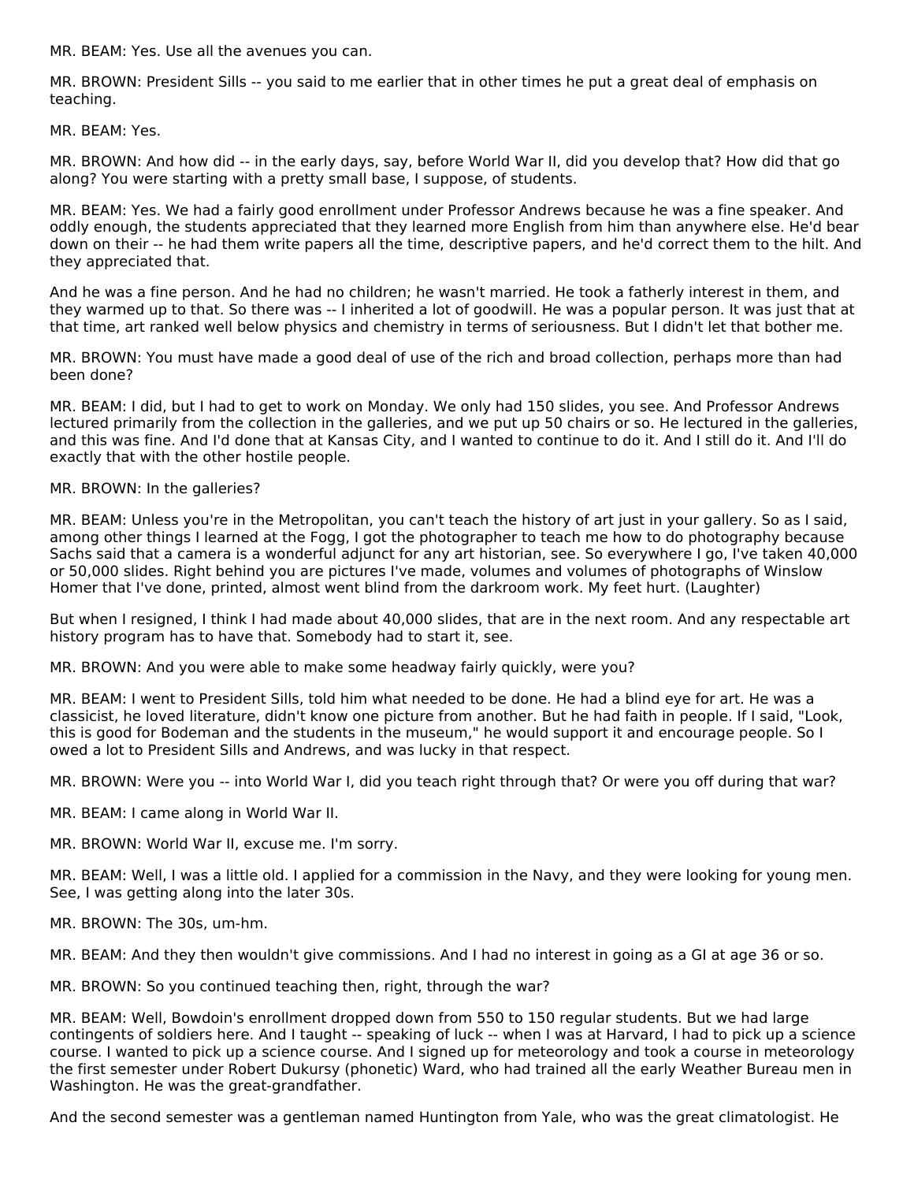MR. BEAM: Yes. Use all the avenues you can.

MR. BROWN: President Sills -- you said to me earlier that in other times he put a great deal of emphasis on teaching.

MR. BEAM: Yes.

MR. BROWN: And how did -- in the early days, say, before World War II, did you develop that? How did that go along? You were starting with a pretty small base, I suppose, of students.

MR. BEAM: Yes. We had a fairly good enrollment under Professor Andrews because he was a fine speaker. And oddly enough, the students appreciated that they learned more English from him than anywhere else. He'd bear down on their -- he had them write papers all the time, descriptive papers, and he'd correct them to the hilt. And they appreciated that.

And he was a fine person. And he had no children; he wasn't married. He took a fatherly interest in them, and they warmed up to that. So there was -- I inherited a lot of goodwill. He was a popular person. It was just that at that time, art ranked well below physics and chemistry in terms of seriousness. But I didn't let that bother me.

MR. BROWN: You must have made a good deal of use of the rich and broad collection, perhaps more than had been done?

MR. BEAM: I did, but I had to get to work on Monday. We only had 150 slides, you see. And Professor Andrews lectured primarily from the collection in the galleries, and we put up 50 chairs or so. He lectured in the galleries, and this was fine. And I'd done that at Kansas City, and I wanted to continue to do it. And I still do it. And I'll do exactly that with the other hostile people.

MR. BROWN: In the galleries?

MR. BEAM: Unless you're in the Metropolitan, you can't teach the history of art just in your gallery. So as I said, among other things I learned at the Fogg, I got the photographer to teach me how to do photography because Sachs said that a camera is a wonderful adjunct for any art historian, see. So everywhere I go, I've taken 40,000 or 50,000 slides. Right behind you are pictures I've made, volumes and volumes of photographs of Winslow Homer that I've done, printed, almost went blind from the darkroom work. My feet hurt. (Laughter)

But when I resigned, I think I had made about 40,000 slides, that are in the next room. And any respectable art history program has to have that. Somebody had to start it, see.

MR. BROWN: And you were able to make some headway fairly quickly, were you?

MR. BEAM: I went to President Sills, told him what needed to be done. He had a blind eye for art. He was a classicist, he loved literature, didn't know one picture from another. But he had faith in people. If I said, "Look, this is good for Bodeman and the students in the museum," he would support it and encourage people. So I owed a lot to President Sills and Andrews, and was lucky in that respect.

MR. BROWN: Were you -- into World War I, did you teach right through that? Or were you off during that war?

MR. BEAM: I came along in World War II.

MR. BROWN: World War II, excuse me. I'm sorry.

MR. BEAM: Well, I was a little old. I applied for a commission in the Navy, and they were looking for young men. See, I was getting along into the later 30s.

MR. BROWN: The 30s, um-hm.

MR. BEAM: And they then wouldn't give commissions. And I had no interest in going as a GI at age 36 or so.

MR. BROWN: So you continued teaching then, right, through the war?

MR. BEAM: Well, Bowdoin's enrollment dropped down from 550 to 150 regular students. But we had large contingents of soldiers here. And I taught -- speaking of luck -- when I was at Harvard, I had to pick up a science course. I wanted to pick up a science course. And I signed up for meteorology and took a course in meteorology the first semester under Robert Dukursy (phonetic) Ward, who had trained all the early Weather Bureau men in Washington. He was the great-grandfather.

And the second semester was a gentleman named Huntington from Yale, who was the great climatologist. He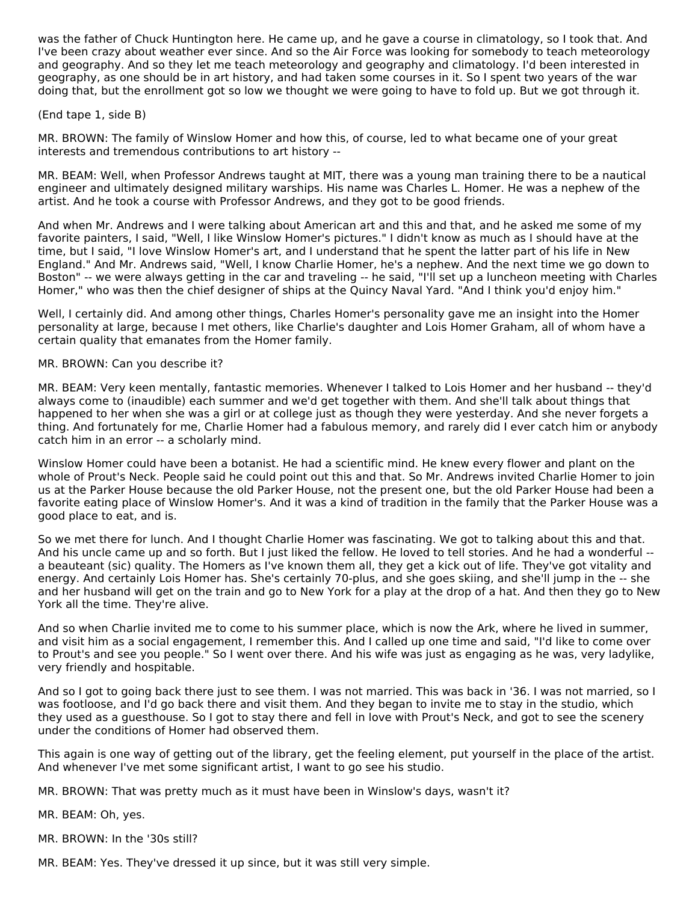was the father of Chuck Huntington here. He came up, and he gave a course in climatology, so I took that. And I've been crazy about weather ever since. And so the Air Force was looking for somebody to teach meteorology and geography. And so they let me teach meteorology and geography and climatology. I'd been interested in geography, as one should be in art history, and had taken some courses in it. So I spent two years of the war doing that, but the enrollment got so low we thought we were going to have to fold up. But we got through it.

(End tape 1, side B)

MR. BROWN: The family of Winslow Homer and how this, of course, led to what became one of your great interests and tremendous contributions to art history --

MR. BEAM: Well, when Professor Andrews taught at MIT, there was a young man training there to be a nautical engineer and ultimately designed military warships. His name was Charles L. Homer. He was a nephew of the artist. And he took a course with Professor Andrews, and they got to be good friends.

And when Mr. Andrews and I were talking about American art and this and that, and he asked me some of my favorite painters, I said, "Well, I like Winslow Homer's pictures." I didn't know as much as I should have at the time, but I said, "I love Winslow Homer's art, and I understand that he spent the latter part of his life in New England." And Mr. Andrews said, "Well, I know Charlie Homer, he's a nephew. And the next time we go down to Boston" -- we were always getting in the car and traveling -- he said, "I'll set up a luncheon meeting with Charles Homer," who was then the chief designer of ships at the Quincy Naval Yard. "And I think you'd enjoy him."

Well, I certainly did. And among other things, Charles Homer's personality gave me an insight into the Homer personality at large, because I met others, like Charlie's daughter and Lois Homer Graham, all of whom have a certain quality that emanates from the Homer family.

MR. BROWN: Can you describe it?

MR. BEAM: Very keen mentally, fantastic memories. Whenever I talked to Lois Homer and her husband -- they'd always come to (inaudible) each summer and we'd get together with them. And she'll talk about things that happened to her when she was a girl or at college just as though they were yesterday. And she never forgets a thing. And fortunately for me, Charlie Homer had a fabulous memory, and rarely did I ever catch him or anybody catch him in an error -- a scholarly mind.

Winslow Homer could have been a botanist. He had a scientific mind. He knew every flower and plant on the whole of Prout's Neck. People said he could point out this and that. So Mr. Andrews invited Charlie Homer to join us at the Parker House because the old Parker House, not the present one, but the old Parker House had been a favorite eating place of Winslow Homer's. And it was a kind of tradition in the family that the Parker House was a good place to eat, and is.

So we met there for lunch. And I thought Charlie Homer was fascinating. We got to talking about this and that. And his uncle came up and so forth. But I just liked the fellow. He loved to tell stories. And he had a wonderful -- a beauteant (sic) quality. The Homers as I've known them all, they get a kick out of life. They've got vitality and energy. And certainly Lois Homer has. She's certainly 70-plus, and she goes skiing, and she'll jump in the -- she and her husband will get on the train and go to New York for a play at the drop of a hat. And then they go to New York all the time. They're alive.

And so when Charlie invited me to come to his summer place, which is now the Ark, where he lived in summer, and visit him as a social engagement, I remember this. And I called up one time and said, "I'd like to come over to Prout's and see you people." So I went over there. And his wife was just as engaging as he was, very ladylike, very friendly and hospitable.

And so I got to going back there just to see them. I was not married. This was back in '36. I was not married, so I was footloose, and I'd go back there and visit them. And they began to invite me to stay in the studio, which they used as a guesthouse. So I got to stay there and fell in love with Prout's Neck, and got to see the scenery under the conditions of Homer had observed them.

This again is one way of getting out of the library, get the feeling element, put yourself in the place of the artist. And whenever I've met some significant artist, I want to go see his studio.

MR. BROWN: That was pretty much as it must have been in Winslow's days, wasn't it?

MR. BEAM: Oh, yes.

MR. BROWN: In the '30s still?

MR. BEAM: Yes. They've dressed it up since, but it was still very simple.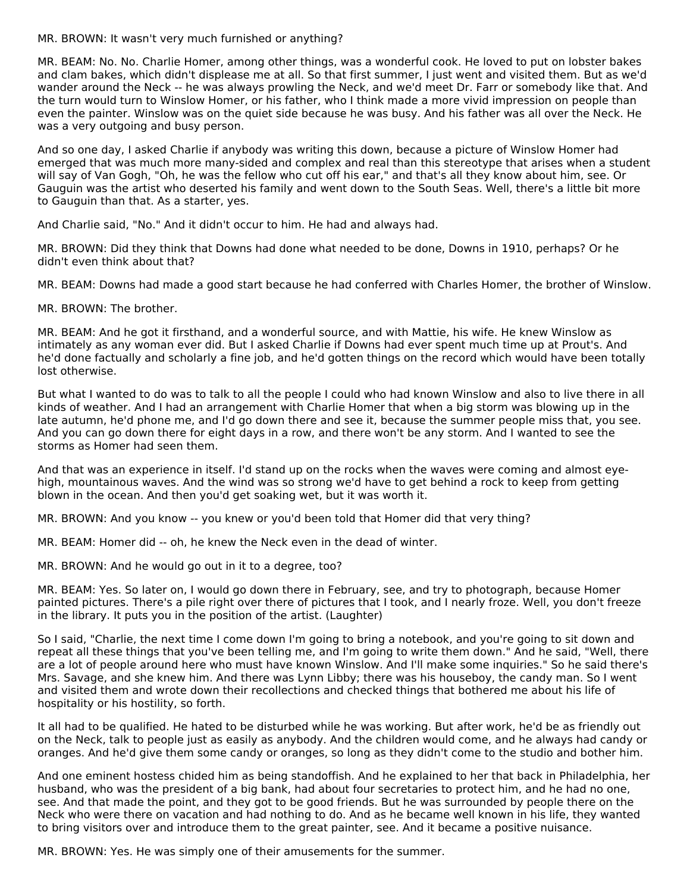MR. BROWN: It wasn't very much furnished or anything?

MR. BEAM: No. No. Charlie Homer, among other things, was a wonderful cook. He loved to put on lobster bakes and clam bakes, which didn't displease me at all. So that first summer, I just went and visited them. But as we'd wander around the Neck -- he was always prowling the Neck, and we'd meet Dr. Farr or somebody like that. And the turn would turn to Winslow Homer, or his father, who I think made a more vivid impression on people than even the painter. Winslow was on the quiet side because he was busy. And his father was all over the Neck. He was a very outgoing and busy person.

And so one day, I asked Charlie if anybody was writing this down, because a picture of Winslow Homer had emerged that was much more many-sided and complex and real than this stereotype that arises when a student will say of Van Gogh, "Oh, he was the fellow who cut off his ear," and that's all they know about him, see. Or Gauguin was the artist who deserted his family and went down to the South Seas. Well, there's a little bit more to Gauguin than that. As a starter, yes.

And Charlie said, "No." And it didn't occur to him. He had and always had.

MR. BROWN: Did they think that Downs had done what needed to be done, Downs in 1910, perhaps? Or he didn't even think about that?

MR. BEAM: Downs had made a good start because he had conferred with Charles Homer, the brother of Winslow.

MR. BROWN: The brother.

MR. BEAM: And he got it firsthand, and a wonderful source, and with Mattie, his wife. He knew Winslow as intimately as any woman ever did. But I asked Charlie if Downs had ever spent much time up at Prout's. And he'd done factually and scholarly a fine job, and he'd gotten things on the record which would have been totally lost otherwise.

But what I wanted to do was to talk to all the people I could who had known Winslow and also to live there in all kinds of weather. And I had an arrangement with Charlie Homer that when a big storm was blowing up in the late autumn, he'd phone me, and I'd go down there and see it, because the summer people miss that, you see. And you can go down there for eight days in a row, and there won't be any storm. And I wanted to see the storms as Homer had seen them.

And that was an experience in itself. I'd stand up on the rocks when the waves were coming and almost eye-high, mountainous waves. And the wind was so strong we'd have to get behind a rock to keep from getting blown in the ocean. And then you'd get soaking wet, but it was worth it.

MR. BROWN: And you know -- you knew or you'd been told that Homer did that very thing?

MR. BEAM: Homer did -- oh, he knew the Neck even in the dead of winter.

MR. BROWN: And he would go out in it to a degree, too?

MR. BEAM: Yes. So later on, I would go down there in February, see, and try to photograph, because Homer painted pictures. There's a pile right over there of pictures that I took, and I nearly froze. Well, you don't freeze in the library. It puts you in the position of the artist. (Laughter)

So I said, "Charlie, the next time I come down I'm going to bring a notebook, and you're going to sit down and repeat all these things that you've been telling me, and I'm going to write them down." And he said, "Well, there are a lot of people around here who must have known Winslow. And I'll make some inquiries." So he said there's Mrs. Savage, and she knew him. And there was Lynn Libby; there was his houseboy, the candy man. So I went and visited them and wrote down their recollections and checked things that bothered me about his life of hospitality or his hostility, so forth.

It all had to be qualified. He hated to be disturbed while he was working. But after work, he'd be as friendly out on the Neck, talk to people just as easily as anybody. And the children would come, and he always had candy or oranges. And he'd give them some candy or oranges, so long as they didn't come to the studio and bother him.

And one eminent hostess chided him as being standoffish. And he explained to her that back in Philadelphia, her husband, who was the president of a big bank, had about four secretaries to protect him, and he had no one, see. And that made the point, and they got to be good friends. But he was surrounded by people there on the Neck who were there on vacation and had nothing to do. And as he became well known in his life, they wanted to bring visitors over and introduce them to the great painter, see. And it became a positive nuisance.

MR. BROWN: Yes. He was simply one of their amusements for the summer.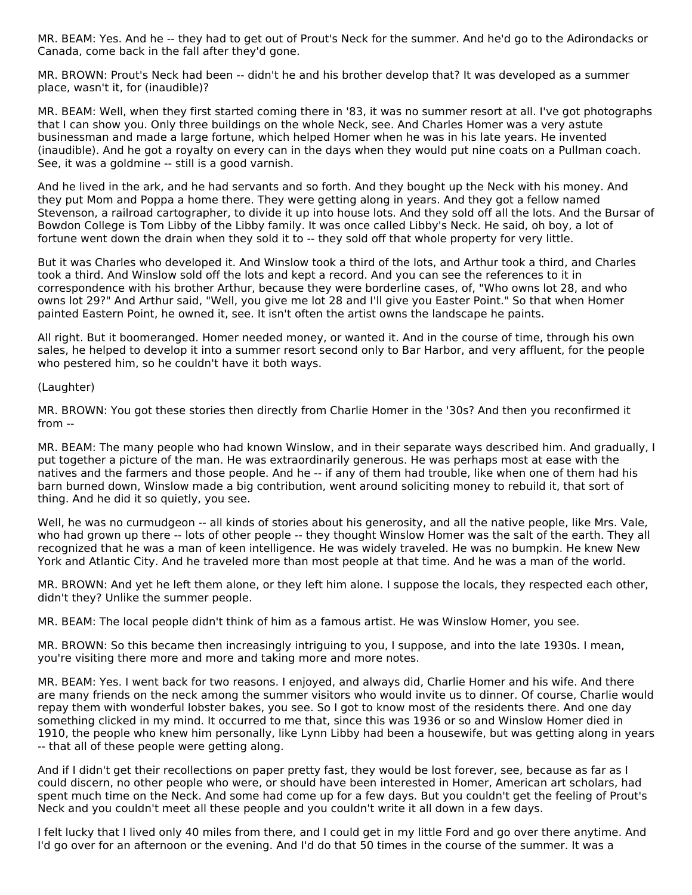MR. BEAM: Yes. And he -- they had to get out of Prout's Neck for the summer. And he'd go to the Adirondacks or Canada, come back in the fall after they'd gone.

MR. BROWN: Prout's Neck had been -- didn't he and his brother develop that? It was developed as a summer place, wasn't it, for (inaudible)?

MR. BEAM: Well, when they first started coming there in '83, it was no summer resort at all. I've got photographs that I can show you. Only three buildings on the whole Neck, see. And Charles Homer was a very astute businessman and made a large fortune, which helped Homer when he was in his late years. He invented (inaudible). And he got a royalty on every can in the days when they would put nine coats on a Pullman coach. See, it was a goldmine -- still is a good varnish.

And he lived in the ark, and he had servants and so forth. And they bought up the Neck with his money. And they put Mom and Poppa a home there. They were getting along in years. And they got a fellow named Stevenson, a railroad cartographer, to divide it up into house lots. And they sold off all the lots. And the Bursar of Bowdon College is Tom Libby of the Libby family. It was once called Libby's Neck. He said, oh boy, a lot of fortune went down the drain when they sold it to -- they sold off that whole property for very little.

But it was Charles who developed it. And Winslow took a third of the lots, and Arthur took a third, and Charles took a third. And Winslow sold off the lots and kept a record. And you can see the references to it in correspondence with his brother Arthur, because they were borderline cases, of, "Who owns lot 28, and who owns lot 29?" And Arthur said, "Well, you give me lot 28 and I'll give you Easter Point." So that when Homer painted Eastern Point, he owned it, see. It isn't often the artist owns the landscape he paints.

All right. But it boomeranged. Homer needed money, or wanted it. And in the course of time, through his own sales, he helped to develop it into a summer resort second only to Bar Harbor, and very affluent, for the people who pestered him, so he couldn't have it both ways.

(Laughter)

MR. BROWN: You got these stories then directly from Charlie Homer in the '30s? And then you reconfirmed it from --

MR. BEAM: The many people who had known Winslow, and in their separate ways described him. And gradually, I put together a picture of the man. He was extraordinarily generous. He was perhaps most at ease with the natives and the farmers and those people. And he -- if any of them had trouble, like when one of them had his barn burned down, Winslow made a big contribution, went around soliciting money to rebuild it, that sort of thing. And he did it so quietly, you see.

Well, he was no curmudgeon -- all kinds of stories about his generosity, and all the native people, like Mrs. Vale, who had grown up there -- lots of other people -- they thought Winslow Homer was the salt of the earth. They all recognized that he was a man of keen intelligence. He was widely traveled. He was no bumpkin. He knew New York and Atlantic City. And he traveled more than most people at that time. And he was a man of the world.

MR. BROWN: And yet he left them alone, or they left him alone. I suppose the locals, they respected each other, didn't they? Unlike the summer people.

MR. BEAM: The local people didn't think of him as a famous artist. He was Winslow Homer, you see.

MR. BROWN: So this became then increasingly intriguing to you, I suppose, and into the late 1930s. I mean, you're visiting there more and more and taking more and more notes.

MR. BEAM: Yes. I went back for two reasons. I enjoyed, and always did, Charlie Homer and his wife. And there are many friends on the neck among the summer visitors who would invite us to dinner. Of course, Charlie would repay them with wonderful lobster bakes, you see. So I got to know most of the residents there. And one day something clicked in my mind. It occurred to me that, since this was 1936 or so and Winslow Homer died in 1910, the people who knew him personally, like Lynn Libby had been a housewife, but was getting along in years -- that all of these people were getting along.

And if I didn't get their recollections on paper pretty fast, they would be lost forever, see, because as far as I could discern, no other people who were, or should have been interested in Homer, American art scholars, had spent much time on the Neck. And some had come up for a few days. But you couldn't get the feeling of Prout's Neck and you couldn't meet all these people and you couldn't write it all down in a few days.

I felt lucky that I lived only 40 miles from there, and I could get in my little Ford and go over there anytime. And I'd go over for an afternoon or the evening. And I'd do that 50 times in the course of the summer. It was a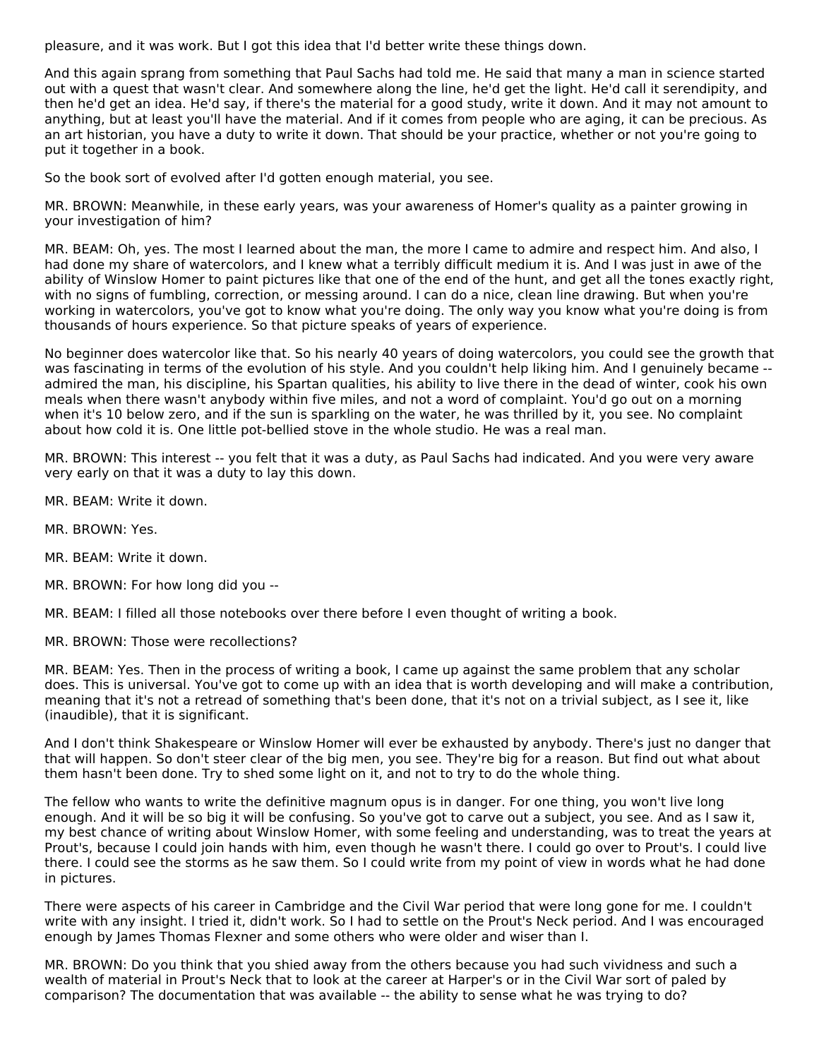pleasure, and it was work. But I got this idea that I'd better write these things down.

And this again sprang from something that Paul Sachs had told me. He said that many a man in science started out with a quest that wasn't clear. And somewhere along the line, he'd get the light. He'd call it serendipity, and then he'd get an idea. He'd say, if there's the material for a good study, write it down. And it may not amount to anything, but at least you'll have the material. And if it comes from people who are aging, it can be precious. As an art historian, you have a duty to write it down. That should be your practice, whether or not you're going to put it together in a book.

So the book sort of evolved after I'd gotten enough material, you see.

MR. BROWN: Meanwhile, in these early years, was your awareness of Homer's quality as a painter growing in your investigation of him?

MR. BEAM: Oh, yes. The most I learned about the man, the more I came to admire and respect him. And also, I had done my share of watercolors, and I knew what a terribly difficult medium it is. And I was just in awe of the ability of Winslow Homer to paint pictures like that one of the end of the hunt, and get all the tones exactly right, with no signs of fumbling, correction, or messing around. I can do a nice, clean line drawing. But when you're working in watercolors, you've got to know what you're doing. The only way you know what you're doing is from thousands of hours experience. So that picture speaks of years of experience.

No beginner does watercolor like that. So his nearly 40 years of doing watercolors, you could see the growth that was fascinating in terms of the evolution of his style. And you couldn't help liking him. And I genuinely became -- admired the man, his discipline, his Spartan qualities, his ability to live there in the dead of winter, cook his own meals when there wasn't anybody within five miles, and not a word of complaint. You'd go out on a morning when it's 10 below zero, and if the sun is sparkling on the water, he was thrilled by it, you see. No complaint about how cold it is. One little pot-bellied stove in the whole studio. He was a real man.

MR. BROWN: This interest -- you felt that it was a duty, as Paul Sachs had indicated. And you were very aware very early on that it was a duty to lay this down.

MR. BEAM: Write it down.

MR. BROWN: Yes.

MR. BEAM: Write it down.

MR. BROWN: For how long did you --

MR. BEAM: I filled all those notebooks over there before I even thought of writing a book.

MR. BROWN: Those were recollections?

MR. BEAM: Yes. Then in the process of writing a book, I came up against the same problem that any scholar does. This is universal. You've got to come up with an idea that is worth developing and will make a contribution, meaning that it's not a retread of something that's been done, that it's not on a trivial subject, as I see it, like (inaudible), that it is significant.

And I don't think Shakespeare or Winslow Homer will ever be exhausted by anybody. There's just no danger that that will happen. So don't steer clear of the big men, you see. They're big for a reason. But find out what about them hasn't been done. Try to shed some light on it, and not to try to do the whole thing.

The fellow who wants to write the definitive magnum opus is in danger. For one thing, you won't live long enough. And it will be so big it will be confusing. So you've got to carve out a subject, you see. And as I saw it, my best chance of writing about Winslow Homer, with some feeling and understanding, was to treat the years at Prout's, because I could join hands with him, even though he wasn't there. I could go over to Prout's. I could live there. I could see the storms as he saw them. So I could write from my point of view in words what he had done in pictures.

There were aspects of his career in Cambridge and the Civil War period that were long gone for me. I couldn't write with any insight. I tried it, didn't work. So I had to settle on the Prout's Neck period. And I was encouraged enough by James Thomas Flexner and some others who were older and wiser than I.

MR. BROWN: Do you think that you shied away from the others because you had such vividness and such a wealth of material in Prout's Neck that to look at the career at Harper's or in the Civil War sort of paled by comparison? The documentation that was available -- the ability to sense what he was trying to do?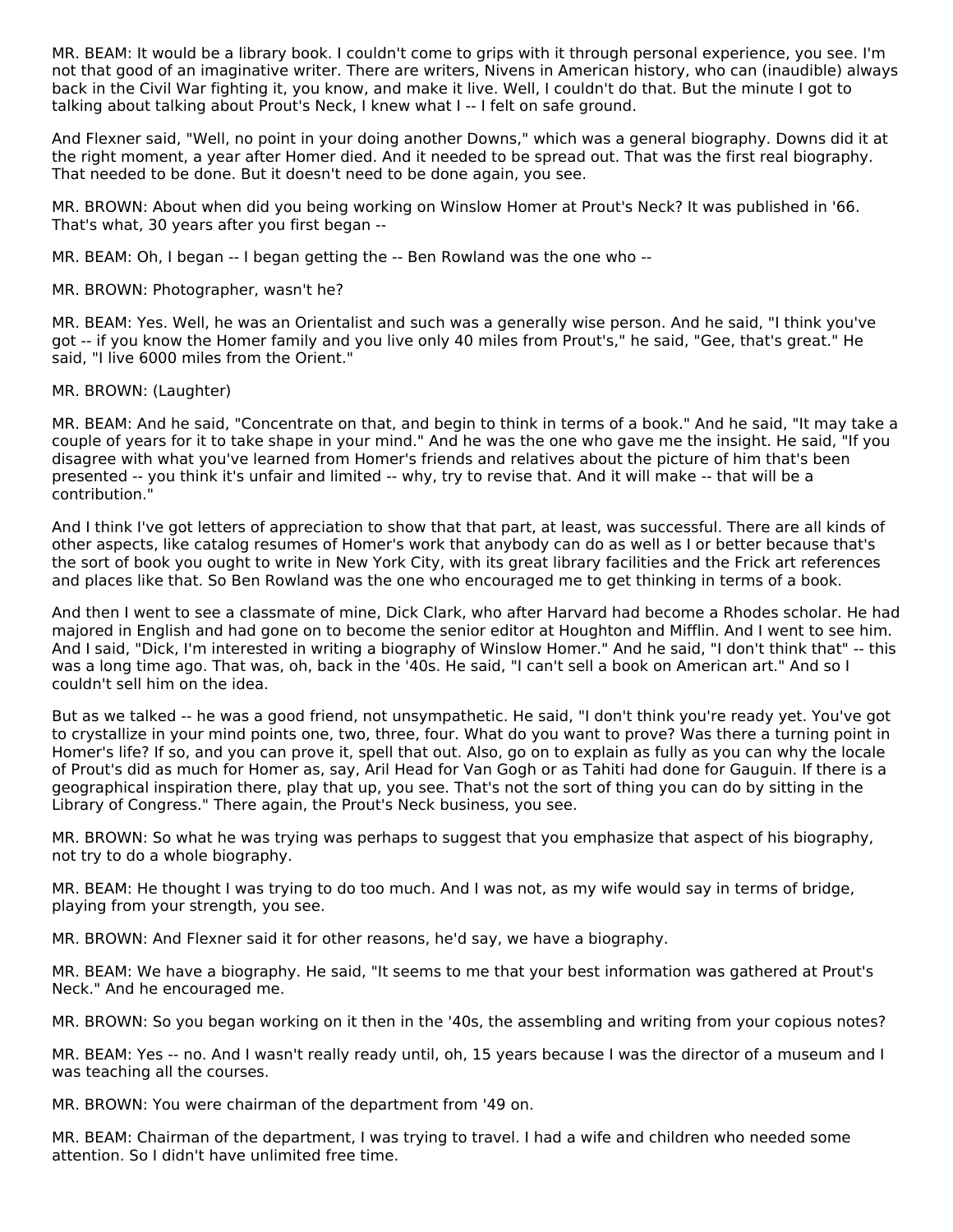MR. BEAM: It would be a library book. I couldn't come to grips with it through personal experience, you see. I'm not that good of an imaginative writer. There are writers, Nivens in American history, who can (inaudible) always back in the Civil War fighting it, you know, and make it live. Well, I couldn't do that. But the minute I got to talking about talking about Prout's Neck, I knew what I -- I felt on safe ground.

And Flexner said, "Well, no point in your doing another Downs," which was a general biography. Downs did it at the right moment, a year after Homer died. And it needed to be spread out. That was the first real biography. That needed to be done. But it doesn't need to be done again, you see.

MR. BROWN: About when did you being working on Winslow Homer at Prout's Neck? It was published in '66. That's what, 30 years after you first began --

MR. BEAM: Oh, I began -- I began getting the -- Ben Rowland was the one who --

MR. BROWN: Photographer, wasn't he?

MR. BEAM: Yes. Well, he was an Orientalist and such was a generally wise person. And he said, "I think you've got -- if you know the Homer family and you live only 40 miles from Prout's," he said, "Gee, that's great." He said, "I live 6000 miles from the Orient."

MR. BROWN: (Laughter)

MR. BEAM: And he said, "Concentrate on that, and begin to think in terms of a book." And he said, "It may take a couple of years for it to take shape in your mind." And he was the one who gave me the insight. He said, "If you disagree with what you've learned from Homer's friends and relatives about the picture of him that's been presented -- you think it's unfair and limited -- why, try to revise that. And it will make -- that will be a contribution."

And I think I've got letters of appreciation to show that that part, at least, was successful. There are all kinds of other aspects, like catalog resumes of Homer's work that anybody can do as well as I or better because that's the sort of book you ought to write in New York City, with its great library facilities and the Frick art references and places like that. So Ben Rowland was the one who encouraged me to get thinking in terms of a book.

And then I went to see a classmate of mine, Dick Clark, who after Harvard had become a Rhodes scholar. He had majored in English and had gone on to become the senior editor at Houghton and Mifflin. And I went to see him. And I said, "Dick, I'm interested in writing a biography of Winslow Homer." And he said, "I don't think that" -- this was a long time ago. That was, oh, back in the '40s. He said, "I can't sell a book on American art." And so I couldn't sell him on the idea.

But as we talked -- he was a good friend, not unsympathetic. He said, "I don't think you're ready yet. You've got to crystallize in your mind points one, two, three, four. What do you want to prove? Was there a turning point in Homer's life? If so, and you can prove it, spell that out. Also, go on to explain as fully as you can why the locale of Prout's did as much for Homer as, say, Aril Head for Van Gogh or as Tahiti had done for Gauguin. If there is a geographical inspiration there, play that up, you see. That's not the sort of thing you can do by sitting in the Library of Congress." There again, the Prout's Neck business, you see.

MR. BROWN: So what he was trying was perhaps to suggest that you emphasize that aspect of his biography, not try to do a whole biography.

MR. BEAM: He thought I was trying to do too much. And I was not, as my wife would say in terms of bridge, playing from your strength, you see.

MR. BROWN: And Flexner said it for other reasons, he'd say, we have a biography.

MR. BEAM: We have a biography. He said, "It seems to me that your best information was gathered at Prout's Neck." And he encouraged me.

MR. BROWN: So you began working on it then in the '40s, the assembling and writing from your copious notes?

MR. BEAM: Yes -- no. And I wasn't really ready until, oh, 15 years because I was the director of a museum and I was teaching all the courses.

MR. BROWN: You were chairman of the department from '49 on.

MR. BEAM: Chairman of the department, I was trying to travel. I had a wife and children who needed some attention. So I didn't have unlimited free time.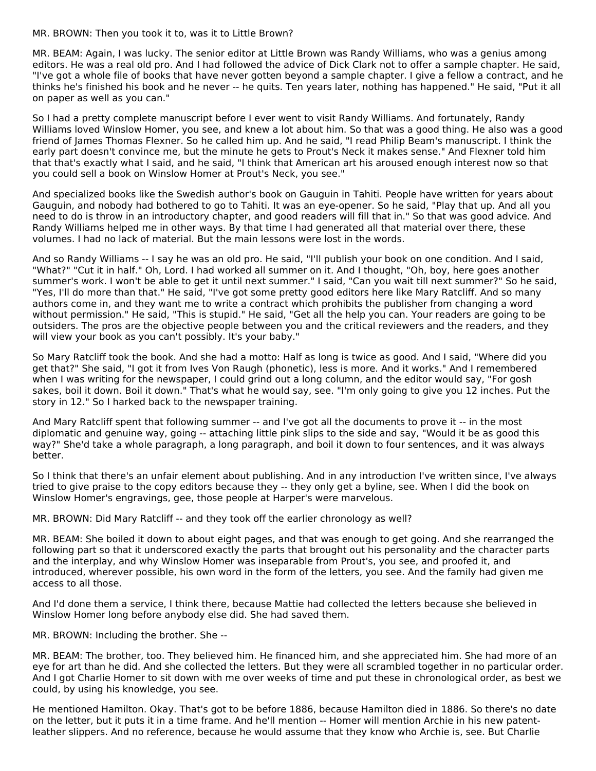MR. BROWN: Then you took it to, was it to Little Brown?

MR. BEAM: Again, I was lucky. The senior editor at Little Brown was Randy Williams, who was a genius among editors. He was a real old pro. And I had followed the advice of Dick Clark not to offer a sample chapter. He said, "I've got a whole file of books that have never gotten beyond a sample chapter. I give a fellow a contract, and he thinks he's finished his book and he never -- he quits. Ten years later, nothing has happened." He said, "Put it all on paper as well as you can."

So I had a pretty complete manuscript before I ever went to visit Randy Williams. And fortunately, Randy Williams loved Winslow Homer, you see, and knew a lot about him. So that was a good thing. He also was a good friend of James Thomas Flexner. So he called him up. And he said, "I read Philip Beam's manuscript. I think the early part doesn't convince me, but the minute he gets to Prout's Neck it makes sense." And Flexner told him that that's exactly what I said, and he said, "I think that American art his aroused enough interest now so that you could sell a book on Winslow Homer at Prout's Neck, you see."

And specialized books like the Swedish author's book on Gauguin in Tahiti. People have written for years about Gauguin, and nobody had bothered to go to Tahiti. It was an eye-opener. So he said, "Play that up. And all you need to do is throw in an introductory chapter, and good readers will fill that in." So that was good advice. And Randy Williams helped me in other ways. By that time I had generated all that material over there, these volumes. I had no lack of material. But the main lessons were lost in the words.

And so Randy Williams -- I say he was an old pro. He said, "I'll publish your book on one condition. And I said, "What?" "Cut it in half." Oh, Lord. I had worked all summer on it. And I thought, "Oh, boy, here goes another summer's work. I won't be able to get it until next summer." I said, "Can you wait till next summer?" So he said, "Yes, I'll do more than that." He said, "I've got some pretty good editors here like Mary Ratcliff. And so many authors come in, and they want me to write a contract which prohibits the publisher from changing a word without permission." He said, "This is stupid." He said, "Get all the help you can. Your readers are going to be outsiders. The pros are the objective people between you and the critical reviewers and the readers, and they will view your book as you can't possibly. It's your baby."

So Mary Ratcliff took the book. And she had a motto: Half as long is twice as good. And I said, "Where did you get that?" She said, "I got it from Ives Von Raugh (phonetic), less is more. And it works." And I remembered when I was writing for the newspaper, I could grind out a long column, and the editor would say, "For gosh sakes, boil it down. Boil it down." That's what he would say, see. "I'm only going to give you 12 inches. Put the story in 12." So I harked back to the newspaper training.

And Mary Ratcliff spent that following summer -- and I've got all the documents to prove it -- in the most diplomatic and genuine way, going -- attaching little pink slips to the side and say, "Would it be as good this way?" She'd take a whole paragraph, a long paragraph, and boil it down to four sentences, and it was always better.

So I think that there's an unfair element about publishing. And in any introduction I've written since, I've always tried to give praise to the copy editors because they -- they only get a byline, see. When I did the book on Winslow Homer's engravings, gee, those people at Harper's were marvelous.

MR. BROWN: Did Mary Ratcliff -- and they took off the earlier chronology as well?

MR. BEAM: She boiled it down to about eight pages, and that was enough to get going. And she rearranged the following part so that it underscored exactly the parts that brought out his personality and the character parts and the interplay, and why Winslow Homer was inseparable from Prout's, you see, and proofed it, and introduced, wherever possible, his own word in the form of the letters, you see. And the family had given me access to all those.

And I'd done them a service, I think there, because Mattie had collected the letters because she believed in Winslow Homer long before anybody else did. She had saved them.

MR. BROWN: Including the brother. She --

MR. BEAM: The brother, too. They believed him. He financed him, and she appreciated him. She had more of an eye for art than he did. And she collected the letters. But they were all scrambled together in no particular order. And I got Charlie Homer to sit down with me over weeks of time and put these in chronological order, as best we could, by using his knowledge, you see.

He mentioned Hamilton. Okay. That's got to be before 1886, because Hamilton died in 1886. So there's no date on the letter, but it puts it in a time frame. And he'll mention -- Homer will mention Archie in his new patent-leather slippers. And no reference, because he would assume that they know who Archie is, see. But Charlie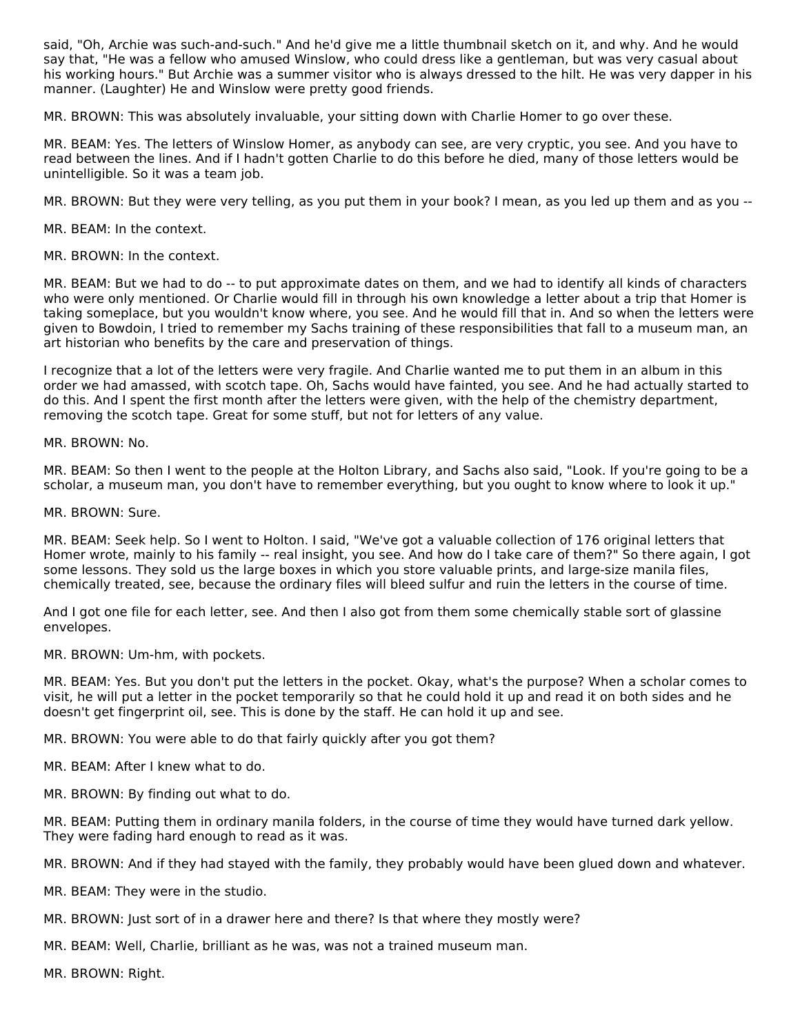said, "Oh, Archie was such-and-such." And he'd give me a little thumbnail sketch on it, and why. And he would say that, "He was a fellow who amused Winslow, who could dress like a gentleman, but was very casual about his working hours." But Archie was a summer visitor who is always dressed to the hilt. He was very dapper in his manner. (Laughter) He and Winslow were pretty good friends.

MR. BROWN: This was absolutely invaluable, your sitting down with Charlie Homer to go over these.

MR. BEAM: Yes. The letters of Winslow Homer, as anybody can see, are very cryptic, you see. And you have to read between the lines. And if I hadn't gotten Charlie to do this before he died, many of those letters would be unintelligible. So it was a team job.

MR. BROWN: But they were very telling, as you put them in your book? I mean, as you led up them and as you --

MR. BEAM: In the context.

MR. BROWN: In the context.

MR. BEAM: But we had to do -- to put approximate dates on them, and we had to identify all kinds of characters who were only mentioned. Or Charlie would fill in through his own knowledge a letter about a trip that Homer is taking someplace, but you wouldn't know where, you see. And he would fill that in. And so when the letters were given to Bowdoin, I tried to remember my Sachs training of these responsibilities that fall to a museum man, an art historian who benefits by the care and preservation of things.

I recognize that a lot of the letters were very fragile. And Charlie wanted me to put them in an album in this order we had amassed, with scotch tape. Oh, Sachs would have fainted, you see. And he had actually started to do this. And I spent the first month after the letters were given, with the help of the chemistry department, removing the scotch tape. Great for some stuff, but not for letters of any value.

MR. BROWN: No.

MR. BEAM: So then I went to the people at the Holton Library, and Sachs also said, "Look. If you're going to be a scholar, a museum man, you don't have to remember everything, but you ought to know where to look it up."

MR. BROWN: Sure.

MR. BEAM: Seek help. So I went to Holton. I said, "We've got a valuable collection of 176 original letters that Homer wrote, mainly to his family -- real insight, you see. And how do I take care of them?" So there again, I got some lessons. They sold us the large boxes in which you store valuable prints, and large-size manila files, chemically treated, see, because the ordinary files will bleed sulfur and ruin the letters in the course of time.

And I got one file for each letter, see. And then I also got from them some chemically stable sort of glassine envelopes.

MR. BROWN: Um-hm, with pockets.

MR. BEAM: Yes. But you don't put the letters in the pocket. Okay, what's the purpose? When a scholar comes to visit, he will put a letter in the pocket temporarily so that he could hold it up and read it on both sides and he doesn't get fingerprint oil, see. This is done by the staff. He can hold it up and see.

MR. BROWN: You were able to do that fairly quickly after you got them?

MR. BEAM: After I knew what to do.

MR. BROWN: By finding out what to do.

MR. BEAM: Putting them in ordinary manila folders, in the course of time they would have turned dark yellow. They were fading hard enough to read as it was.

MR. BROWN: And if they had stayed with the family, they probably would have been glued down and whatever.

MR. BEAM: They were in the studio.

MR. BROWN: Just sort of in a drawer here and there? Is that where they mostly were?

MR. BEAM: Well, Charlie, brilliant as he was, was not a trained museum man.

MR. BROWN: Right.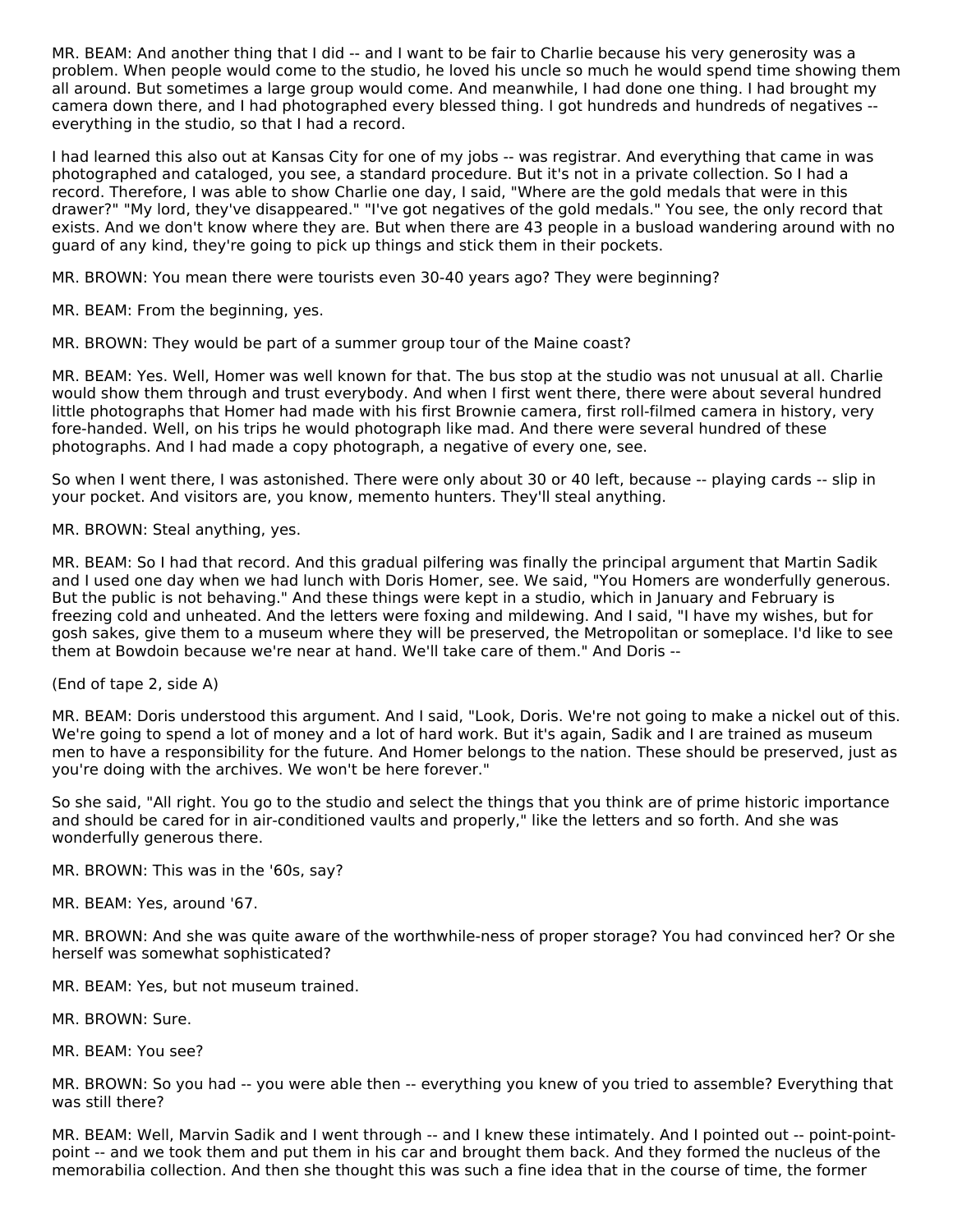MR. BEAM: And another thing that I did -- and I want to be fair to Charlie because his very generosity was a problem. When people would come to the studio, he loved his uncle so much he would spend time showing them all around. But sometimes a large group would come. And meanwhile, I had done one thing. I had brought my camera down there, and I had photographed every blessed thing. I got hundreds and hundreds of negatives -- everything in the studio, so that I had a record.

I had learned this also out at Kansas City for one of my jobs -- was registrar. And everything that came in was photographed and cataloged, you see, a standard procedure. But it's not in a private collection. So I had a record. Therefore, I was able to show Charlie one day, I said, "Where are the gold medals that were in this drawer?" "My lord, they've disappeared." "I've got negatives of the gold medals." You see, the only record that exists. And we don't know where they are. But when there are 43 people in a busload wandering around with no guard of any kind, they're going to pick up things and stick them in their pockets.

MR. BROWN: You mean there were tourists even 30-40 years ago? They were beginning?

MR. BEAM: From the beginning, yes.

MR. BROWN: They would be part of a summer group tour of the Maine coast?

MR. BEAM: Yes. Well, Homer was well known for that. The bus stop at the studio was not unusual at all. Charlie would show them through and trust everybody. And when I first went there, there were about several hundred little photographs that Homer had made with his first Brownie camera, first roll-filmed camera in history, very fore-handed. Well, on his trips he would photograph like mad. And there were several hundred of these photographs. And I had made a copy photograph, a negative of every one, see.

So when I went there, I was astonished. There were only about 30 or 40 left, because -- playing cards -- slip in your pocket. And visitors are, you know, memento hunters. They'll steal anything.

MR. BROWN: Steal anything, yes.

MR. BEAM: So I had that record. And this gradual pilfering was finally the principal argument that Martin Sadik and I used one day when we had lunch with Doris Homer, see. We said, "You Homers are wonderfully generous. But the public is not behaving." And these things were kept in a studio, which in January and February is freezing cold and unheated. And the letters were foxing and mildewing. And I said, "I have my wishes, but for gosh sakes, give them to a museum where they will be preserved, the Metropolitan or someplace. I'd like to see them at Bowdoin because we're near at hand. We'll take care of them." And Doris --

(End of tape 2, side A)

MR. BEAM: Doris understood this argument. And I said, "Look, Doris. We're not going to make a nickel out of this. We're going to spend a lot of money and a lot of hard work. But it's again, Sadik and I are trained as museum men to have a responsibility for the future. And Homer belongs to the nation. These should be preserved, just as you're doing with the archives. We won't be here forever."

So she said, "All right. You go to the studio and select the things that you think are of prime historic importance and should be cared for in air-conditioned vaults and properly," like the letters and so forth. And she was wonderfully generous there.

MR. BROWN: This was in the '60s, say?

MR. BEAM: Yes, around '67.

MR. BROWN: And she was quite aware of the worthwhile-ness of proper storage? You had convinced her? Or she herself was somewhat sophisticated?

MR. BEAM: Yes, but not museum trained.

MR. BROWN: Sure.

MR. BEAM: You see?

MR. BROWN: So you had -- you were able then -- everything you knew of you tried to assemble? Everything that was still there?

MR. BEAM: Well, Marvin Sadik and I went through -- and I knew these intimately. And I pointed out -- point-point-point -- and we took them and put them in his car and brought them back. And they formed the nucleus of the memorabilia collection. And then she thought this was such a fine idea that in the course of time, the former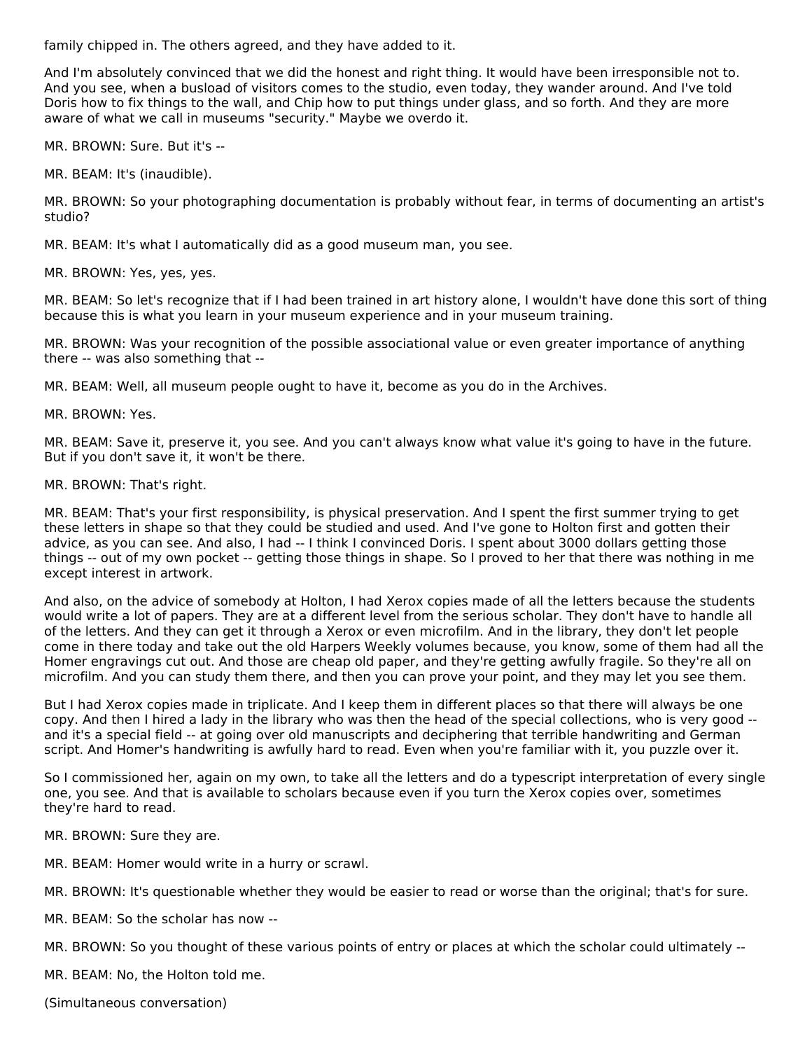family chipped in. The others agreed, and they have added to it.

And I'm absolutely convinced that we did the honest and right thing. It would have been irresponsible not to. And you see, when a busload of visitors comes to the studio, even today, they wander around. And I've told Doris how to fix things to the wall, and Chip how to put things under glass, and so forth. And they are more aware of what we call in museums "security." Maybe we overdo it.

MR. BROWN: Sure. But it's --

MR. BEAM: It's (inaudible).

MR. BROWN: So your photographing documentation is probably without fear, in terms of documenting an artist's studio?

MR. BEAM: It's what I automatically did as a good museum man, you see.

MR. BROWN: Yes, yes, yes.

MR. BEAM: So let's recognize that if I had been trained in art history alone, I wouldn't have done this sort of thing because this is what you learn in your museum experience and in your museum training.

MR. BROWN: Was your recognition of the possible associational value or even greater importance of anything there -- was also something that --

MR. BEAM: Well, all museum people ought to have it, become as you do in the Archives.

MR. BROWN: Yes.

MR. BEAM: Save it, preserve it, you see. And you can't always know what value it's going to have in the future. But if you don't save it, it won't be there.

MR. BROWN: That's right.

MR. BEAM: That's your first responsibility, is physical preservation. And I spent the first summer trying to get these letters in shape so that they could be studied and used. And I've gone to Holton first and gotten their advice, as you can see. And also, I had -- I think I convinced Doris. I spent about 3000 dollars getting those things -- out of my own pocket -- getting those things in shape. So I proved to her that there was nothing in me except interest in artwork.

And also, on the advice of somebody at Holton, I had Xerox copies made of all the letters because the students would write a lot of papers. They are at a different level from the serious scholar. They don't have to handle all of the letters. And they can get it through a Xerox or even microfilm. And in the library, they don't let people come in there today and take out the old Harpers Weekly volumes because, you know, some of them had all the Homer engravings cut out. And those are cheap old paper, and they're getting awfully fragile. So they're all on microfilm. And you can study them there, and then you can prove your point, and they may let you see them.

But I had Xerox copies made in triplicate. And I keep them in different places so that there will always be one copy. And then I hired a lady in the library who was then the head of the special collections, who is very good -- and it's a special field -- at going over old manuscripts and deciphering that terrible handwriting and German script. And Homer's handwriting is awfully hard to read. Even when you're familiar with it, you puzzle over it.

So I commissioned her, again on my own, to take all the letters and do a typescript interpretation of every single one, you see. And that is available to scholars because even if you turn the Xerox copies over, sometimes they're hard to read.

MR. BROWN: Sure they are.

MR. BEAM: Homer would write in a hurry or scrawl.

MR. BROWN: It's questionable whether they would be easier to read or worse than the original; that's for sure.

MR. BEAM: So the scholar has now --

MR. BROWN: So you thought of these various points of entry or places at which the scholar could ultimately --

MR. BEAM: No, the Holton told me.

(Simultaneous conversation)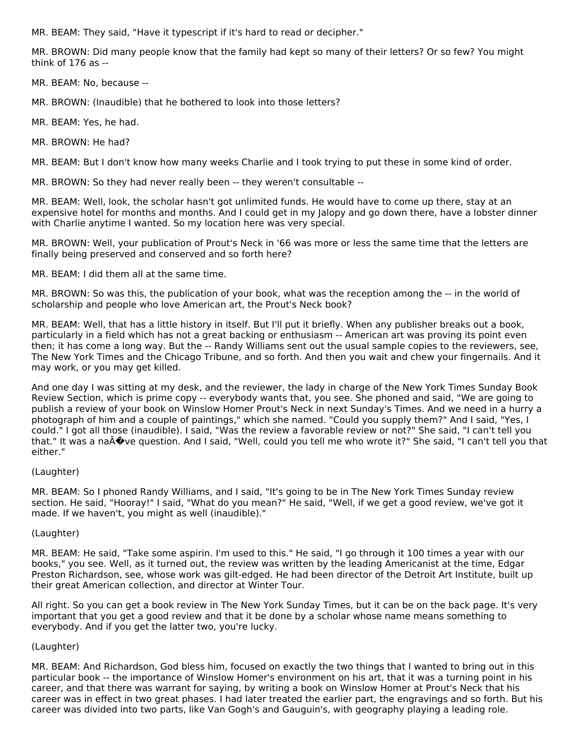MR. BEAM: They said, "Have it typescript if it's hard to read or decipher."

MR. BROWN: Did many people know that the family had kept so many of their letters? Or so few? You might think of 176 as --

MR. BEAM: No, because --

MR. BROWN: (Inaudible) that he bothered to look into those letters?

MR. BEAM: Yes, he had.

MR. BROWN: He had?

MR. BEAM: But I don't know how many weeks Charlie and I took trying to put these in some kind of order.

MR. BROWN: So they had never really been -- they weren't consultable --

MR. BEAM: Well, look, the scholar hasn't got unlimited funds. He would have to come up there, stay at an expensive hotel for months and months. And I could get in my Jalopy and go down there, have a lobster dinner with Charlie anytime I wanted. So my location here was very special.

MR. BROWN: Well, your publication of Prout's Neck in '66 was more or less the same time that the letters are finally being preserved and conserved and so forth here?

MR. BEAM: I did them all at the same time.

MR. BROWN: So was this, the publication of your book, what was the reception among the -- in the world of scholarship and people who love American art, the Prout's Neck book?

MR. BEAM: Well, that has a little history in itself. But I'll put it briefly. When any publisher breaks out a book, particularly in a field which has not a great backing or enthusiasm -- American art was proving its point even then; it has come a long way. But the -- Randy Williams sent out the usual sample copies to the reviewers, see, The New York Times and the Chicago Tribune, and so forth. And then you wait and chew your fingernails. And it may work, or you may get killed.

And one day I was sitting at my desk, and the reviewer, the lady in charge of the New York Times Sunday Book Review Section, which is prime copy -- everybody wants that, you see. She phoned and said, "We are going to publish a review of your book on Winslow Homer Prout's Neck in next Sunday's Times. And we need in a hurry a photograph of him and a couple of paintings," which she named. "Could you supply them?" And I said, "Yes, I could." I got all those (inaudible). I said, "Was the review a favorable review or not?" She said, "I can't tell you that." It was a naÃ�ve question. And I said, "Well, could you tell me who wrote it?" She said, "I can't tell you that either."

(Laughter)

MR. BEAM: So I phoned Randy Williams, and I said, "It's going to be in The New York Times Sunday review section. He said, "Hooray!" I said, "What do you mean?" He said, "Well, if we get a good review, we've got it made. If we haven't, you might as well (inaudible)."

(Laughter)

MR. BEAM: He said, "Take some aspirin. I'm used to this." He said, "I go through it 100 times a year with our books," you see. Well, as it turned out, the review was written by the leading Americanist at the time, Edgar Preston Richardson, see, whose work was gilt-edged. He had been director of the Detroit Art Institute, built up their great American collection, and director at Winter Tour.

All right. So you can get a book review in The New York Sunday Times, but it can be on the back page. It's very important that you get a good review and that it be done by a scholar whose name means something to everybody. And if you get the latter two, you're lucky.

(Laughter)

MR. BEAM: And Richardson, God bless him, focused on exactly the two things that I wanted to bring out in this particular book -- the importance of Winslow Homer's environment on his art, that it was a turning point in his career, and that there was warrant for saying, by writing a book on Winslow Homer at Prout's Neck that his career was in effect in two great phases. I had later treated the earlier part, the engravings and so forth. But his career was divided into two parts, like Van Gogh's and Gauguin's, with geography playing a leading role.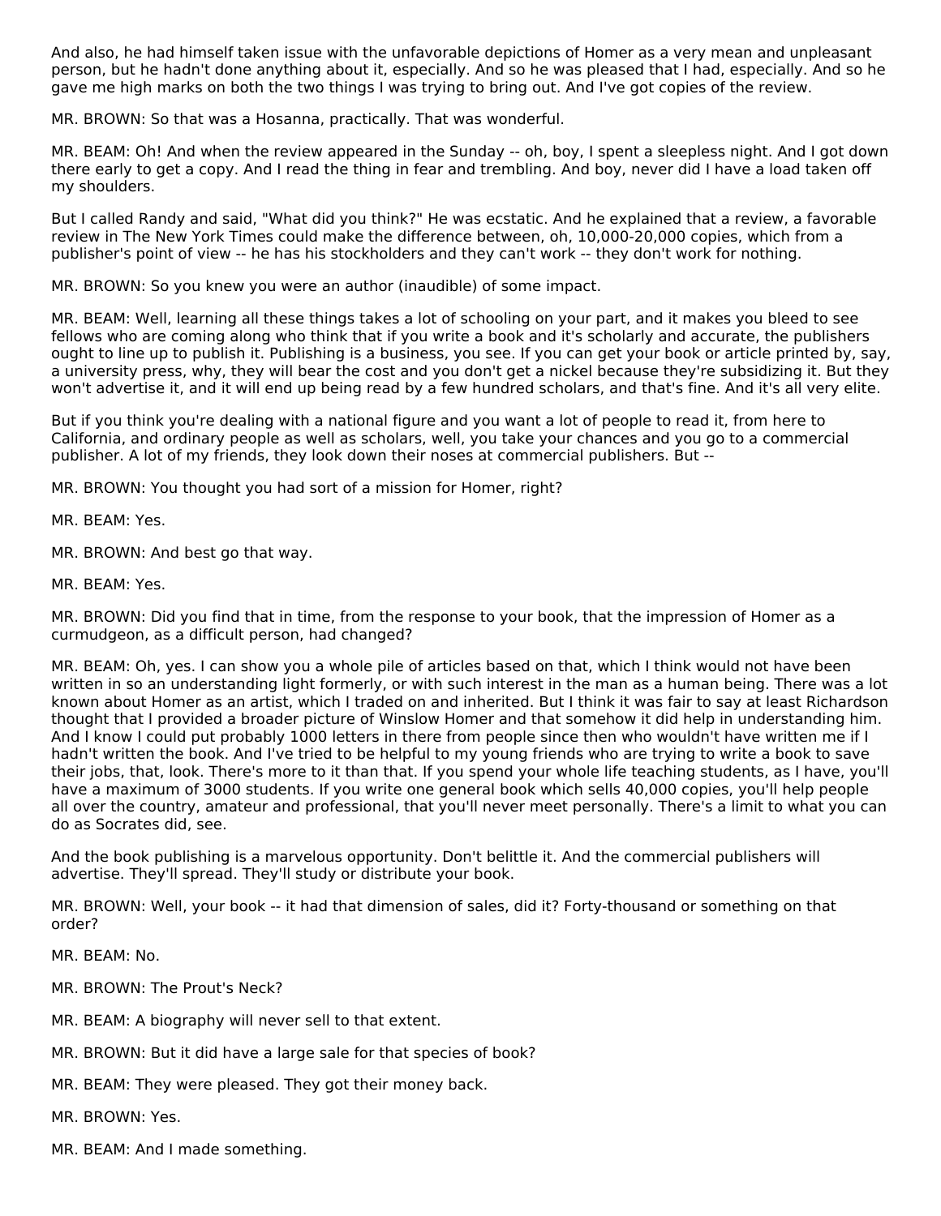And also, he had himself taken issue with the unfavorable depictions of Homer as a very mean and unpleasant person, but he hadn't done anything about it, especially. And so he was pleased that I had, especially. And so he gave me high marks on both the two things I was trying to bring out. And I've got copies of the review.

MR. BROWN: So that was a Hosanna, practically. That was wonderful.

MR. BEAM: Oh! And when the review appeared in the Sunday -- oh, boy, I spent a sleepless night. And I got down there early to get a copy. And I read the thing in fear and trembling. And boy, never did I have a load taken off my shoulders.

But I called Randy and said, "What did you think?" He was ecstatic. And he explained that a review, a favorable review in The New York Times could make the difference between, oh, 10,000-20,000 copies, which from a publisher's point of view -- he has his stockholders and they can't work -- they don't work for nothing.

MR. BROWN: So you knew you were an author (inaudible) of some impact.

MR. BEAM: Well, learning all these things takes a lot of schooling on your part, and it makes you bleed to see fellows who are coming along who think that if you write a book and it's scholarly and accurate, the publishers ought to line up to publish it. Publishing is a business, you see. If you can get your book or article printed by, say, a university press, why, they will bear the cost and you don't get a nickel because they're subsidizing it. But they won't advertise it, and it will end up being read by a few hundred scholars, and that's fine. And it's all very elite.

But if you think you're dealing with a national figure and you want a lot of people to read it, from here to California, and ordinary people as well as scholars, well, you take your chances and you go to a commercial publisher. A lot of my friends, they look down their noses at commercial publishers. But --

MR. BROWN: You thought you had sort of a mission for Homer, right?

MR. BEAM: Yes.

MR. BROWN: And best go that way.

MR. BEAM: Yes.

MR. BROWN: Did you find that in time, from the response to your book, that the impression of Homer as a curmudgeon, as a difficult person, had changed?

MR. BEAM: Oh, yes. I can show you a whole pile of articles based on that, which I think would not have been written in so an understanding light formerly, or with such interest in the man as a human being. There was a lot known about Homer as an artist, which I traded on and inherited. But I think it was fair to say at least Richardson thought that I provided a broader picture of Winslow Homer and that somehow it did help in understanding him. And I know I could put probably 1000 letters in there from people since then who wouldn't have written me if I hadn't written the book. And I've tried to be helpful to my young friends who are trying to write a book to save their jobs, that, look. There's more to it than that. If you spend your whole life teaching students, as I have, you'll have a maximum of 3000 students. If you write one general book which sells 40,000 copies, you'll help people all over the country, amateur and professional, that you'll never meet personally. There's a limit to what you can do as Socrates did, see.

And the book publishing is a marvelous opportunity. Don't belittle it. And the commercial publishers will advertise. They'll spread. They'll study or distribute your book.

MR. BROWN: Well, your book -- it had that dimension of sales, did it? Forty-thousand or something on that order?

MR. BEAM: No.

MR. BROWN: The Prout's Neck?

MR. BEAM: A biography will never sell to that extent.

MR. BROWN: But it did have a large sale for that species of book?

MR. BEAM: They were pleased. They got their money back.

MR. BROWN: Yes.

MR. BEAM: And I made something.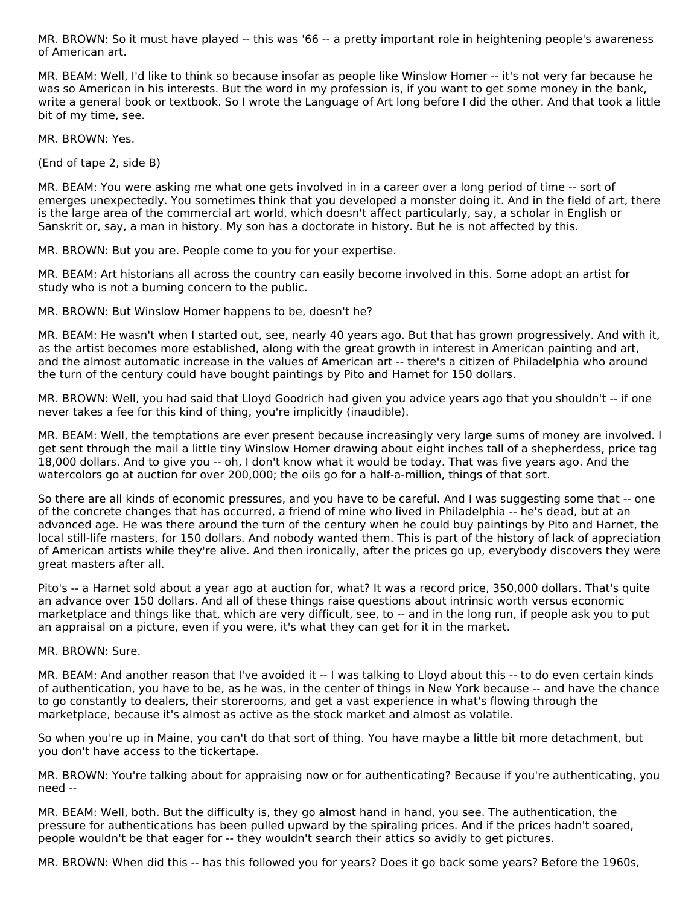MR. BROWN: So it must have played -- this was '66 -- a pretty important role in heightening people's awareness of American art.

MR. BEAM: Well, I'd like to think so because insofar as people like Winslow Homer -- it's not very far because he was so American in his interests. But the word in my profession is, if you want to get some money in the bank, write a general book or textbook. So I wrote the Language of Art long before I did the other. And that took a little bit of my time, see.

MR. BROWN: Yes.

(End of tape 2, side B)

MR. BEAM: You were asking me what one gets involved in in a career over a long period of time -- sort of emerges unexpectedly. You sometimes think that you developed a monster doing it. And in the field of art, there is the large area of the commercial art world, which doesn't affect particularly, say, a scholar in English or Sanskrit or, say, a man in history. My son has a doctorate in history. But he is not affected by this.

MR. BROWN: But you are. People come to you for your expertise.

MR. BEAM: Art historians all across the country can easily become involved in this. Some adopt an artist for study who is not a burning concern to the public.

MR. BROWN: But Winslow Homer happens to be, doesn't he?

MR. BEAM: He wasn't when I started out, see, nearly 40 years ago. But that has grown progressively. And with it, as the artist becomes more established, along with the great growth in interest in American painting and art, and the almost automatic increase in the values of American art -- there's a citizen of Philadelphia who around the turn of the century could have bought paintings by Pito and Harnet for 150 dollars.

MR. BROWN: Well, you had said that Lloyd Goodrich had given you advice years ago that you shouldn't -- if one never takes a fee for this kind of thing, you're implicitly (inaudible).

MR. BEAM: Well, the temptations are ever present because increasingly very large sums of money are involved. I get sent through the mail a little tiny Winslow Homer drawing about eight inches tall of a shepherdess, price tag 18,000 dollars. And to give you -- oh, I don't know what it would be today. That was five years ago. And the watercolors go at auction for over 200,000; the oils go for a half-a-million, things of that sort.

So there are all kinds of economic pressures, and you have to be careful. And I was suggesting some that -- one of the concrete changes that has occurred, a friend of mine who lived in Philadelphia -- he's dead, but at an advanced age. He was there around the turn of the century when he could buy paintings by Pito and Harnet, the local still-life masters, for 150 dollars. And nobody wanted them. This is part of the history of lack of appreciation of American artists while they're alive. And then ironically, after the prices go up, everybody discovers they were great masters after all.

Pito's -- a Harnet sold about a year ago at auction for, what? It was a record price, 350,000 dollars. That's quite an advance over 150 dollars. And all of these things raise questions about intrinsic worth versus economic marketplace and things like that, which are very difficult, see, to -- and in the long run, if people ask you to put an appraisal on a picture, even if you were, it's what they can get for it in the market.

MR. BROWN: Sure.

MR. BEAM: And another reason that I've avoided it -- I was talking to Lloyd about this -- to do even certain kinds of authentication, you have to be, as he was, in the center of things in New York because -- and have the chance to go constantly to dealers, their storerooms, and get a vast experience in what's flowing through the marketplace, because it's almost as active as the stock market and almost as volatile.

So when you're up in Maine, you can't do that sort of thing. You have maybe a little bit more detachment, but you don't have access to the tickertape.

MR. BROWN: You're talking about for appraising now or for authenticating? Because if you're authenticating, you need --

MR. BEAM: Well, both. But the difficulty is, they go almost hand in hand, you see. The authentication, the pressure for authentications has been pulled upward by the spiraling prices. And if the prices hadn't soared, people wouldn't be that eager for -- they wouldn't search their attics so avidly to get pictures.

MR. BROWN: When did this -- has this followed you for years? Does it go back some years? Before the 1960s,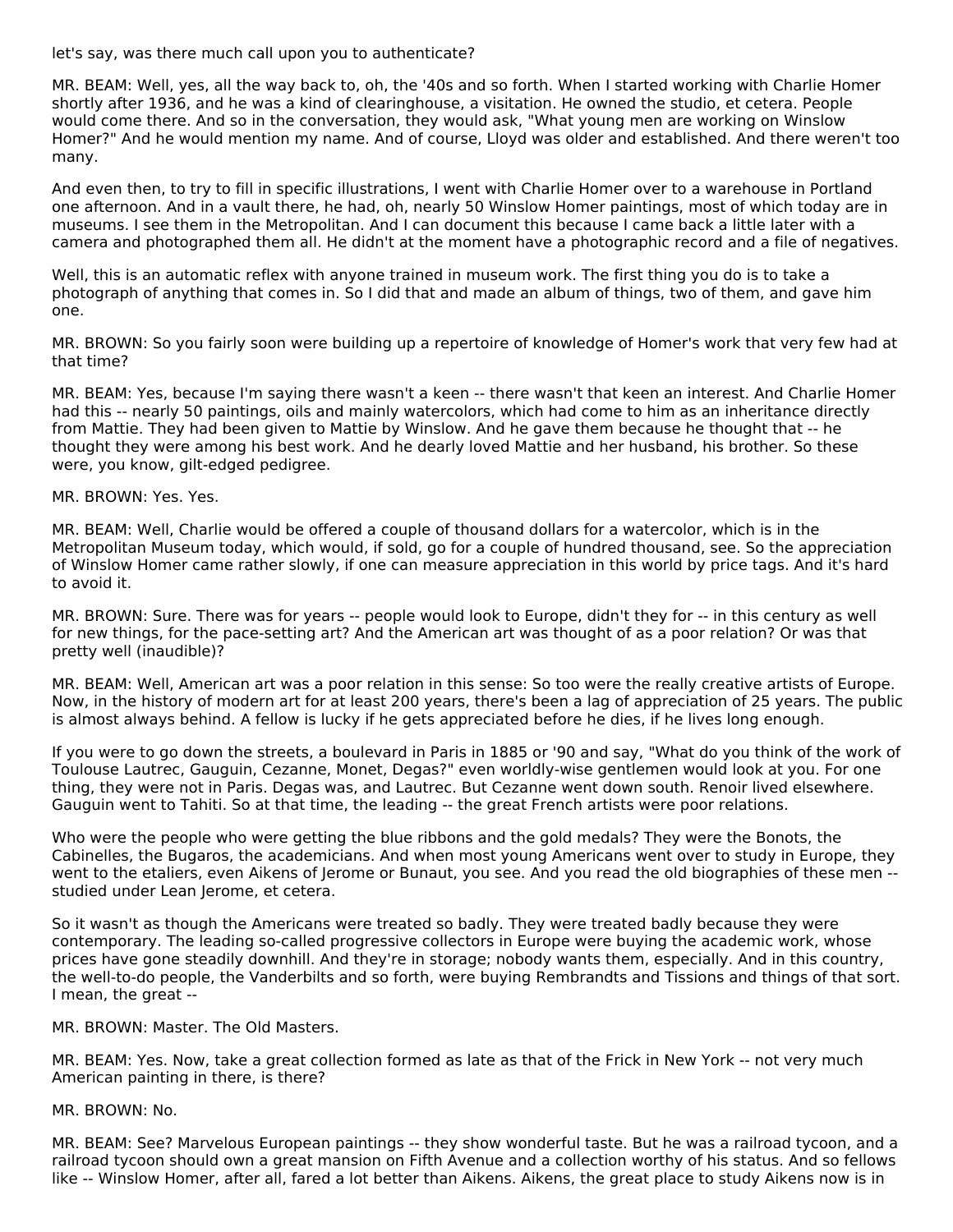let's say, was there much call upon you to authenticate?

MR. BEAM: Well, yes, all the way back to, oh, the '40s and so forth. When I started working with Charlie Homer shortly after 1936, and he was a kind of clearinghouse, a visitation. He owned the studio, et cetera. People would come there. And so in the conversation, they would ask, "What young men are working on Winslow Homer?" And he would mention my name. And of course, Lloyd was older and established. And there weren't too many.

And even then, to try to fill in specific illustrations, I went with Charlie Homer over to a warehouse in Portland one afternoon. And in a vault there, he had, oh, nearly 50 Winslow Homer paintings, most of which today are in museums. I see them in the Metropolitan. And I can document this because I came back a little later with a camera and photographed them all. He didn't at the moment have a photographic record and a file of negatives.

Well, this is an automatic reflex with anyone trained in museum work. The first thing you do is to take a photograph of anything that comes in. So I did that and made an album of things, two of them, and gave him one.

MR. BROWN: So you fairly soon were building up a repertoire of knowledge of Homer's work that very few had at that time?

MR. BEAM: Yes, because I'm saying there wasn't a keen -- there wasn't that keen an interest. And Charlie Homer had this -- nearly 50 paintings, oils and mainly watercolors, which had come to him as an inheritance directly from Mattie. They had been given to Mattie by Winslow. And he gave them because he thought that -- he thought they were among his best work. And he dearly loved Mattie and her husband, his brother. So these were, you know, gilt-edged pedigree.

MR. BROWN: Yes. Yes.

MR. BEAM: Well, Charlie would be offered a couple of thousand dollars for a watercolor, which is in the Metropolitan Museum today, which would, if sold, go for a couple of hundred thousand, see. So the appreciation of Winslow Homer came rather slowly, if one can measure appreciation in this world by price tags. And it's hard to avoid it.

MR. BROWN: Sure. There was for years -- people would look to Europe, didn't they for -- in this century as well for new things, for the pace-setting art? And the American art was thought of as a poor relation? Or was that pretty well (inaudible)?

MR. BEAM: Well, American art was a poor relation in this sense: So too were the really creative artists of Europe. Now, in the history of modern art for at least 200 years, there's been a lag of appreciation of 25 years. The public is almost always behind. A fellow is lucky if he gets appreciated before he dies, if he lives long enough.

If you were to go down the streets, a boulevard in Paris in 1885 or '90 and say, "What do you think of the work of Toulouse Lautrec, Gauguin, Cezanne, Monet, Degas?" even worldly-wise gentlemen would look at you. For one thing, they were not in Paris. Degas was, and Lautrec. But Cezanne went down south. Renoir lived elsewhere. Gauguin went to Tahiti. So at that time, the leading -- the great French artists were poor relations.

Who were the people who were getting the blue ribbons and the gold medals? They were the Bonots, the Cabinelles, the Bugaros, the academicians. And when most young Americans went over to study in Europe, they went to the etaliers, even Aikens of Jerome or Bunaut, you see. And you read the old biographies of these men -- studied under Lean Jerome, et cetera.

So it wasn't as though the Americans were treated so badly. They were treated badly because they were contemporary. The leading so-called progressive collectors in Europe were buying the academic work, whose prices have gone steadily downhill. And they're in storage; nobody wants them, especially. And in this country, the well-to-do people, the Vanderbilts and so forth, were buying Rembrandts and Tissions and things of that sort. I mean, the great --

MR. BROWN: Master. The Old Masters.

MR. BEAM: Yes. Now, take a great collection formed as late as that of the Frick in New York -- not very much American painting in there, is there?

MR. BROWN: No.

MR. BEAM: See? Marvelous European paintings -- they show wonderful taste. But he was a railroad tycoon, and a railroad tycoon should own a great mansion on Fifth Avenue and a collection worthy of his status. And so fellows like -- Winslow Homer, after all, fared a lot better than Aikens. Aikens, the great place to study Aikens now is in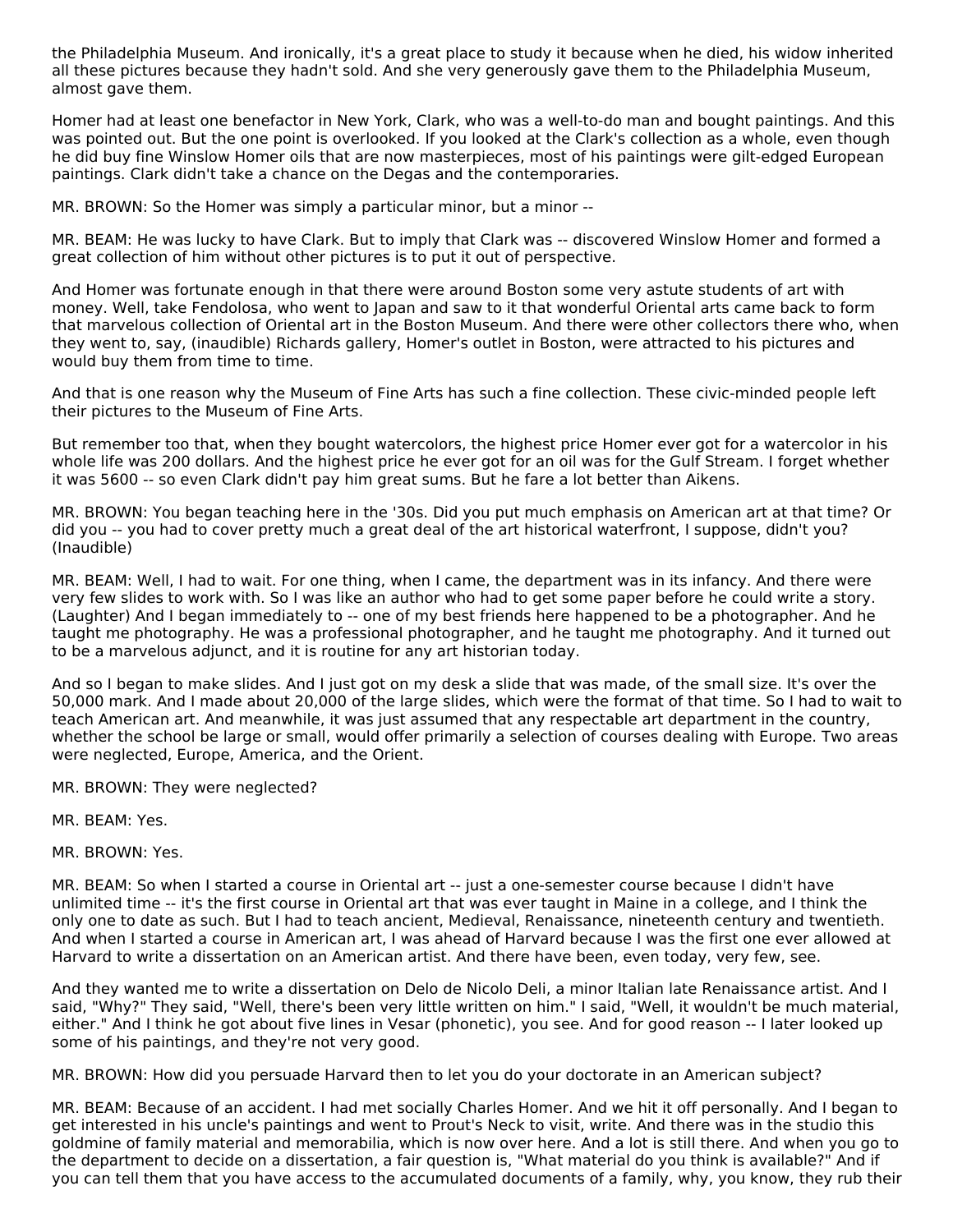the Philadelphia Museum. And ironically, it's a great place to study it because when he died, his widow inherited all these pictures because they hadn't sold. And she very generously gave them to the Philadelphia Museum, almost gave them.

Homer had at least one benefactor in New York, Clark, who was a well-to-do man and bought paintings. And this was pointed out. But the one point is overlooked. If you looked at the Clark's collection as a whole, even though he did buy fine Winslow Homer oils that are now masterpieces, most of his paintings were gilt-edged European paintings. Clark didn't take a chance on the Degas and the contemporaries.

MR. BROWN: So the Homer was simply a particular minor, but a minor --

MR. BEAM: He was lucky to have Clark. But to imply that Clark was -- discovered Winslow Homer and formed a great collection of him without other pictures is to put it out of perspective.

And Homer was fortunate enough in that there were around Boston some very astute students of art with money. Well, take Fendolosa, who went to Japan and saw to it that wonderful Oriental arts came back to form that marvelous collection of Oriental art in the Boston Museum. And there were other collectors there who, when they went to, say, (inaudible) Richards gallery, Homer's outlet in Boston, were attracted to his pictures and would buy them from time to time.

And that is one reason why the Museum of Fine Arts has such a fine collection. These civic-minded people left their pictures to the Museum of Fine Arts.

But remember too that, when they bought watercolors, the highest price Homer ever got for a watercolor in his whole life was 200 dollars. And the highest price he ever got for an oil was for the Gulf Stream. I forget whether it was 5600 -- so even Clark didn't pay him great sums. But he fare a lot better than Aikens.

MR. BROWN: You began teaching here in the '30s. Did you put much emphasis on American art at that time? Or did you -- you had to cover pretty much a great deal of the art historical waterfront, I suppose, didn't you? (Inaudible)

MR. BEAM: Well, I had to wait. For one thing, when I came, the department was in its infancy. And there were very few slides to work with. So I was like an author who had to get some paper before he could write a story. (Laughter) And I began immediately to -- one of my best friends here happened to be a photographer. And he taught me photography. He was a professional photographer, and he taught me photography. And it turned out to be a marvelous adjunct, and it is routine for any art historian today.

And so I began to make slides. And I just got on my desk a slide that was made, of the small size. It's over the 50,000 mark. And I made about 20,000 of the large slides, which were the format of that time. So I had to wait to teach American art. And meanwhile, it was just assumed that any respectable art department in the country, whether the school be large or small, would offer primarily a selection of courses dealing with Europe. Two areas were neglected, Europe, America, and the Orient.

MR. BROWN: They were neglected?

MR. BEAM: Yes.

MR. BROWN: Yes.

MR. BEAM: So when I started a course in Oriental art -- just a one-semester course because I didn't have unlimited time -- it's the first course in Oriental art that was ever taught in Maine in a college, and I think the only one to date as such. But I had to teach ancient, Medieval, Renaissance, nineteenth century and twentieth. And when I started a course in American art, I was ahead of Harvard because I was the first one ever allowed at Harvard to write a dissertation on an American artist. And there have been, even today, very few, see.

And they wanted me to write a dissertation on Delo de Nicolo Deli, a minor Italian late Renaissance artist. And I said, "Why?" They said, "Well, there's been very little written on him." I said, "Well, it wouldn't be much material, either." And I think he got about five lines in Vesar (phonetic), you see. And for good reason -- I later looked up some of his paintings, and they're not very good.

MR. BROWN: How did you persuade Harvard then to let you do your doctorate in an American subject?

MR. BEAM: Because of an accident. I had met socially Charles Homer. And we hit it off personally. And I began to get interested in his uncle's paintings and went to Prout's Neck to visit, write. And there was in the studio this goldmine of family material and memorabilia, which is now over here. And a lot is still there. And when you go to the department to decide on a dissertation, a fair question is, "What material do you think is available?" And if you can tell them that you have access to the accumulated documents of a family, why, you know, they rub their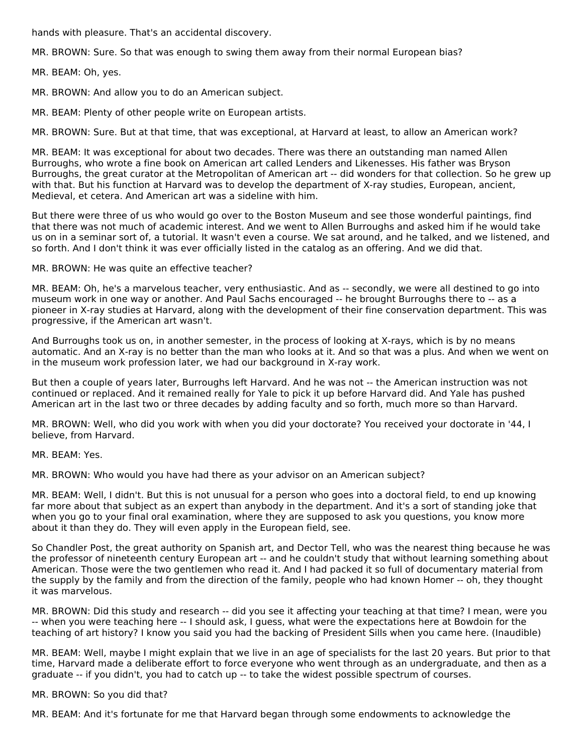hands with pleasure. That's an accidental discovery.

MR. BROWN: Sure. So that was enough to swing them away from their normal European bias?

MR. BEAM: Oh, yes.

MR. BROWN: And allow you to do an American subject.

MR. BEAM: Plenty of other people write on European artists.

MR. BROWN: Sure. But at that time, that was exceptional, at Harvard at least, to allow an American work?

MR. BEAM: It was exceptional for about two decades. There was there an outstanding man named Allen Burroughs, who wrote a fine book on American art called Lenders and Likenesses. His father was Bryson Burroughs, the great curator at the Metropolitan of American art -- did wonders for that collection. So he grew up with that. But his function at Harvard was to develop the department of X-ray studies, European, ancient, Medieval, et cetera. And American art was a sideline with him.

But there were three of us who would go over to the Boston Museum and see those wonderful paintings, find that there was not much of academic interest. And we went to Allen Burroughs and asked him if he would take us on in a seminar sort of, a tutorial. It wasn't even a course. We sat around, and he talked, and we listened, and so forth. And I don't think it was ever officially listed in the catalog as an offering. And we did that.

MR. BROWN: He was quite an effective teacher?

MR. BEAM: Oh, he's a marvelous teacher, very enthusiastic. And as -- secondly, we were all destined to go into museum work in one way or another. And Paul Sachs encouraged -- he brought Burroughs there to -- as a pioneer in X-ray studies at Harvard, along with the development of their fine conservation department. This was progressive, if the American art wasn't.

And Burroughs took us on, in another semester, in the process of looking at X-rays, which is by no means automatic. And an X-ray is no better than the man who looks at it. And so that was a plus. And when we went on in the museum work profession later, we had our background in X-ray work.

But then a couple of years later, Burroughs left Harvard. And he was not -- the American instruction was not continued or replaced. And it remained really for Yale to pick it up before Harvard did. And Yale has pushed American art in the last two or three decades by adding faculty and so forth, much more so than Harvard.

MR. BROWN: Well, who did you work with when you did your doctorate? You received your doctorate in '44, I believe, from Harvard.

MR. BEAM: Yes.

MR. BROWN: Who would you have had there as your advisor on an American subject?

MR. BEAM: Well, I didn't. But this is not unusual for a person who goes into a doctoral field, to end up knowing far more about that subject as an expert than anybody in the department. And it's a sort of standing joke that when you go to your final oral examination, where they are supposed to ask you questions, you know more about it than they do. They will even apply in the European field, see.

So Chandler Post, the great authority on Spanish art, and Dector Tell, who was the nearest thing because he was the professor of nineteenth century European art -- and he couldn't study that without learning something about American. Those were the two gentlemen who read it. And I had packed it so full of documentary material from the supply by the family and from the direction of the family, people who had known Homer -- oh, they thought it was marvelous.

MR. BROWN: Did this study and research -- did you see it affecting your teaching at that time? I mean, were you -- when you were teaching here -- I should ask, I guess, what were the expectations here at Bowdoin for the teaching of art history? I know you said you had the backing of President Sills when you came here. (Inaudible)

MR. BEAM: Well, maybe I might explain that we live in an age of specialists for the last 20 years. But prior to that time, Harvard made a deliberate effort to force everyone who went through as an undergraduate, and then as a graduate -- if you didn't, you had to catch up -- to take the widest possible spectrum of courses.

MR. BROWN: So you did that?

MR. BEAM: And it's fortunate for me that Harvard began through some endowments to acknowledge the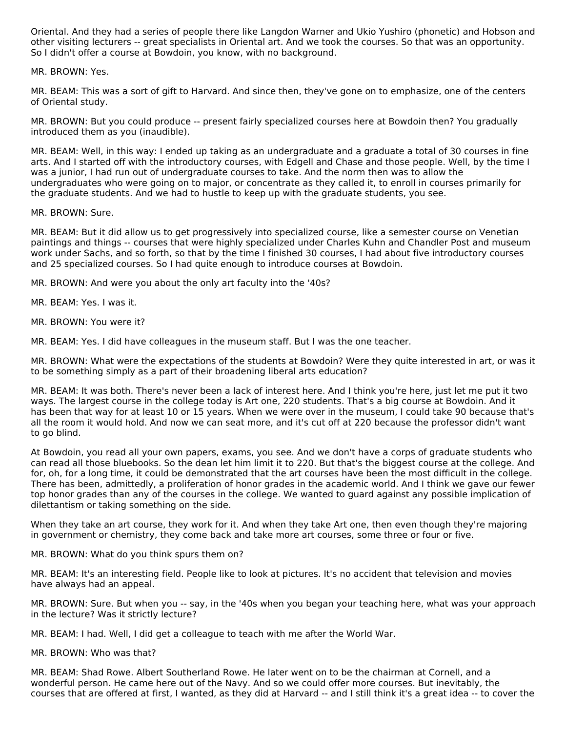Oriental. And they had a series of people there like Langdon Warner and Ukio Yushiro (phonetic) and Hobson and other visiting lecturers -- great specialists in Oriental art. And we took the courses. So that was an opportunity. So I didn't offer a course at Bowdoin, you know, with no background.

MR. BROWN: Yes.

MR. BEAM: This was a sort of gift to Harvard. And since then, they've gone on to emphasize, one of the centers of Oriental study.

MR. BROWN: But you could produce -- present fairly specialized courses here at Bowdoin then? You gradually introduced them as you (inaudible).

MR. BEAM: Well, in this way: I ended up taking as an undergraduate and a graduate a total of 30 courses in fine arts. And I started off with the introductory courses, with Edgell and Chase and those people. Well, by the time I was a junior, I had run out of undergraduate courses to take. And the norm then was to allow the undergraduates who were going on to major, or concentrate as they called it, to enroll in courses primarily for the graduate students. And we had to hustle to keep up with the graduate students, you see.

MR. BROWN: Sure.

MR. BEAM: But it did allow us to get progressively into specialized course, like a semester course on Venetian paintings and things -- courses that were highly specialized under Charles Kuhn and Chandler Post and museum work under Sachs, and so forth, so that by the time I finished 30 courses, I had about five introductory courses and 25 specialized courses. So I had quite enough to introduce courses at Bowdoin.

MR. BROWN: And were you about the only art faculty into the '40s?

MR. BEAM: Yes. I was it.

MR. BROWN: You were it?

MR. BEAM: Yes. I did have colleagues in the museum staff. But I was the one teacher.

MR. BROWN: What were the expectations of the students at Bowdoin? Were they quite interested in art, or was it to be something simply as a part of their broadening liberal arts education?

MR. BEAM: It was both. There's never been a lack of interest here. And I think you're here, just let me put it two ways. The largest course in the college today is Art one, 220 students. That's a big course at Bowdoin. And it has been that way for at least 10 or 15 years. When we were over in the museum, I could take 90 because that's all the room it would hold. And now we can seat more, and it's cut off at 220 because the professor didn't want to go blind.

At Bowdoin, you read all your own papers, exams, you see. And we don't have a corps of graduate students who can read all those bluebooks. So the dean let him limit it to 220. But that's the biggest course at the college. And for, oh, for a long time, it could be demonstrated that the art courses have been the most difficult in the college. There has been, admittedly, a proliferation of honor grades in the academic world. And I think we gave our fewer top honor grades than any of the courses in the college. We wanted to guard against any possible implication of dilettantism or taking something on the side.

When they take an art course, they work for it. And when they take Art one, then even though they're majoring in government or chemistry, they come back and take more art courses, some three or four or five.

MR. BROWN: What do you think spurs them on?

MR. BEAM: It's an interesting field. People like to look at pictures. It's no accident that television and movies have always had an appeal.

MR. BROWN: Sure. But when you -- say, in the '40s when you began your teaching here, what was your approach in the lecture? Was it strictly lecture?

MR. BEAM: I had. Well, I did get a colleague to teach with me after the World War.

MR. BROWN: Who was that?

MR. BEAM: Shad Rowe. Albert Southerland Rowe. He later went on to be the chairman at Cornell, and a wonderful person. He came here out of the Navy. And so we could offer more courses. But inevitably, the courses that are offered at first, I wanted, as they did at Harvard -- and I still think it's a great idea -- to cover the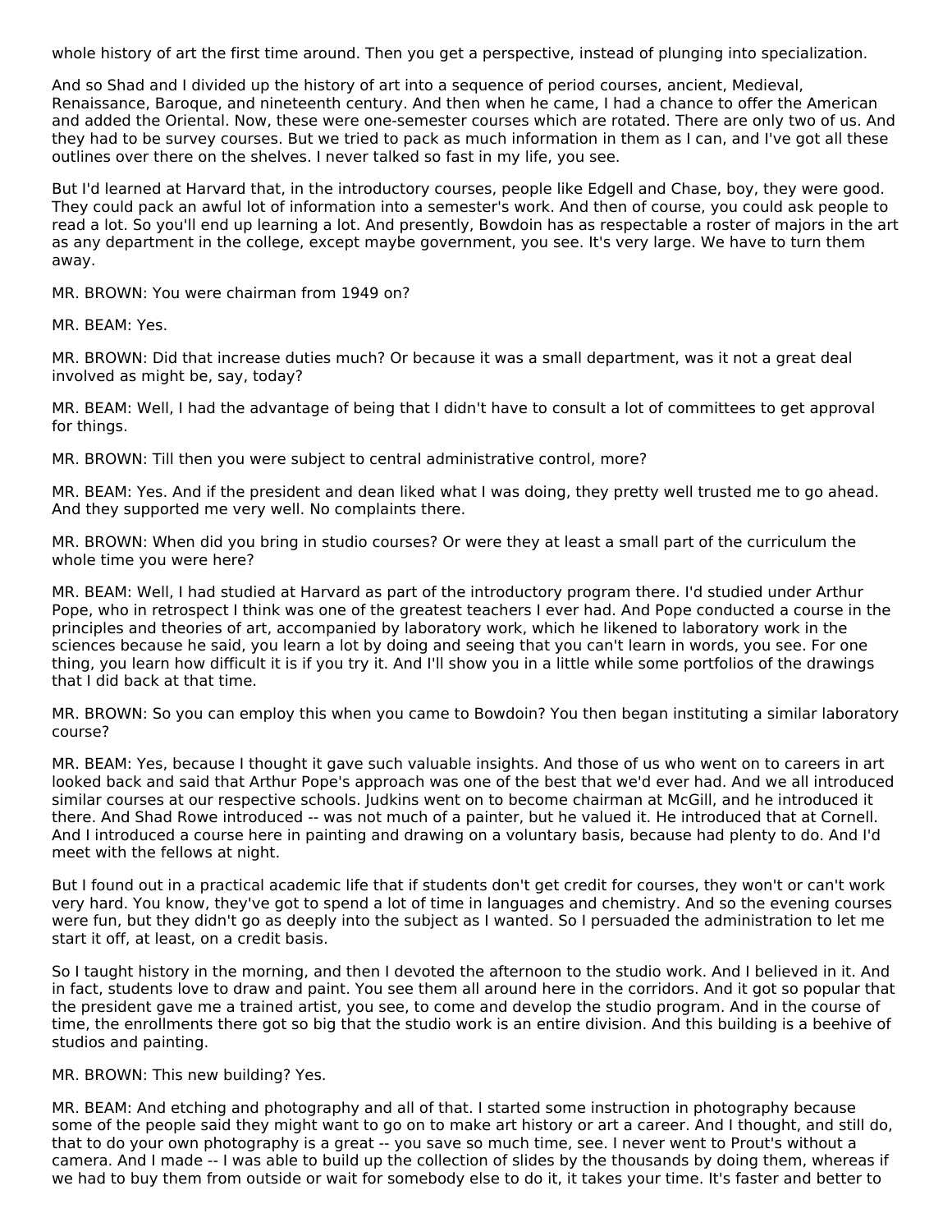whole history of art the first time around. Then you get a perspective, instead of plunging into specialization.

And so Shad and I divided up the history of art into a sequence of period courses, ancient, Medieval, Renaissance, Baroque, and nineteenth century. And then when he came, I had a chance to offer the American and added the Oriental. Now, these were one-semester courses which are rotated. There are only two of us. And they had to be survey courses. But we tried to pack as much information in them as I can, and I've got all these outlines over there on the shelves. I never talked so fast in my life, you see.

But I'd learned at Harvard that, in the introductory courses, people like Edgell and Chase, boy, they were good. They could pack an awful lot of information into a semester's work. And then of course, you could ask people to read a lot. So you'll end up learning a lot. And presently, Bowdoin has as respectable a roster of majors in the art as any department in the college, except maybe government, you see. It's very large. We have to turn them away.

MR. BROWN: You were chairman from 1949 on?

MR. BEAM: Yes.

MR. BROWN: Did that increase duties much? Or because it was a small department, was it not a great deal involved as might be, say, today?

MR. BEAM: Well, I had the advantage of being that I didn't have to consult a lot of committees to get approval for things.

MR. BROWN: Till then you were subject to central administrative control, more?

MR. BEAM: Yes. And if the president and dean liked what I was doing, they pretty well trusted me to go ahead. And they supported me very well. No complaints there.

MR. BROWN: When did you bring in studio courses? Or were they at least a small part of the curriculum the whole time you were here?

MR. BEAM: Well, I had studied at Harvard as part of the introductory program there. I'd studied under Arthur Pope, who in retrospect I think was one of the greatest teachers I ever had. And Pope conducted a course in the principles and theories of art, accompanied by laboratory work, which he likened to laboratory work in the sciences because he said, you learn a lot by doing and seeing that you can't learn in words, you see. For one thing, you learn how difficult it is if you try it. And I'll show you in a little while some portfolios of the drawings that I did back at that time.

MR. BROWN: So you can employ this when you came to Bowdoin? You then began instituting a similar laboratory course?

MR. BEAM: Yes, because I thought it gave such valuable insights. And those of us who went on to careers in art looked back and said that Arthur Pope's approach was one of the best that we'd ever had. And we all introduced similar courses at our respective schools. Judkins went on to become chairman at McGill, and he introduced it there. And Shad Rowe introduced -- was not much of a painter, but he valued it. He introduced that at Cornell. And I introduced a course here in painting and drawing on a voluntary basis, because had plenty to do. And I'd meet with the fellows at night.

But I found out in a practical academic life that if students don't get credit for courses, they won't or can't work very hard. You know, they've got to spend a lot of time in languages and chemistry. And so the evening courses were fun, but they didn't go as deeply into the subject as I wanted. So I persuaded the administration to let me start it off, at least, on a credit basis.

So I taught history in the morning, and then I devoted the afternoon to the studio work. And I believed in it. And in fact, students love to draw and paint. You see them all around here in the corridors. And it got so popular that the president gave me a trained artist, you see, to come and develop the studio program. And in the course of time, the enrollments there got so big that the studio work is an entire division. And this building is a beehive of studios and painting.

MR. BROWN: This new building? Yes.

MR. BEAM: And etching and photography and all of that. I started some instruction in photography because some of the people said they might want to go on to make art history or art a career. And I thought, and still do, that to do your own photography is a great -- you save so much time, see. I never went to Prout's without a camera. And I made -- I was able to build up the collection of slides by the thousands by doing them, whereas if we had to buy them from outside or wait for somebody else to do it, it takes your time. It's faster and better to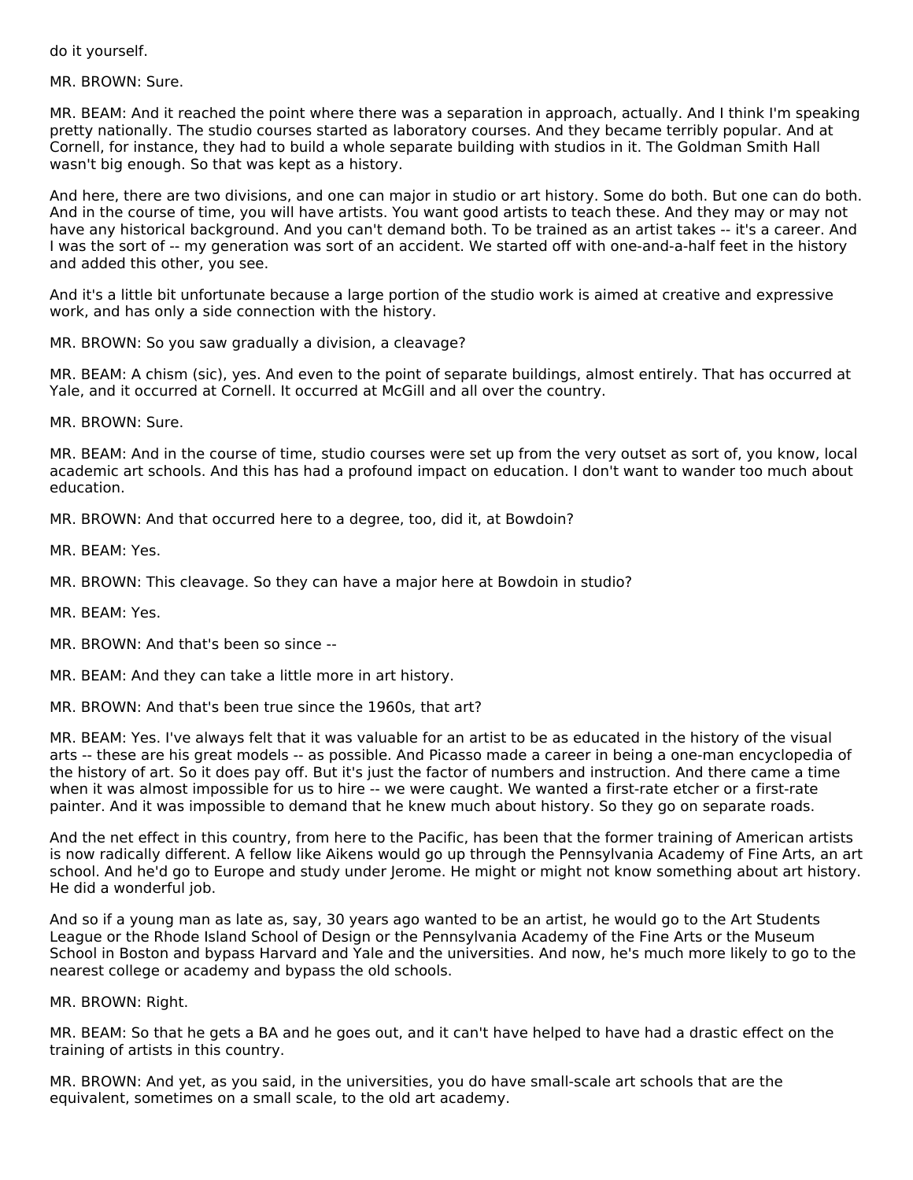do it yourself.

MR. BROWN: Sure.

MR. BEAM: And it reached the point where there was a separation in approach, actually. And I think I'm speaking pretty nationally. The studio courses started as laboratory courses. And they became terribly popular. And at Cornell, for instance, they had to build a whole separate building with studios in it. The Goldman Smith Hall wasn't big enough. So that was kept as a history.

And here, there are two divisions, and one can major in studio or art history. Some do both. But one can do both. And in the course of time, you will have artists. You want good artists to teach these. And they may or may not have any historical background. And you can't demand both. To be trained as an artist takes -- it's a career. And I was the sort of -- my generation was sort of an accident. We started off with one-and-a-half feet in the history and added this other, you see.

And it's a little bit unfortunate because a large portion of the studio work is aimed at creative and expressive work, and has only a side connection with the history.

MR. BROWN: So you saw gradually a division, a cleavage?

MR. BEAM: A chism (sic), yes. And even to the point of separate buildings, almost entirely. That has occurred at Yale, and it occurred at Cornell. It occurred at McGill and all over the country.

MR. BROWN: Sure.

MR. BEAM: And in the course of time, studio courses were set up from the very outset as sort of, you know, local academic art schools. And this has had a profound impact on education. I don't want to wander too much about education.

MR. BROWN: And that occurred here to a degree, too, did it, at Bowdoin?

MR. BEAM: Yes.

MR. BROWN: This cleavage. So they can have a major here at Bowdoin in studio?

MR. BEAM: Yes.

MR. BROWN: And that's been so since --

MR. BEAM: And they can take a little more in art history.

MR. BROWN: And that's been true since the 1960s, that art?

MR. BEAM: Yes. I've always felt that it was valuable for an artist to be as educated in the history of the visual arts -- these are his great models -- as possible. And Picasso made a career in being a one-man encyclopedia of the history of art. So it does pay off. But it's just the factor of numbers and instruction. And there came a time when it was almost impossible for us to hire -- we were caught. We wanted a first-rate etcher or a first-rate painter. And it was impossible to demand that he knew much about history. So they go on separate roads.

And the net effect in this country, from here to the Pacific, has been that the former training of American artists is now radically different. A fellow like Aikens would go up through the Pennsylvania Academy of Fine Arts, an art school. And he'd go to Europe and study under Jerome. He might or might not know something about art history. He did a wonderful job.

And so if a young man as late as, say, 30 years ago wanted to be an artist, he would go to the Art Students League or the Rhode Island School of Design or the Pennsylvania Academy of the Fine Arts or the Museum School in Boston and bypass Harvard and Yale and the universities. And now, he's much more likely to go to the nearest college or academy and bypass the old schools.

MR. BROWN: Right.

MR. BEAM: So that he gets a BA and he goes out, and it can't have helped to have had a drastic effect on the training of artists in this country.

MR. BROWN: And yet, as you said, in the universities, you do have small-scale art schools that are the equivalent, sometimes on a small scale, to the old art academy.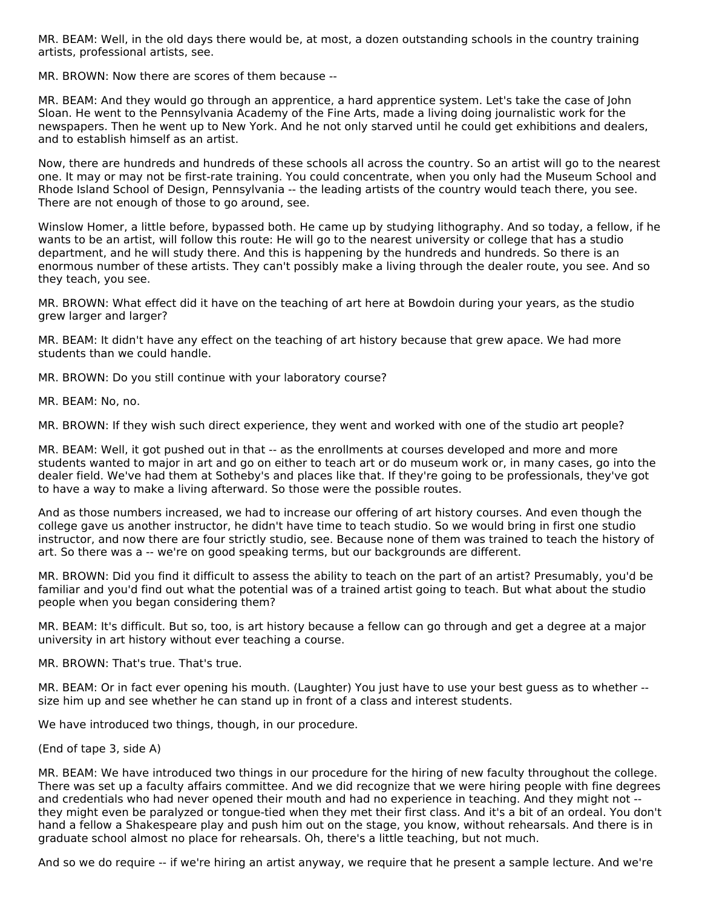MR. BEAM: Well, in the old days there would be, at most, a dozen outstanding schools in the country training artists, professional artists, see.

MR. BROWN: Now there are scores of them because --

MR. BEAM: And they would go through an apprentice, a hard apprentice system. Let's take the case of John Sloan. He went to the Pennsylvania Academy of the Fine Arts, made a living doing journalistic work for the newspapers. Then he went up to New York. And he not only starved until he could get exhibitions and dealers, and to establish himself as an artist.

Now, there are hundreds and hundreds of these schools all across the country. So an artist will go to the nearest one. It may or may not be first-rate training. You could concentrate, when you only had the Museum School and Rhode Island School of Design, Pennsylvania -- the leading artists of the country would teach there, you see. There are not enough of those to go around, see.

Winslow Homer, a little before, bypassed both. He came up by studying lithography. And so today, a fellow, if he wants to be an artist, will follow this route: He will go to the nearest university or college that has a studio department, and he will study there. And this is happening by the hundreds and hundreds. So there is an enormous number of these artists. They can't possibly make a living through the dealer route, you see. And so they teach, you see.

MR. BROWN: What effect did it have on the teaching of art here at Bowdoin during your years, as the studio grew larger and larger?

MR. BEAM: It didn't have any effect on the teaching of art history because that grew apace. We had more students than we could handle.

MR. BROWN: Do you still continue with your laboratory course?

MR. BEAM: No, no.

MR. BROWN: If they wish such direct experience, they went and worked with one of the studio art people?

MR. BEAM: Well, it got pushed out in that -- as the enrollments at courses developed and more and more students wanted to major in art and go on either to teach art or do museum work or, in many cases, go into the dealer field. We've had them at Sotheby's and places like that. If they're going to be professionals, they've got to have a way to make a living afterward. So those were the possible routes.

And as those numbers increased, we had to increase our offering of art history courses. And even though the college gave us another instructor, he didn't have time to teach studio. So we would bring in first one studio instructor, and now there are four strictly studio, see. Because none of them was trained to teach the history of art. So there was a -- we're on good speaking terms, but our backgrounds are different.

MR. BROWN: Did you find it difficult to assess the ability to teach on the part of an artist? Presumably, you'd be familiar and you'd find out what the potential was of a trained artist going to teach. But what about the studio people when you began considering them?

MR. BEAM: It's difficult. But so, too, is art history because a fellow can go through and get a degree at a major university in art history without ever teaching a course.

MR. BROWN: That's true. That's true.

MR. BEAM: Or in fact ever opening his mouth. (Laughter) You just have to use your best guess as to whether -- size him up and see whether he can stand up in front of a class and interest students.

We have introduced two things, though, in our procedure.

(End of tape 3, side A)

MR. BEAM: We have introduced two things in our procedure for the hiring of new faculty throughout the college. There was set up a faculty affairs committee. And we did recognize that we were hiring people with fine degrees and credentials who had never opened their mouth and had no experience in teaching. And they might not -- they might even be paralyzed or tongue-tied when they met their first class. And it's a bit of an ordeal. You don't hand a fellow a Shakespeare play and push him out on the stage, you know, without rehearsals. And there is in graduate school almost no place for rehearsals. Oh, there's a little teaching, but not much.

And so we do require -- if we're hiring an artist anyway, we require that he present a sample lecture. And we're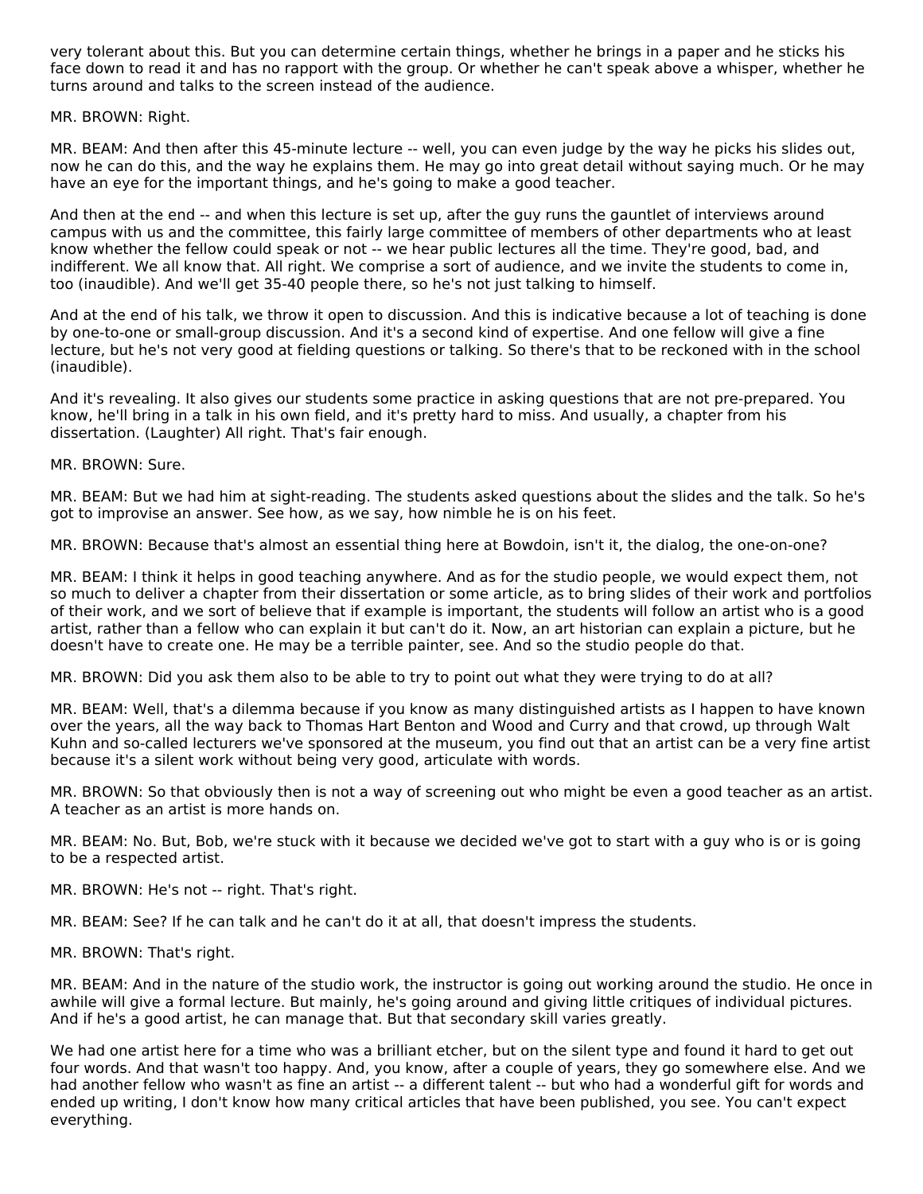very tolerant about this. But you can determine certain things, whether he brings in a paper and he sticks his face down to read it and has no rapport with the group. Or whether he can't speak above a whisper, whether he turns around and talks to the screen instead of the audience.

MR. BROWN: Right.

MR. BEAM: And then after this 45-minute lecture -- well, you can even judge by the way he picks his slides out, now he can do this, and the way he explains them. He may go into great detail without saying much. Or he may have an eye for the important things, and he's going to make a good teacher.

And then at the end -- and when this lecture is set up, after the guy runs the gauntlet of interviews around campus with us and the committee, this fairly large committee of members of other departments who at least know whether the fellow could speak or not -- we hear public lectures all the time. They're good, bad, and indifferent. We all know that. All right. We comprise a sort of audience, and we invite the students to come in, too (inaudible). And we'll get 35-40 people there, so he's not just talking to himself.

And at the end of his talk, we throw it open to discussion. And this is indicative because a lot of teaching is done by one-to-one or small-group discussion. And it's a second kind of expertise. And one fellow will give a fine lecture, but he's not very good at fielding questions or talking. So there's that to be reckoned with in the school (inaudible).

And it's revealing. It also gives our students some practice in asking questions that are not pre-prepared. You know, he'll bring in a talk in his own field, and it's pretty hard to miss. And usually, a chapter from his dissertation. (Laughter) All right. That's fair enough.

MR. BROWN: Sure.

MR. BEAM: But we had him at sight-reading. The students asked questions about the slides and the talk. So he's got to improvise an answer. See how, as we say, how nimble he is on his feet.

MR. BROWN: Because that's almost an essential thing here at Bowdoin, isn't it, the dialog, the one-on-one?

MR. BEAM: I think it helps in good teaching anywhere. And as for the studio people, we would expect them, not so much to deliver a chapter from their dissertation or some article, as to bring slides of their work and portfolios of their work, and we sort of believe that if example is important, the students will follow an artist who is a good artist, rather than a fellow who can explain it but can't do it. Now, an art historian can explain a picture, but he doesn't have to create one. He may be a terrible painter, see. And so the studio people do that.

MR. BROWN: Did you ask them also to be able to try to point out what they were trying to do at all?

MR. BEAM: Well, that's a dilemma because if you know as many distinguished artists as I happen to have known over the years, all the way back to Thomas Hart Benton and Wood and Curry and that crowd, up through Walt Kuhn and so-called lecturers we've sponsored at the museum, you find out that an artist can be a very fine artist because it's a silent work without being very good, articulate with words.

MR. BROWN: So that obviously then is not a way of screening out who might be even a good teacher as an artist. A teacher as an artist is more hands on.

MR. BEAM: No. But, Bob, we're stuck with it because we decided we've got to start with a guy who is or is going to be a respected artist.

MR. BROWN: He's not -- right. That's right.

MR. BEAM: See? If he can talk and he can't do it at all, that doesn't impress the students.

MR. BROWN: That's right.

MR. BEAM: And in the nature of the studio work, the instructor is going out working around the studio. He once in awhile will give a formal lecture. But mainly, he's going around and giving little critiques of individual pictures. And if he's a good artist, he can manage that. But that secondary skill varies greatly.

We had one artist here for a time who was a brilliant etcher, but on the silent type and found it hard to get out four words. And that wasn't too happy. And, you know, after a couple of years, they go somewhere else. And we had another fellow who wasn't as fine an artist -- a different talent -- but who had a wonderful gift for words and ended up writing, I don't know how many critical articles that have been published, you see. You can't expect everything.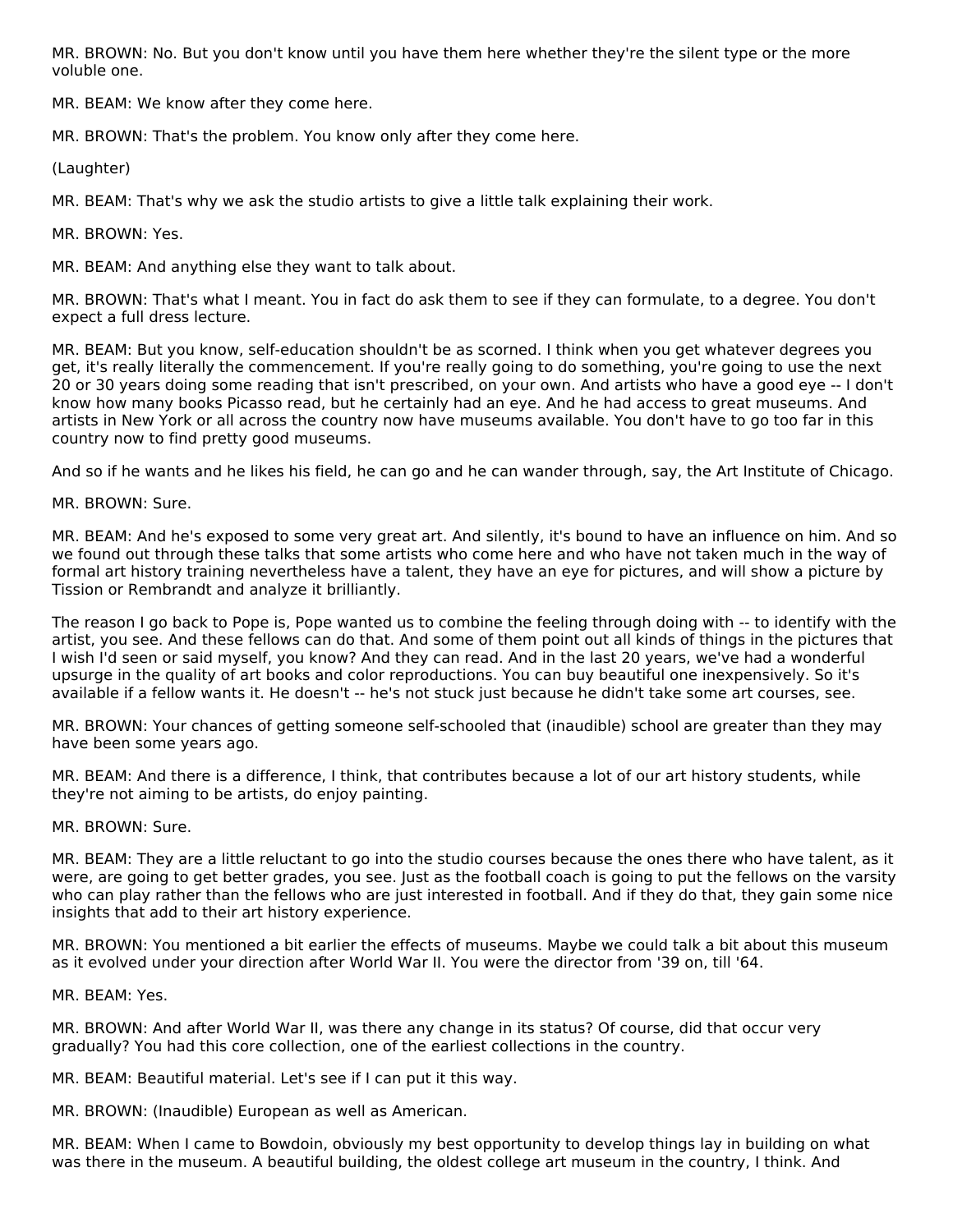MR. BROWN: No. But you don't know until you have them here whether they're the silent type or the more voluble one.

MR. BEAM: We know after they come here.

MR. BROWN: That's the problem. You know only after they come here.

(Laughter)

MR. BEAM: That's why we ask the studio artists to give a little talk explaining their work.

MR. BROWN: Yes.

MR. BEAM: And anything else they want to talk about.

MR. BROWN: That's what I meant. You in fact do ask them to see if they can formulate, to a degree. You don't expect a full dress lecture.

MR. BEAM: But you know, self-education shouldn't be as scorned. I think when you get whatever degrees you get, it's really literally the commencement. If you're really going to do something, you're going to use the next 20 or 30 years doing some reading that isn't prescribed, on your own. And artists who have a good eye -- I don't know how many books Picasso read, but he certainly had an eye. And he had access to great museums. And artists in New York or all across the country now have museums available. You don't have to go too far in this country now to find pretty good museums.

And so if he wants and he likes his field, he can go and he can wander through, say, the Art Institute of Chicago.

MR. BROWN: Sure.

MR. BEAM: And he's exposed to some very great art. And silently, it's bound to have an influence on him. And so we found out through these talks that some artists who come here and who have not taken much in the way of formal art history training nevertheless have a talent, they have an eye for pictures, and will show a picture by Tission or Rembrandt and analyze it brilliantly.

The reason I go back to Pope is, Pope wanted us to combine the feeling through doing with -- to identify with the artist, you see. And these fellows can do that. And some of them point out all kinds of things in the pictures that I wish I'd seen or said myself, you know? And they can read. And in the last 20 years, we've had a wonderful upsurge in the quality of art books and color reproductions. You can buy beautiful one inexpensively. So it's available if a fellow wants it. He doesn't -- he's not stuck just because he didn't take some art courses, see.

MR. BROWN: Your chances of getting someone self-schooled that (inaudible) school are greater than they may have been some years ago.

MR. BEAM: And there is a difference, I think, that contributes because a lot of our art history students, while they're not aiming to be artists, do enjoy painting.

MR. BROWN: Sure.

MR. BEAM: They are a little reluctant to go into the studio courses because the ones there who have talent, as it were, are going to get better grades, you see. Just as the football coach is going to put the fellows on the varsity who can play rather than the fellows who are just interested in football. And if they do that, they gain some nice insights that add to their art history experience.

MR. BROWN: You mentioned a bit earlier the effects of museums. Maybe we could talk a bit about this museum as it evolved under your direction after World War II. You were the director from '39 on, till '64.

MR. BEAM: Yes.

MR. BROWN: And after World War II, was there any change in its status? Of course, did that occur very gradually? You had this core collection, one of the earliest collections in the country.

MR. BEAM: Beautiful material. Let's see if I can put it this way.

MR. BROWN: (Inaudible) European as well as American.

MR. BEAM: When I came to Bowdoin, obviously my best opportunity to develop things lay in building on what was there in the museum. A beautiful building, the oldest college art museum in the country, I think. And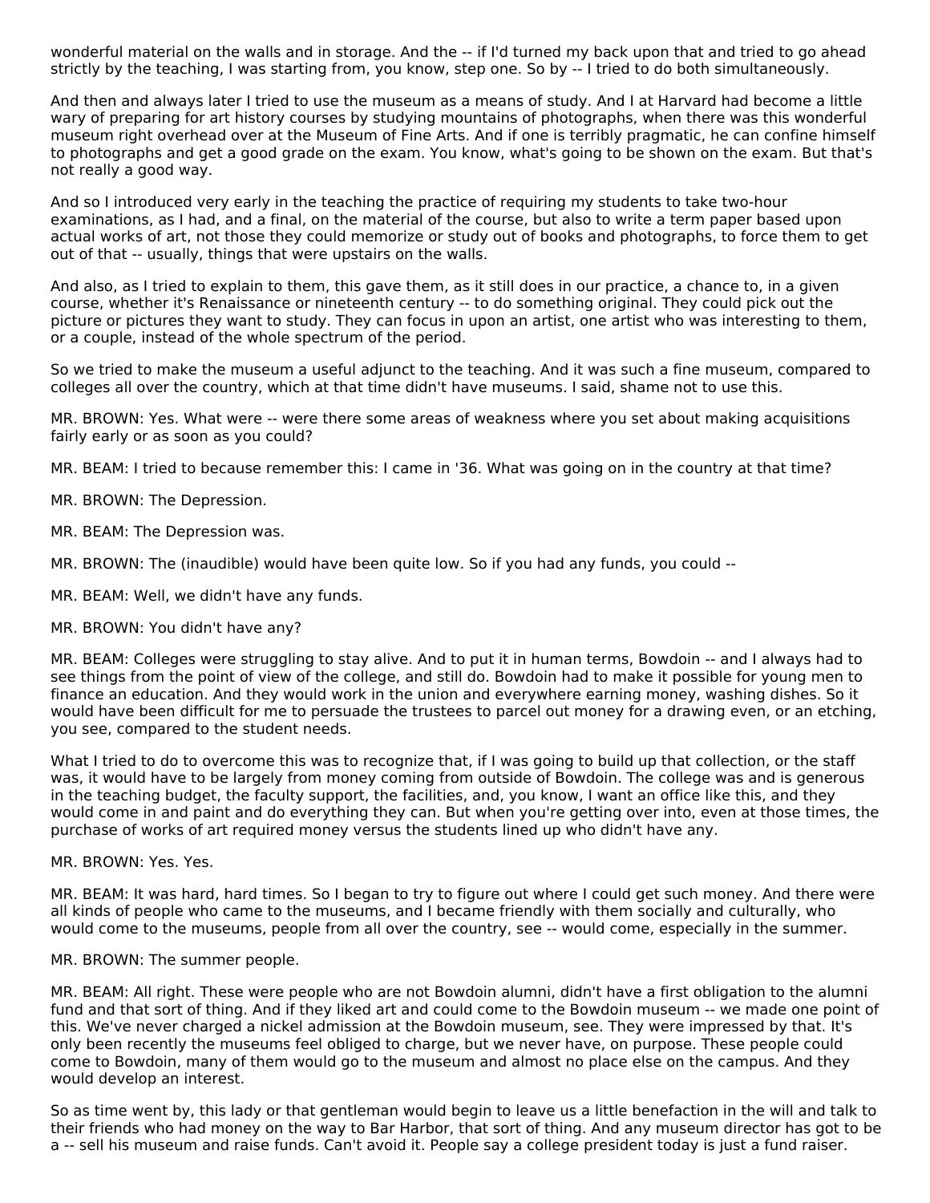wonderful material on the walls and in storage. And the -- if I'd turned my back upon that and tried to go ahead strictly by the teaching, I was starting from, you know, step one. So by -- I tried to do both simultaneously.

And then and always later I tried to use the museum as a means of study. And I at Harvard had become a little wary of preparing for art history courses by studying mountains of photographs, when there was this wonderful museum right overhead over at the Museum of Fine Arts. And if one is terribly pragmatic, he can confine himself to photographs and get a good grade on the exam. You know, what's going to be shown on the exam. But that's not really a good way.

And so I introduced very early in the teaching the practice of requiring my students to take two-hour examinations, as I had, and a final, on the material of the course, but also to write a term paper based upon actual works of art, not those they could memorize or study out of books and photographs, to force them to get out of that -- usually, things that were upstairs on the walls.

And also, as I tried to explain to them, this gave them, as it still does in our practice, a chance to, in a given course, whether it's Renaissance or nineteenth century -- to do something original. They could pick out the picture or pictures they want to study. They can focus in upon an artist, one artist who was interesting to them, or a couple, instead of the whole spectrum of the period.

So we tried to make the museum a useful adjunct to the teaching. And it was such a fine museum, compared to colleges all over the country, which at that time didn't have museums. I said, shame not to use this.

MR. BROWN: Yes. What were -- were there some areas of weakness where you set about making acquisitions fairly early or as soon as you could?

MR. BEAM: I tried to because remember this: I came in '36. What was going on in the country at that time?

MR. BROWN: The Depression.

MR. BEAM: The Depression was.

MR. BROWN: The (inaudible) would have been quite low. So if you had any funds, you could --

MR. BEAM: Well, we didn't have any funds.

MR. BROWN: You didn't have any?

MR. BEAM: Colleges were struggling to stay alive. And to put it in human terms, Bowdoin -- and I always had to see things from the point of view of the college, and still do. Bowdoin had to make it possible for young men to finance an education. And they would work in the union and everywhere earning money, washing dishes. So it would have been difficult for me to persuade the trustees to parcel out money for a drawing even, or an etching, you see, compared to the student needs.

What I tried to do to overcome this was to recognize that, if I was going to build up that collection, or the staff was, it would have to be largely from money coming from outside of Bowdoin. The college was and is generous in the teaching budget, the faculty support, the facilities, and, you know, I want an office like this, and they would come in and paint and do everything they can. But when you're getting over into, even at those times, the purchase of works of art required money versus the students lined up who didn't have any.

MR. BROWN: Yes. Yes.

MR. BEAM: It was hard, hard times. So I began to try to figure out where I could get such money. And there were all kinds of people who came to the museums, and I became friendly with them socially and culturally, who would come to the museums, people from all over the country, see -- would come, especially in the summer.

MR. BROWN: The summer people.

MR. BEAM: All right. These were people who are not Bowdoin alumni, didn't have a first obligation to the alumni fund and that sort of thing. And if they liked art and could come to the Bowdoin museum -- we made one point of this. We've never charged a nickel admission at the Bowdoin museum, see. They were impressed by that. It's only been recently the museums feel obliged to charge, but we never have, on purpose. These people could come to Bowdoin, many of them would go to the museum and almost no place else on the campus. And they would develop an interest.

So as time went by, this lady or that gentleman would begin to leave us a little benefaction in the will and talk to their friends who had money on the way to Bar Harbor, that sort of thing. And any museum director has got to be a -- sell his museum and raise funds. Can't avoid it. People say a college president today is just a fund raiser.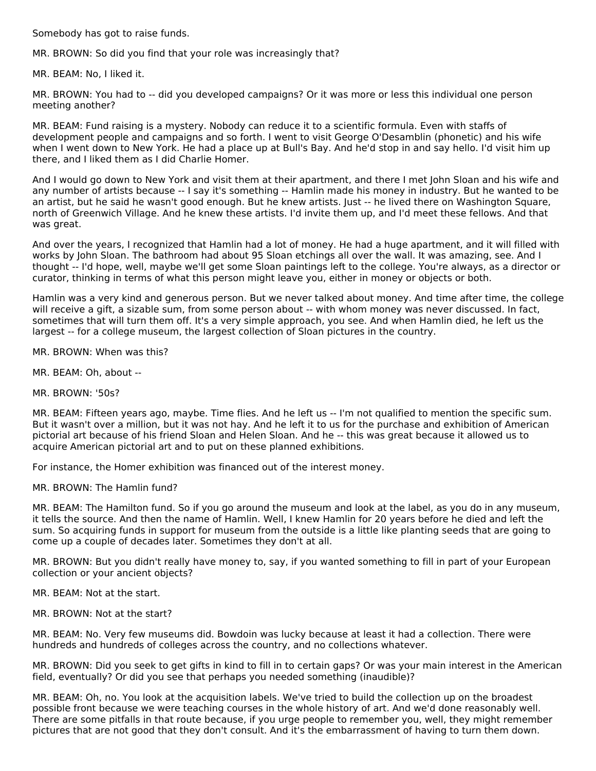Somebody has got to raise funds.

MR. BROWN: So did you find that your role was increasingly that?

MR. BEAM: No, I liked it.

MR. BROWN: You had to -- did you developed campaigns? Or it was more or less this individual one person meeting another?

MR. BEAM: Fund raising is a mystery. Nobody can reduce it to a scientific formula. Even with staffs of development people and campaigns and so forth. I went to visit George O'Desamblin (phonetic) and his wife when I went down to New York. He had a place up at Bull's Bay. And he'd stop in and say hello. I'd visit him up there, and I liked them as I did Charlie Homer.

And I would go down to New York and visit them at their apartment, and there I met John Sloan and his wife and any number of artists because -- I say it's something -- Hamlin made his money in industry. But he wanted to be an artist, but he said he wasn't good enough. But he knew artists. Just -- he lived there on Washington Square, north of Greenwich Village. And he knew these artists. I'd invite them up, and I'd meet these fellows. And that was great.

And over the years, I recognized that Hamlin had a lot of money. He had a huge apartment, and it will filled with works by John Sloan. The bathroom had about 95 Sloan etchings all over the wall. It was amazing, see. And I thought -- I'd hope, well, maybe we'll get some Sloan paintings left to the college. You're always, as a director or curator, thinking in terms of what this person might leave you, either in money or objects or both.

Hamlin was a very kind and generous person. But we never talked about money. And time after time, the college will receive a gift, a sizable sum, from some person about -- with whom money was never discussed. In fact, sometimes that will turn them off. It's a very simple approach, you see. And when Hamlin died, he left us the largest -- for a college museum, the largest collection of Sloan pictures in the country.

MR. BROWN: When was this?

MR. BEAM: Oh, about --

MR. BROWN: '50s?

MR. BEAM: Fifteen years ago, maybe. Time flies. And he left us -- I'm not qualified to mention the specific sum. But it wasn't over a million, but it was not hay. And he left it to us for the purchase and exhibition of American pictorial art because of his friend Sloan and Helen Sloan. And he -- this was great because it allowed us to acquire American pictorial art and to put on these planned exhibitions.

For instance, the Homer exhibition was financed out of the interest money.

MR. BROWN: The Hamlin fund?

MR. BEAM: The Hamilton fund. So if you go around the museum and look at the label, as you do in any museum, it tells the source. And then the name of Hamlin. Well, I knew Hamlin for 20 years before he died and left the sum. So acquiring funds in support for museum from the outside is a little like planting seeds that are going to come up a couple of decades later. Sometimes they don't at all.

MR. BROWN: But you didn't really have money to, say, if you wanted something to fill in part of your European collection or your ancient objects?

MR. BEAM: Not at the start.

MR. BROWN: Not at the start?

MR. BEAM: No. Very few museums did. Bowdoin was lucky because at least it had a collection. There were hundreds and hundreds of colleges across the country, and no collections whatever.

MR. BROWN: Did you seek to get gifts in kind to fill in to certain gaps? Or was your main interest in the American field, eventually? Or did you see that perhaps you needed something (inaudible)?

MR. BEAM: Oh, no. You look at the acquisition labels. We've tried to build the collection up on the broadest possible front because we were teaching courses in the whole history of art. And we'd done reasonably well. There are some pitfalls in that route because, if you urge people to remember you, well, they might remember pictures that are not good that they don't consult. And it's the embarrassment of having to turn them down.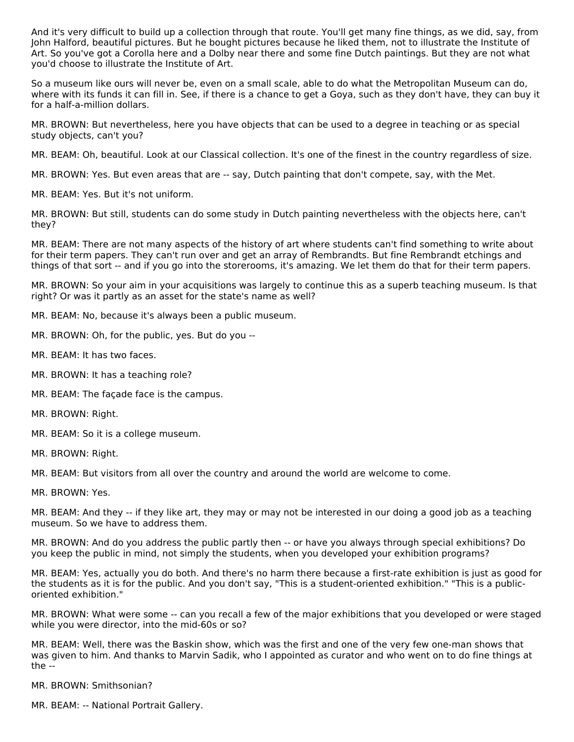And it's very difficult to build up a collection through that route. You'll get many fine things, as we did, say, from John Halford, beautiful pictures. But he bought pictures because he liked them, not to illustrate the Institute of Art. So you've got a Corolla here and a Dolby near there and some fine Dutch paintings. But they are not what you'd choose to illustrate the Institute of Art.

So a museum like ours will never be, even on a small scale, able to do what the Metropolitan Museum can do, where with its funds it can fill in. See, if there is a chance to get a Goya, such as they don't have, they can buy it for a half-a-million dollars.

MR. BROWN: But nevertheless, here you have objects that can be used to a degree in teaching or as special study objects, can't you?

MR. BEAM: Oh, beautiful. Look at our Classical collection. It's one of the finest in the country regardless of size.

MR. BROWN: Yes. But even areas that are -- say, Dutch painting that don't compete, say, with the Met.

MR. BEAM: Yes. But it's not uniform.

MR. BROWN: But still, students can do some study in Dutch painting nevertheless with the objects here, can't they?

MR. BEAM: There are not many aspects of the history of art where students can't find something to write about for their term papers. They can't run over and get an array of Rembrandts. But fine Rembrandt etchings and things of that sort -- and if you go into the storerooms, it's amazing. We let them do that for their term papers.

MR. BROWN: So your aim in your acquisitions was largely to continue this as a superb teaching museum. Is that right? Or was it partly as an asset for the state's name as well?

MR. BEAM: No, because it's always been a public museum.

MR. BROWN: Oh, for the public, yes. But do you --

MR. BEAM: It has two faces.

MR. BROWN: It has a teaching role?

MR. BEAM: The façade face is the campus.

MR. BROWN: Right.

MR. BEAM: So it is a college museum.

MR. BROWN: Right.

MR. BEAM: But visitors from all over the country and around the world are welcome to come.

MR. BROWN: Yes.

MR. BEAM: And they -- if they like art, they may or may not be interested in our doing a good job as a teaching museum. So we have to address them.

MR. BROWN: And do you address the public partly then -- or have you always through special exhibitions? Do you keep the public in mind, not simply the students, when you developed your exhibition programs?

MR. BEAM: Yes, actually you do both. And there's no harm there because a first-rate exhibition is just as good for the students as it is for the public. And you don't say, "This is a student-oriented exhibition." "This is a public-oriented exhibition."

MR. BROWN: What were some -- can you recall a few of the major exhibitions that you developed or were staged while you were director, into the mid-60s or so?

MR. BEAM: Well, there was the Baskin show, which was the first and one of the very few one-man shows that was given to him. And thanks to Marvin Sadik, who I appointed as curator and who went on to do fine things at the --

MR. BROWN: Smithsonian?

MR. BEAM: -- National Portrait Gallery.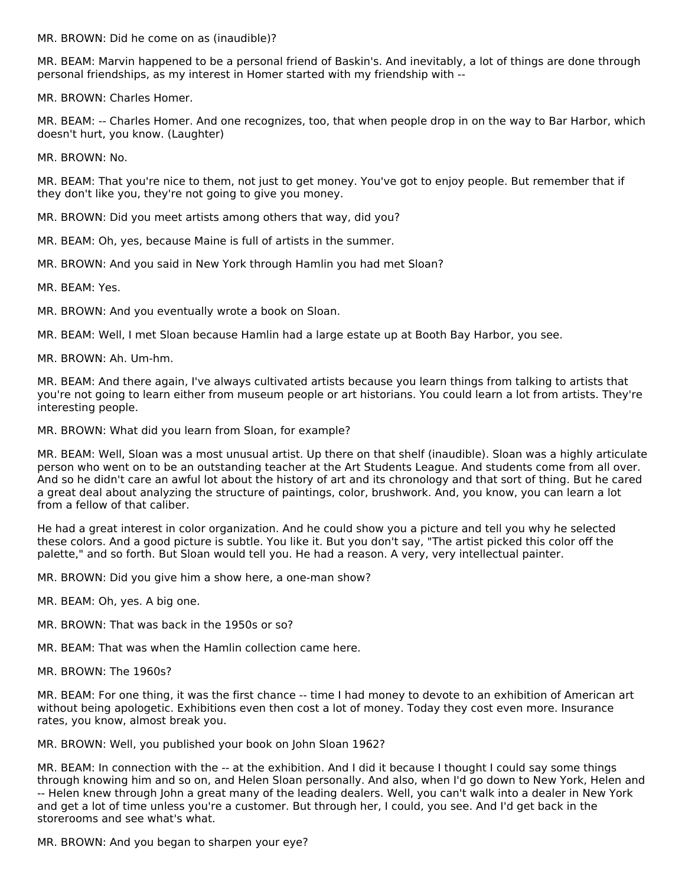MR. BROWN: Did he come on as (inaudible)?

MR. BEAM: Marvin happened to be a personal friend of Baskin's. And inevitably, a lot of things are done through personal friendships, as my interest in Homer started with my friendship with --

MR. BROWN: Charles Homer.

MR. BEAM: -- Charles Homer. And one recognizes, too, that when people drop in on the way to Bar Harbor, which doesn't hurt, you know. (Laughter)

MR. BROWN: No.

MR. BEAM: That you're nice to them, not just to get money. You've got to enjoy people. But remember that if they don't like you, they're not going to give you money.

MR. BROWN: Did you meet artists among others that way, did you?

MR. BEAM: Oh, yes, because Maine is full of artists in the summer.

MR. BROWN: And you said in New York through Hamlin you had met Sloan?

MR. BEAM: Yes.

MR. BROWN: And you eventually wrote a book on Sloan.

MR. BEAM: Well, I met Sloan because Hamlin had a large estate up at Booth Bay Harbor, you see.

MR. BROWN: Ah. Um-hm.

MR. BEAM: And there again, I've always cultivated artists because you learn things from talking to artists that you're not going to learn either from museum people or art historians. You could learn a lot from artists. They're interesting people.

MR. BROWN: What did you learn from Sloan, for example?

MR. BEAM: Well, Sloan was a most unusual artist. Up there on that shelf (inaudible). Sloan was a highly articulate person who went on to be an outstanding teacher at the Art Students League. And students come from all over. And so he didn't care an awful lot about the history of art and its chronology and that sort of thing. But he cared a great deal about analyzing the structure of paintings, color, brushwork. And, you know, you can learn a lot from a fellow of that caliber.

He had a great interest in color organization. And he could show you a picture and tell you why he selected these colors. And a good picture is subtle. You like it. But you don't say, "The artist picked this color off the palette," and so forth. But Sloan would tell you. He had a reason. A very, very intellectual painter.

MR. BROWN: Did you give him a show here, a one-man show?

MR. BEAM: Oh, yes. A big one.

MR. BROWN: That was back in the 1950s or so?

MR. BEAM: That was when the Hamlin collection came here.

MR. BROWN: The 1960s?

MR. BEAM: For one thing, it was the first chance -- time I had money to devote to an exhibition of American art without being apologetic. Exhibitions even then cost a lot of money. Today they cost even more. Insurance rates, you know, almost break you.

MR. BROWN: Well, you published your book on John Sloan 1962?

MR. BEAM: In connection with the -- at the exhibition. And I did it because I thought I could say some things through knowing him and so on, and Helen Sloan personally. And also, when I'd go down to New York, Helen and -- Helen knew through John a great many of the leading dealers. Well, you can't walk into a dealer in New York and get a lot of time unless you're a customer. But through her, I could, you see. And I'd get back in the storerooms and see what's what.

MR. BROWN: And you began to sharpen your eye?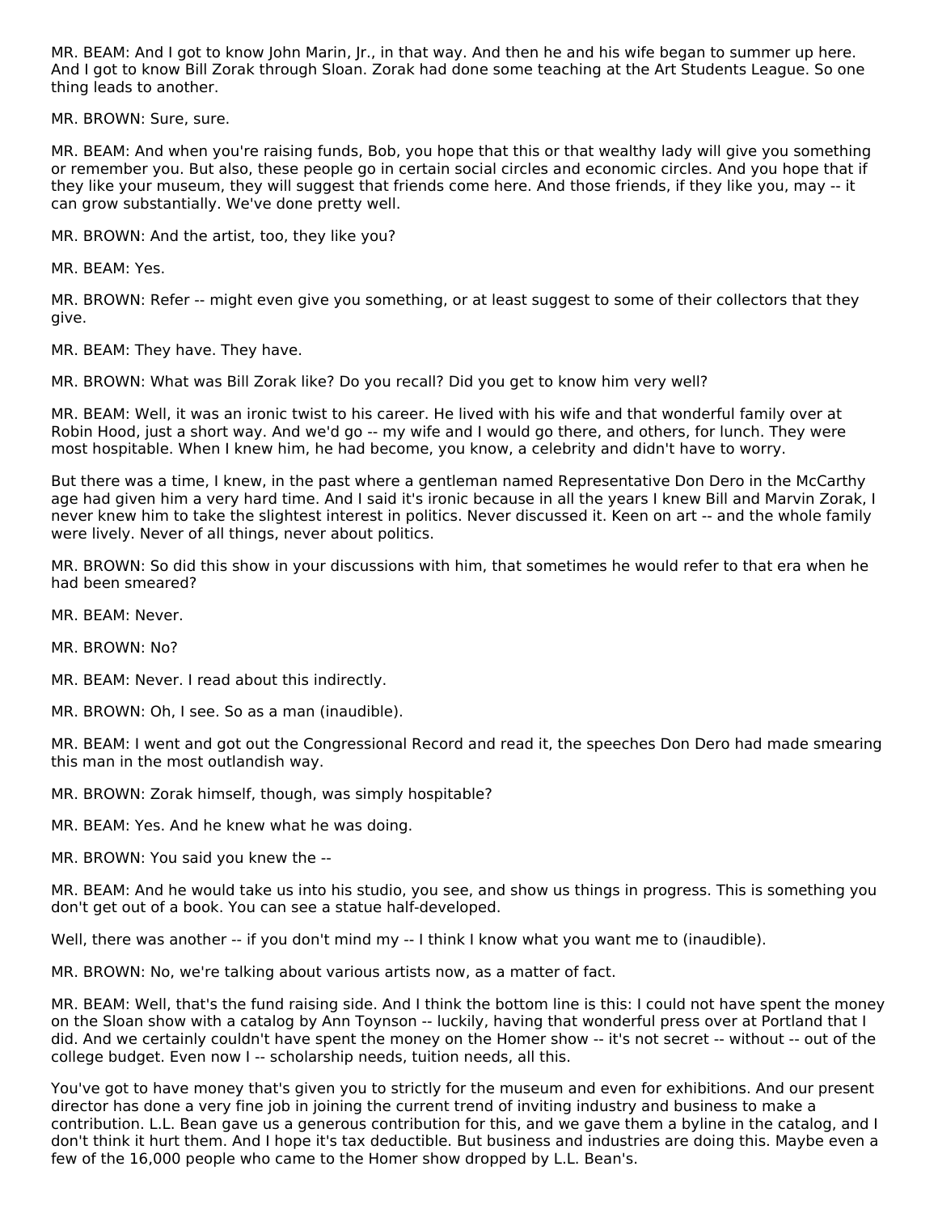MR. BEAM: And I got to know John Marin, Jr., in that way. And then he and his wife began to summer up here. And I got to know Bill Zorak through Sloan. Zorak had done some teaching at the Art Students League. So one thing leads to another.

MR. BROWN: Sure, sure.

MR. BEAM: And when you're raising funds, Bob, you hope that this or that wealthy lady will give you something or remember you. But also, these people go in certain social circles and economic circles. And you hope that if they like your museum, they will suggest that friends come here. And those friends, if they like you, may -- it can grow substantially. We've done pretty well.

MR. BROWN: And the artist, too, they like you?

MR. BEAM: Yes.

MR. BROWN: Refer -- might even give you something, or at least suggest to some of their collectors that they give.

MR. BEAM: They have. They have.

MR. BROWN: What was Bill Zorak like? Do you recall? Did you get to know him very well?

MR. BEAM: Well, it was an ironic twist to his career. He lived with his wife and that wonderful family over at Robin Hood, just a short way. And we'd go -- my wife and I would go there, and others, for lunch. They were most hospitable. When I knew him, he had become, you know, a celebrity and didn't have to worry.

But there was a time, I knew, in the past where a gentleman named Representative Don Dero in the McCarthy age had given him a very hard time. And I said it's ironic because in all the years I knew Bill and Marvin Zorak, I never knew him to take the slightest interest in politics. Never discussed it. Keen on art -- and the whole family were lively. Never of all things, never about politics.

MR. BROWN: So did this show in your discussions with him, that sometimes he would refer to that era when he had been smeared?

MR. BEAM: Never.

MR. BROWN: No?

MR. BEAM: Never. I read about this indirectly.

MR. BROWN: Oh, I see. So as a man (inaudible).

MR. BEAM: I went and got out the Congressional Record and read it, the speeches Don Dero had made smearing this man in the most outlandish way.

MR. BROWN: Zorak himself, though, was simply hospitable?

MR. BEAM: Yes. And he knew what he was doing.

MR. BROWN: You said you knew the --

MR. BEAM: And he would take us into his studio, you see, and show us things in progress. This is something you don't get out of a book. You can see a statue half-developed.

Well, there was another -- if you don't mind my -- I think I know what you want me to (inaudible).

MR. BROWN: No, we're talking about various artists now, as a matter of fact.

MR. BEAM: Well, that's the fund raising side. And I think the bottom line is this: I could not have spent the money on the Sloan show with a catalog by Ann Toynson -- luckily, having that wonderful press over at Portland that I did. And we certainly couldn't have spent the money on the Homer show -- it's not secret -- without -- out of the college budget. Even now I -- scholarship needs, tuition needs, all this.

You've got to have money that's given you to strictly for the museum and even for exhibitions. And our present director has done a very fine job in joining the current trend of inviting industry and business to make a contribution. L.L. Bean gave us a generous contribution for this, and we gave them a byline in the catalog, and I don't think it hurt them. And I hope it's tax deductible. But business and industries are doing this. Maybe even a few of the 16,000 people who came to the Homer show dropped by L.L. Bean's.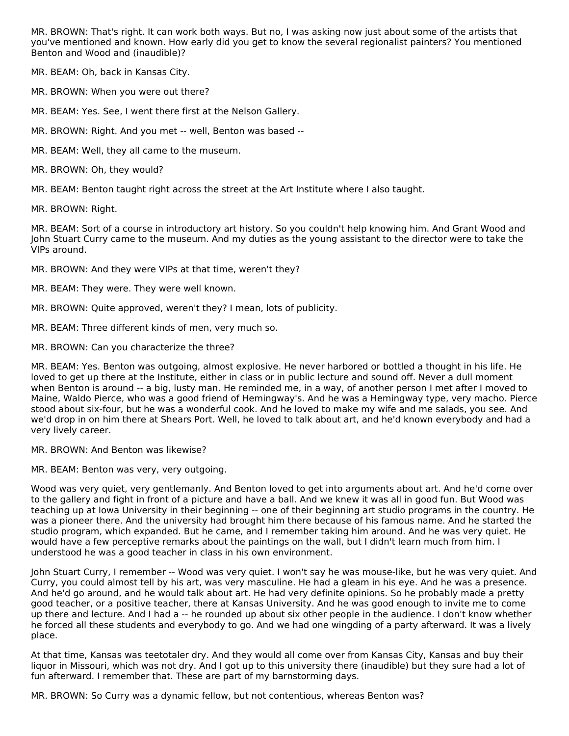MR. BROWN: That's right. It can work both ways. But no, I was asking now just about some of the artists that you've mentioned and known. How early did you get to know the several regionalist painters? You mentioned Benton and Wood and (inaudible)?

MR. BEAM: Oh, back in Kansas City.

MR. BROWN: When you were out there?

MR. BEAM: Yes. See, I went there first at the Nelson Gallery.

MR. BROWN: Right. And you met -- well, Benton was based --

MR. BEAM: Well, they all came to the museum.

MR. BROWN: Oh, they would?

MR. BEAM: Benton taught right across the street at the Art Institute where I also taught.

MR. BROWN: Right.

MR. BEAM: Sort of a course in introductory art history. So you couldn't help knowing him. And Grant Wood and John Stuart Curry came to the museum. And my duties as the young assistant to the director were to take the VIPs around.

MR. BROWN: And they were VIPs at that time, weren't they?

MR. BEAM: They were. They were well known.

MR. BROWN: Quite approved, weren't they? I mean, lots of publicity.

MR. BEAM: Three different kinds of men, very much so.

MR. BROWN: Can you characterize the three?

MR. BEAM: Yes. Benton was outgoing, almost explosive. He never harbored or bottled a thought in his life. He loved to get up there at the Institute, either in class or in public lecture and sound off. Never a dull moment when Benton is around -- a big, lusty man. He reminded me, in a way, of another person I met after I moved to Maine, Waldo Pierce, who was a good friend of Hemingway's. And he was a Hemingway type, very macho. Pierce stood about six-four, but he was a wonderful cook. And he loved to make my wife and me salads, you see. And we'd drop in on him there at Shears Port. Well, he loved to talk about art, and he'd known everybody and had a very lively career.

MR. BROWN: And Benton was likewise?

MR. BEAM: Benton was very, very outgoing.

Wood was very quiet, very gentlemanly. And Benton loved to get into arguments about art. And he'd come over to the gallery and fight in front of a picture and have a ball. And we knew it was all in good fun. But Wood was teaching up at Iowa University in their beginning -- one of their beginning art studio programs in the country. He was a pioneer there. And the university had brought him there because of his famous name. And he started the studio program, which expanded. But he came, and I remember taking him around. And he was very quiet. He would have a few perceptive remarks about the paintings on the wall, but I didn't learn much from him. I understood he was a good teacher in class in his own environment.

John Stuart Curry, I remember -- Wood was very quiet. I won't say he was mouse-like, but he was very quiet. And Curry, you could almost tell by his art, was very masculine. He had a gleam in his eye. And he was a presence. And he'd go around, and he would talk about art. He had very definite opinions. So he probably made a pretty good teacher, or a positive teacher, there at Kansas University. And he was good enough to invite me to come up there and lecture. And I had a -- he rounded up about six other people in the audience. I don't know whether he forced all these students and everybody to go. And we had one wingding of a party afterward. It was a lively place.

At that time, Kansas was teetotaler dry. And they would all come over from Kansas City, Kansas and buy their liquor in Missouri, which was not dry. And I got up to this university there (inaudible) but they sure had a lot of fun afterward. I remember that. These are part of my barnstorming days.

MR. BROWN: So Curry was a dynamic fellow, but not contentious, whereas Benton was?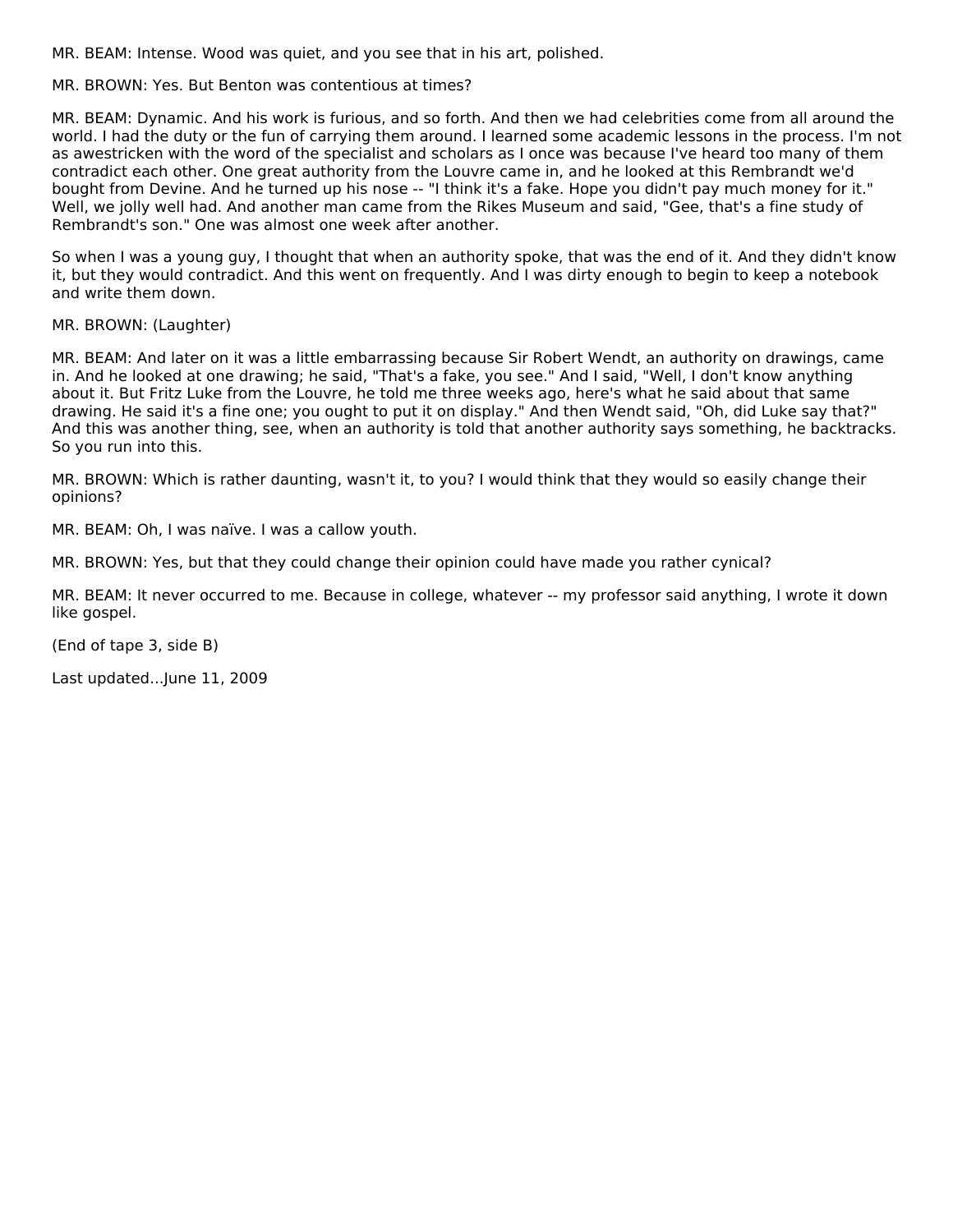MR. BEAM: Intense. Wood was quiet, and you see that in his art, polished.

MR. BROWN: Yes. But Benton was contentious at times?

MR. BEAM: Dynamic. And his work is furious, and so forth. And then we had celebrities come from all around the world. I had the duty or the fun of carrying them around. I learned some academic lessons in the process. I'm not as awestricken with the word of the specialist and scholars as I once was because I've heard too many of them contradict each other. One great authority from the Louvre came in, and he looked at this Rembrandt we'd bought from Devine. And he turned up his nose -- "I think it's a fake. Hope you didn't pay much money for it." Well, we jolly well had. And another man came from the Rikes Museum and said, "Gee, that's a fine study of Rembrandt's son." One was almost one week after another.

So when I was a young guy, I thought that when an authority spoke, that was the end of it. And they didn't know it, but they would contradict. And this went on frequently. And I was dirty enough to begin to keep a notebook and write them down.

MR. BROWN: (Laughter)

MR. BEAM: And later on it was a little embarrassing because Sir Robert Wendt, an authority on drawings, came in. And he looked at one drawing; he said, "That's a fake, you see." And I said, "Well, I don't know anything about it. But Fritz Luke from the Louvre, he told me three weeks ago, here's what he said about that same drawing. He said it's a fine one; you ought to put it on display." And then Wendt said, "Oh, did Luke say that?" And this was another thing, see, when an authority is told that another authority says something, he backtracks. So you run into this.

MR. BROWN: Which is rather daunting, wasn't it, to you? I would think that they would so easily change their opinions?

MR. BEAM: Oh, I was naïve. I was a callow youth.

MR. BROWN: Yes, but that they could change their opinion could have made you rather cynical?

MR. BEAM: It never occurred to me. Because in college, whatever -- my professor said anything, I wrote it down like gospel.

(End of tape 3, side B)

Last updated...June 11, 2009